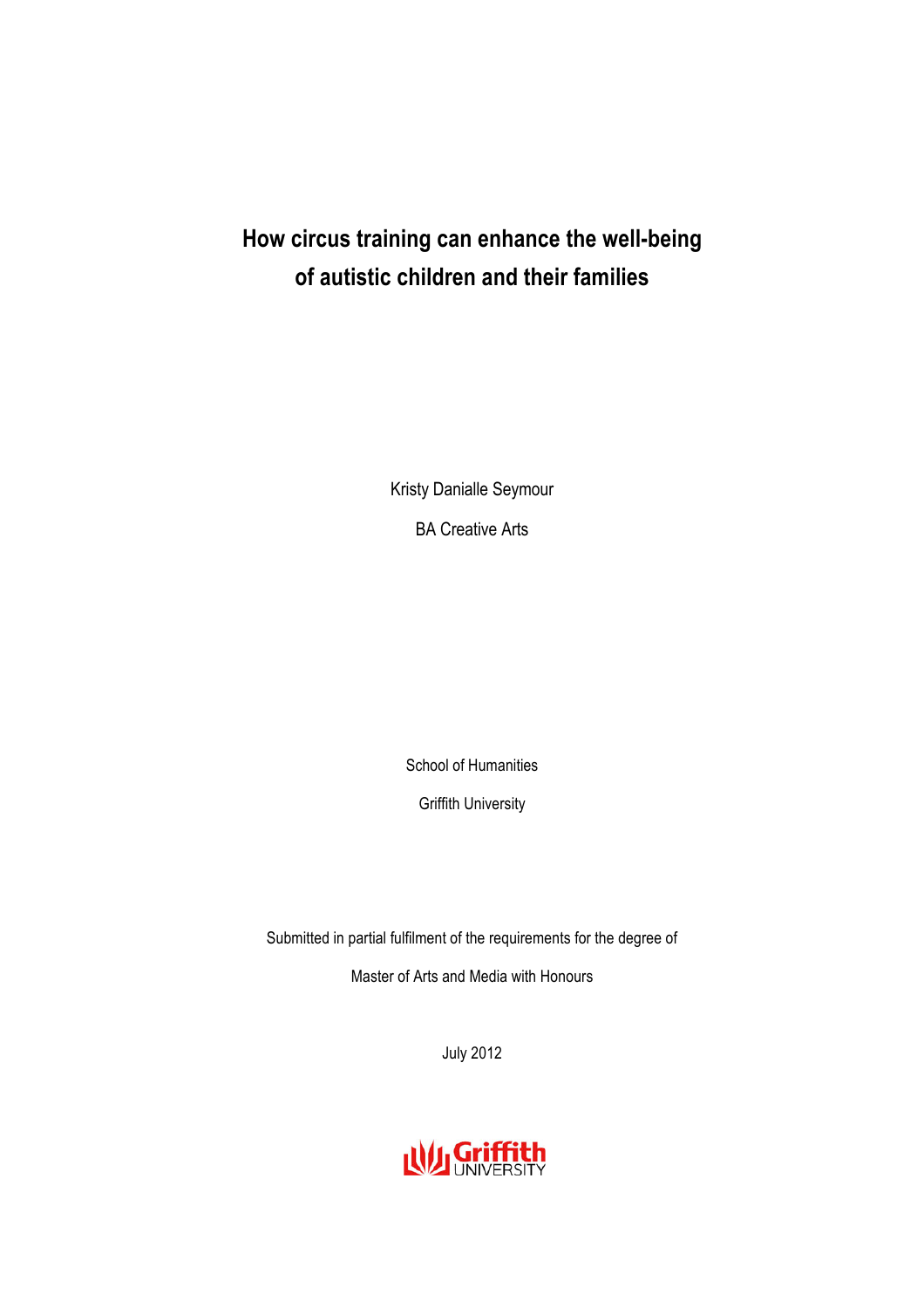# How circus training can enhance the well-being of autistic children and their families

Kristy Danialle Seymour

BA Creative Arts

School of Humanities

Griffith University

Submitted in partial fulfilment of the requirements for the degree of

Master of Arts and Media with Honours

July 2012

Griffith UNIVERSITY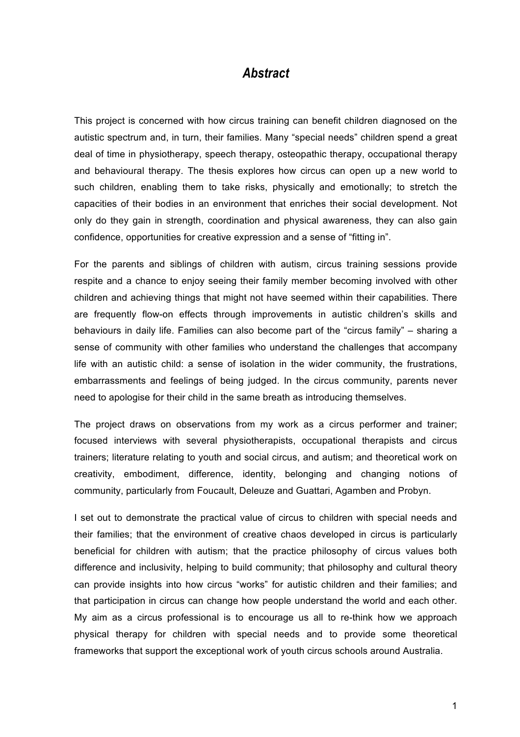# *Abstract*

This project is concerned with how circus training can benefit children diagnosed on the autistic spectrum and, in turn, their families. Many "special needs" children spend a great deal of time in physiotherapy, speech therapy, osteopathic therapy, occupational therapy and behavioural therapy. The thesis explores how circus can open up a new world to such children, enabling them to take risks, physically and emotionally; to stretch the capacities of their bodies in an environment that enriches their social development. Not only do they gain in strength, coordination and physical awareness, they can also gain confidence, opportunities for creative expression and a sense of "fitting in".

For the parents and siblings of children with autism, circus training sessions provide respite and a chance to enjoy seeing their family member becoming involved with other children and achieving things that might not have seemed within their capabilities. There are frequently flow-on effects through improvements in autistic children's skills and behaviours in daily life. Families can also become part of the "circus family" – sharing a sense of community with other families who understand the challenges that accompany life with an autistic child: a sense of isolation in the wider community, the frustrations, embarrassments and feelings of being judged. In the circus community, parents never need to apologise for their child in the same breath as introducing themselves.

The project draws on observations from my work as a circus performer and trainer; focused interviews with several physiotherapists, occupational therapists and circus trainers; literature relating to youth and social circus, and autism; and theoretical work on creativity, embodiment, difference, identity, belonging and changing notions of community, particularly from Foucault, Deleuze and Guattari, Agamben and Probyn.

I set out to demonstrate the practical value of circus to children with special needs and their families; that the environment of creative chaos developed in circus is particularly beneficial for children with autism; that the practice philosophy of circus values both difference and inclusivity, helping to build community; that philosophy and cultural theory can provide insights into how circus "works" for autistic children and their families; and that participation in circus can change how people understand the world and each other. My aim as a circus professional is to encourage us all to re-think how we approach physical therapy for children with special needs and to provide some theoretical frameworks that support the exceptional work of youth circus schools around Australia.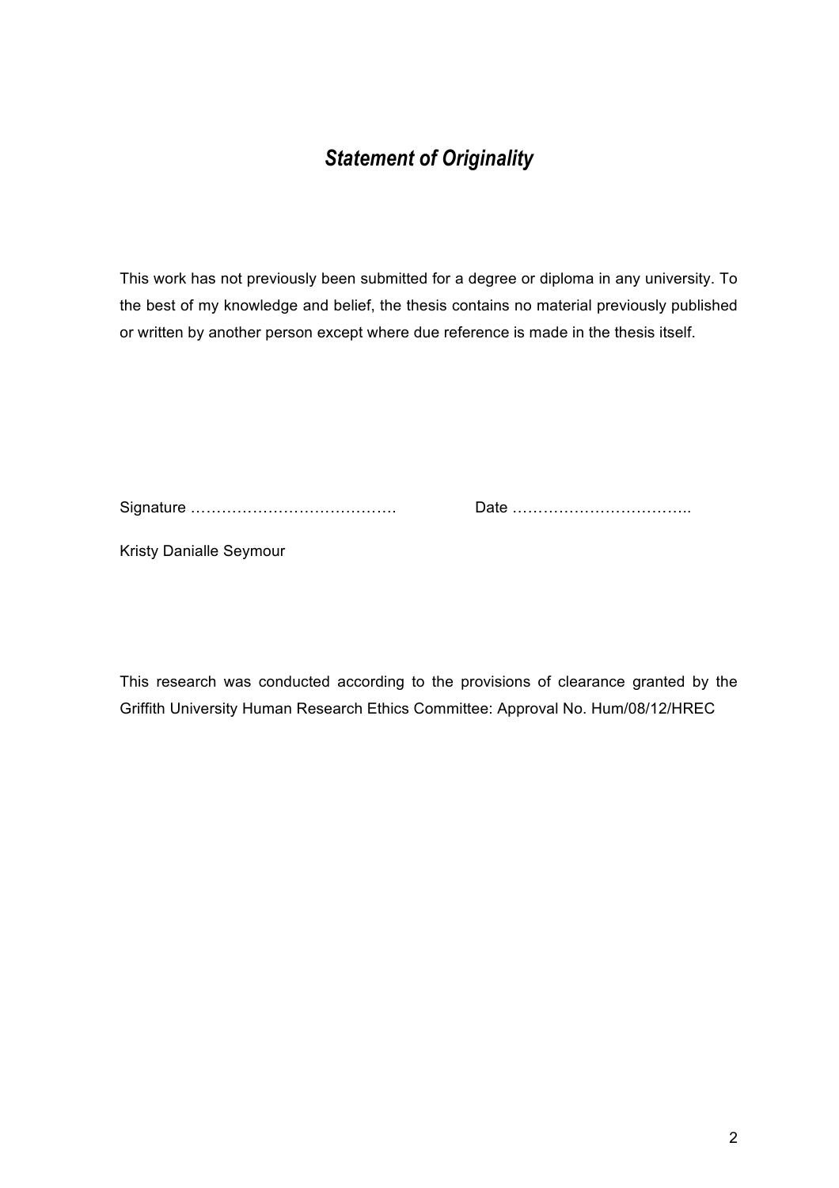# *Statement of Originality*

This work has not previously been submitted for a degree or diploma in any university. To the best of my knowledge and belief, the thesis contains no material previously published or written by another person except where due reference is made in the thesis itself.

Signature …………………………………. Date ……………………………..

Kristy Danialle Seymour

This research was conducted according to the provisions of clearance granted by the Griffith University Human Research Ethics Committee: Approval No. Hum/08/12/HREC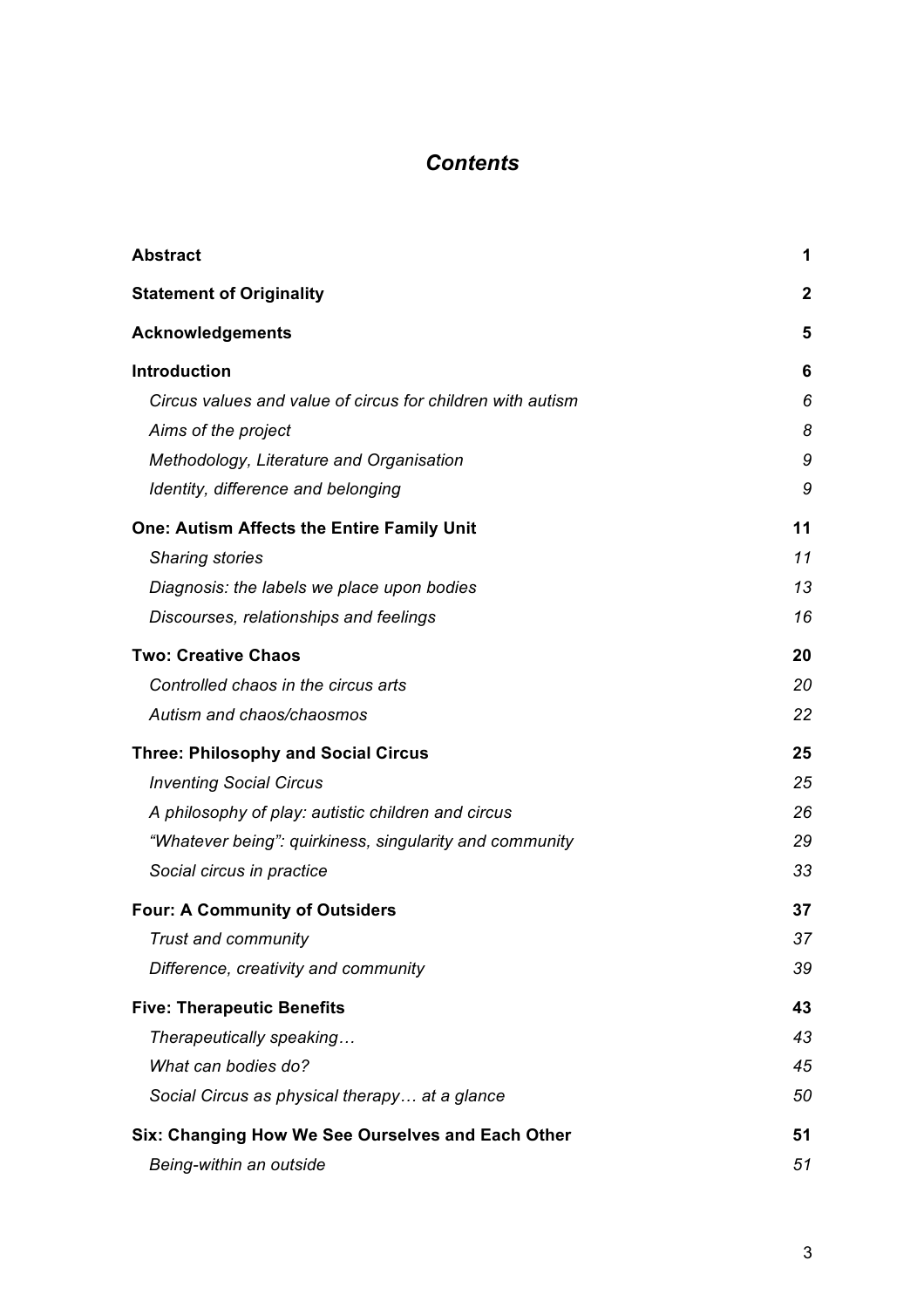# *Contents*

| | |
|---|---|
| **Abstract** | **1** |
| **Statement of Originality** | **2** |
| **Acknowledgements** | **5** |
| **Introduction** | **6** |
| *Circus values and value of circus for children with autism* | *6* |
| *Aims of the project* | *8* |
| *Methodology, Literature and Organisation* | *9* |
| *Identity, difference and belonging* | *9* |
| **One: Autism Affects the Entire Family Unit** | **11** |
| *Sharing stories* | *11* |
| *Diagnosis: the labels we place upon bodies* | *13* |
| *Discourses, relationships and feelings* | *16* |
| **Two: Creative Chaos** | **20** |
| *Controlled chaos in the circus arts* | *20* |
| *Autism and chaos/chaosmos* | *22* |
| **Three: Philosophy and Social Circus** | **25** |
| *Inventing Social Circus* | *25* |
| *A philosophy of play: autistic children and circus* | *26* |
| *"Whatever being": quirkiness, singularity and community* | *29* |
| *Social circus in practice* | *33* |
| **Four: A Community of Outsiders** | **37** |
| *Trust and community* | *37* |
| *Difference, creativity and community* | *39* |
| **Five: Therapeutic Benefits** | **43** |
| *Therapeutically speaking…* | *43* |
| *What can bodies do?* | *45* |
| *Social Circus as physical therapy… at a glance* | *50* |
| **Six: Changing How We See Ourselves and Each Other** | **51** |
| *Being-within an outside* | *51* |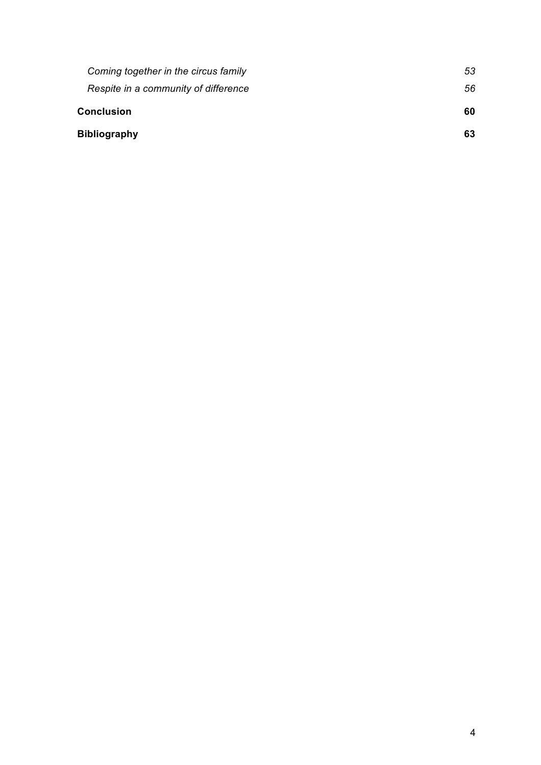*Coming together in the circus family* 53

*Respite in a community of difference* 56

**Conclusion** **60**

**Bibliography** **63**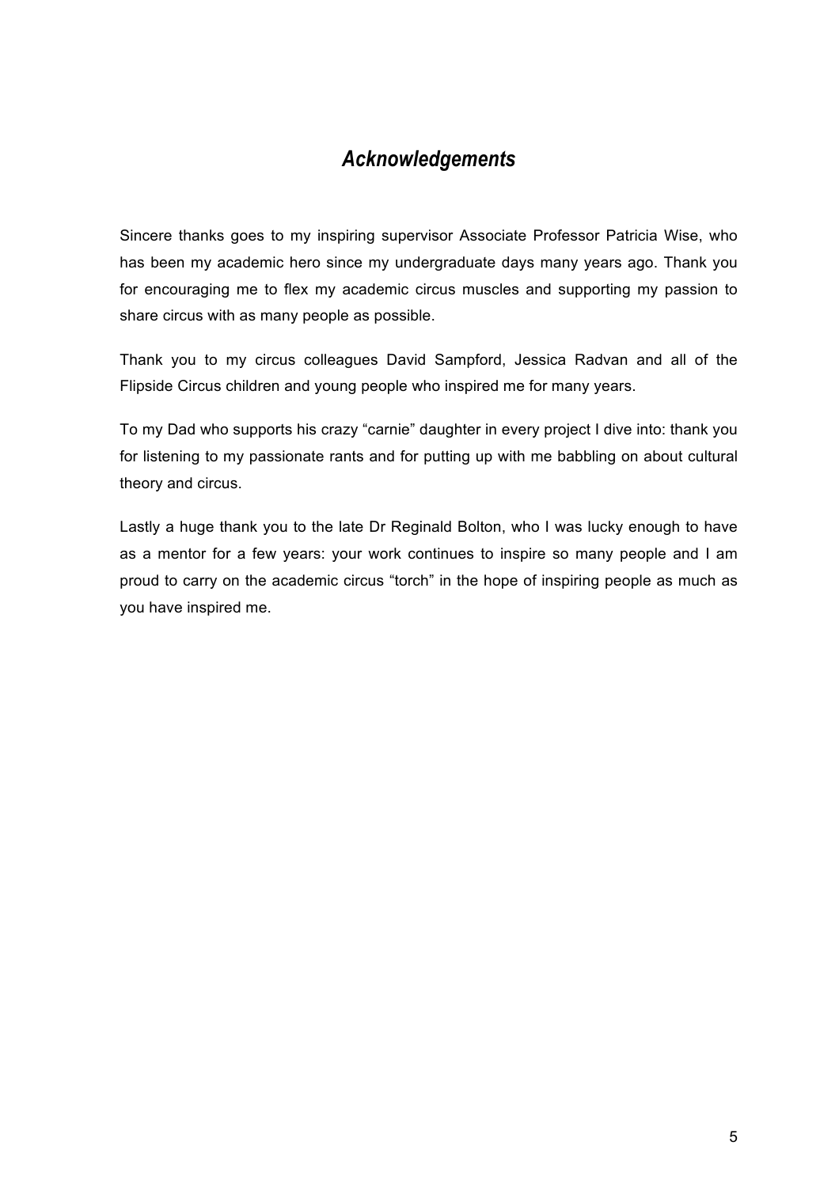## *Acknowledgements*

Sincere thanks goes to my inspiring supervisor Associate Professor Patricia Wise, who has been my academic hero since my undergraduate days many years ago. Thank you for encouraging me to flex my academic circus muscles and supporting my passion to share circus with as many people as possible.

Thank you to my circus colleagues David Sampford, Jessica Radvan and all of the Flipside Circus children and young people who inspired me for many years.

To my Dad who supports his crazy "carnie" daughter in every project I dive into: thank you for listening to my passionate rants and for putting up with me babbling on about cultural theory and circus.

Lastly a huge thank you to the late Dr Reginald Bolton, who I was lucky enough to have as a mentor for a few years: your work continues to inspire so many people and I am proud to carry on the academic circus "torch" in the hope of inspiring people as much as you have inspired me.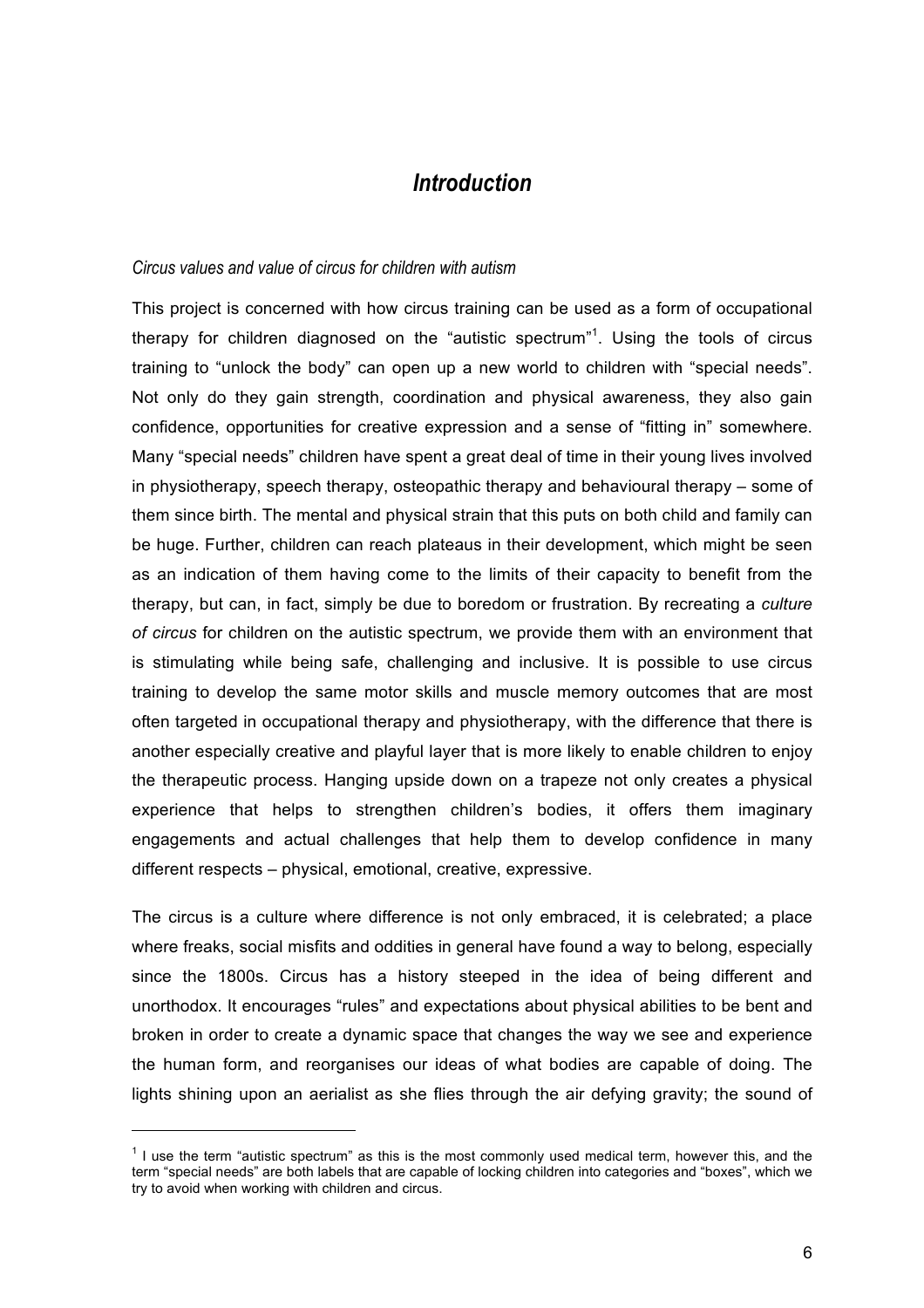# *Introduction*

*Circus values and value of circus for children with autism*

This project is concerned with how circus training can be used as a form of occupational therapy for children diagnosed on the "autistic spectrum"[1]. Using the tools of circus training to "unlock the body" can open up a new world to children with "special needs". Not only do they gain strength, coordination and physical awareness, they also gain confidence, opportunities for creative expression and a sense of "fitting in" somewhere. Many "special needs" children have spent a great deal of time in their young lives involved in physiotherapy, speech therapy, osteopathic therapy and behavioural therapy – some of them since birth. The mental and physical strain that this puts on both child and family can be huge. Further, children can reach plateaus in their development, which might be seen as an indication of them having come to the limits of their capacity to benefit from the therapy, but can, in fact, simply be due to boredom or frustration. By recreating a *culture of circus* for children on the autistic spectrum, we provide them with an environment that is stimulating while being safe, challenging and inclusive. It is possible to use circus training to develop the same motor skills and muscle memory outcomes that are most often targeted in occupational therapy and physiotherapy, with the difference that there is another especially creative and playful layer that is more likely to enable children to enjoy the therapeutic process. Hanging upside down on a trapeze not only creates a physical experience that helps to strengthen children's bodies, it offers them imaginary engagements and actual challenges that help them to develop confidence in many different respects – physical, emotional, creative, expressive.

The circus is a culture where difference is not only embraced, it is celebrated; a place where freaks, social misfits and oddities in general have found a way to belong, especially since the 1800s. Circus has a history steeped in the idea of being different and unorthodox. It encourages "rules" and expectations about physical abilities to be bent and broken in order to create a dynamic space that changes the way we see and experience the human form, and reorganises our ideas of what bodies are capable of doing. The lights shining upon an aerialist as she flies through the air defying gravity; the sound of

[1] I use the term "autistic spectrum" as this is the most commonly used medical term, however this, and the term "special needs" are both labels that are capable of locking children into categories and "boxes", which we try to avoid when working with children and circus.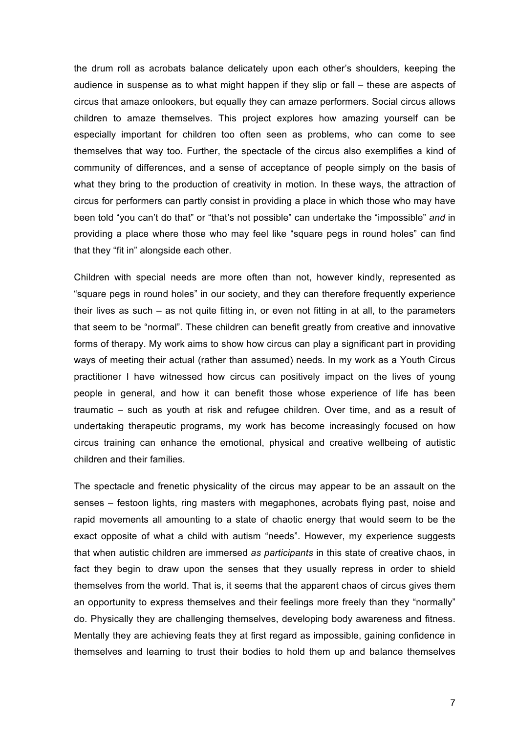the drum roll as acrobats balance delicately upon each other's shoulders, keeping the audience in suspense as to what might happen if they slip or fall – these are aspects of circus that amaze onlookers, but equally they can amaze performers. Social circus allows children to amaze themselves. This project explores how amazing yourself can be especially important for children too often seen as problems, who can come to see themselves that way too. Further, the spectacle of the circus also exemplifies a kind of community of differences, and a sense of acceptance of people simply on the basis of what they bring to the production of creativity in motion. In these ways, the attraction of circus for performers can partly consist in providing a place in which those who may have been told "you can't do that" or "that's not possible" can undertake the "impossible" *and* in providing a place where those who may feel like "square pegs in round holes" can find that they "fit in" alongside each other.

Children with special needs are more often than not, however kindly, represented as "square pegs in round holes" in our society, and they can therefore frequently experience their lives as such – as not quite fitting in, or even not fitting in at all, to the parameters that seem to be "normal". These children can benefit greatly from creative and innovative forms of therapy. My work aims to show how circus can play a significant part in providing ways of meeting their actual (rather than assumed) needs. In my work as a Youth Circus practitioner I have witnessed how circus can positively impact on the lives of young people in general, and how it can benefit those whose experience of life has been traumatic – such as youth at risk and refugee children. Over time, and as a result of undertaking therapeutic programs, my work has become increasingly focused on how circus training can enhance the emotional, physical and creative wellbeing of autistic children and their families.

The spectacle and frenetic physicality of the circus may appear to be an assault on the senses – festoon lights, ring masters with megaphones, acrobats flying past, noise and rapid movements all amounting to a state of chaotic energy that would seem to be the exact opposite of what a child with autism "needs". However, my experience suggests that when autistic children are immersed *as participants* in this state of creative chaos, in fact they begin to draw upon the senses that they usually repress in order to shield themselves from the world. That is, it seems that the apparent chaos of circus gives them an opportunity to express themselves and their feelings more freely than they "normally" do. Physically they are challenging themselves, developing body awareness and fitness. Mentally they are achieving feats they at first regard as impossible, gaining confidence in themselves and learning to trust their bodies to hold them up and balance themselves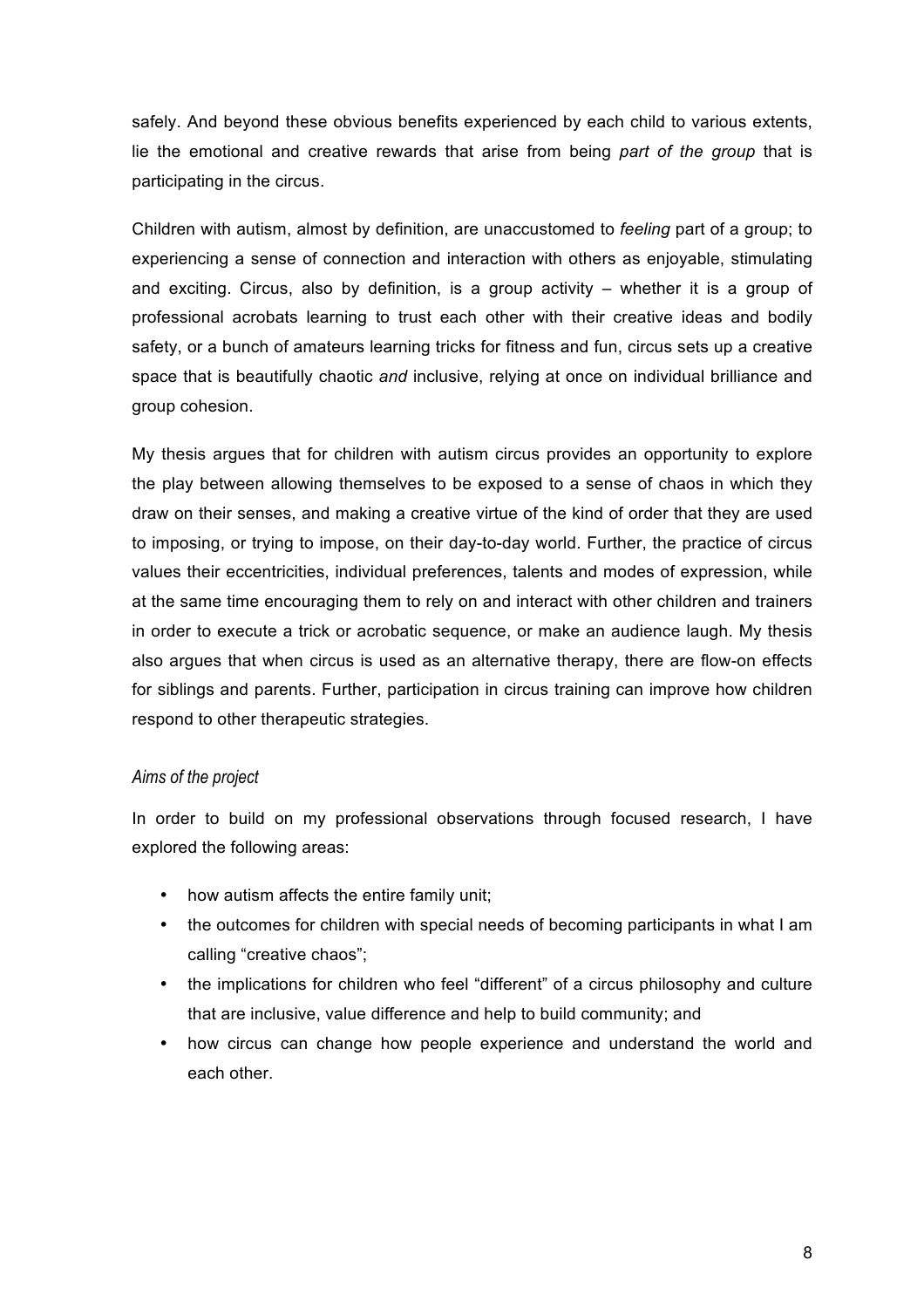safely. And beyond these obvious benefits experienced by each child to various extents, lie the emotional and creative rewards that arise from being *part of the group* that is participating in the circus.

Children with autism, almost by definition, are unaccustomed to *feeling* part of a group; to experiencing a sense of connection and interaction with others as enjoyable, stimulating and exciting. Circus, also by definition, is a group activity – whether it is a group of professional acrobats learning to trust each other with their creative ideas and bodily safety, or a bunch of amateurs learning tricks for fitness and fun, circus sets up a creative space that is beautifully chaotic *and* inclusive, relying at once on individual brilliance and group cohesion.

My thesis argues that for children with autism circus provides an opportunity to explore the play between allowing themselves to be exposed to a sense of chaos in which they draw on their senses, and making a creative virtue of the kind of order that they are used to imposing, or trying to impose, on their day-to-day world. Further, the practice of circus values their eccentricities, individual preferences, talents and modes of expression, while at the same time encouraging them to rely on and interact with other children and trainers in order to execute a trick or acrobatic sequence, or make an audience laugh. My thesis also argues that when circus is used as an alternative therapy, there are flow-on effects for siblings and parents. Further, participation in circus training can improve how children respond to other therapeutic strategies.

### *Aims of the project*

In order to build on my professional observations through focused research, I have explored the following areas:

- how autism affects the entire family unit;
- the outcomes for children with special needs of becoming participants in what I am calling "creative chaos";
- the implications for children who feel "different" of a circus philosophy and culture that are inclusive, value difference and help to build community; and
- how circus can change how people experience and understand the world and each other.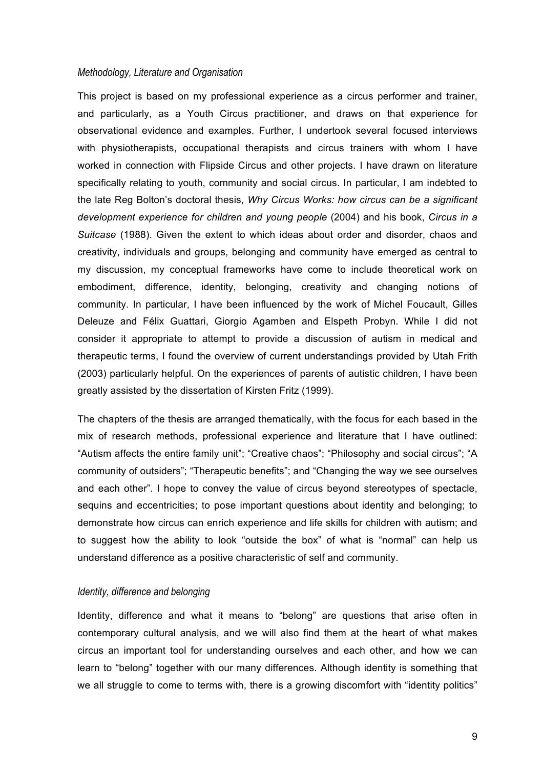### *Methodology, Literature and Organisation*

This project is based on my professional experience as a circus performer and trainer, and particularly, as a Youth Circus practitioner, and draws on that experience for observational evidence and examples. Further, I undertook several focused interviews with physiotherapists, occupational therapists and circus trainers with whom I have worked in connection with Flipside Circus and other projects. I have drawn on literature specifically relating to youth, community and social circus. In particular, I am indebted to the late Reg Bolton's doctoral thesis, *Why Circus Works: how circus can be a significant development experience for children and young people* (2004) and his book, *Circus in a Suitcase* (1988). Given the extent to which ideas about order and disorder, chaos and creativity, individuals and groups, belonging and community have emerged as central to my discussion, my conceptual frameworks have come to include theoretical work on embodiment, difference, identity, belonging, creativity and changing notions of community. In particular, I have been influenced by the work of Michel Foucault, Gilles Deleuze and Félix Guattari, Giorgio Agamben and Elspeth Probyn. While I did not consider it appropriate to attempt to provide a discussion of autism in medical and therapeutic terms, I found the overview of current understandings provided by Utah Frith (2003) particularly helpful. On the experiences of parents of autistic children, I have been greatly assisted by the dissertation of Kirsten Fritz (1999).

The chapters of the thesis are arranged thematically, with the focus for each based in the mix of research methods, professional experience and literature that I have outlined: "Autism affects the entire family unit"; "Creative chaos"; "Philosophy and social circus"; "A community of outsiders"; "Therapeutic benefits"; and "Changing the way we see ourselves and each other". I hope to convey the value of circus beyond stereotypes of spectacle, sequins and eccentricities; to pose important questions about identity and belonging; to demonstrate how circus can enrich experience and life skills for children with autism; and to suggest how the ability to look "outside the box" of what is "normal" can help us understand difference as a positive characteristic of self and community.

### *Identity, difference and belonging*

Identity, difference and what it means to "belong" are questions that arise often in contemporary cultural analysis, and we will also find them at the heart of what makes circus an important tool for understanding ourselves and each other, and how we can learn to "belong" together with our many differences. Although identity is something that we all struggle to come to terms with, there is a growing discomfort with "identity politics"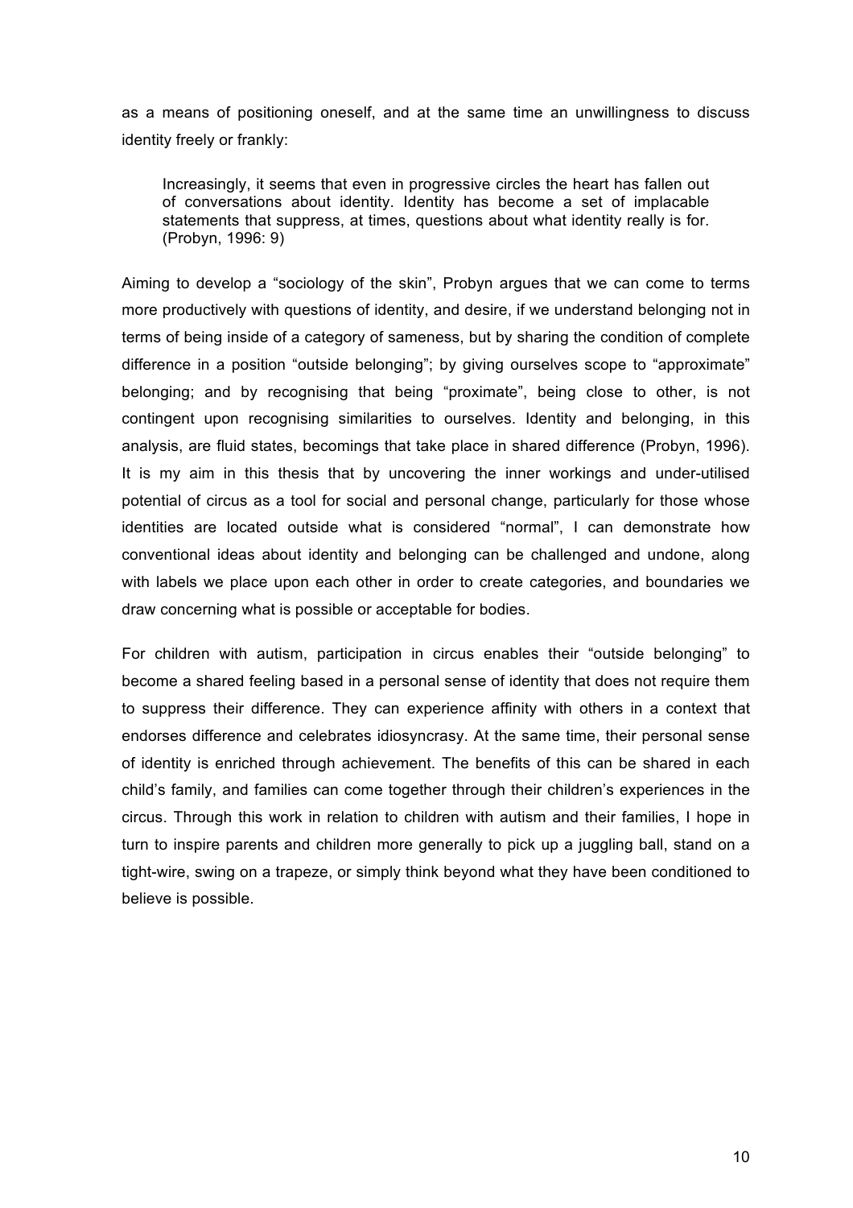as a means of positioning oneself, and at the same time an unwillingness to discuss identity freely or frankly:

> Increasingly, it seems that even in progressive circles the heart has fallen out of conversations about identity. Identity has become a set of implacable statements that suppress, at times, questions about what identity really is for. (Probyn, 1996: 9)

Aiming to develop a "sociology of the skin", Probyn argues that we can come to terms more productively with questions of identity, and desire, if we understand belonging not in terms of being inside of a category of sameness, but by sharing the condition of complete difference in a position "outside belonging"; by giving ourselves scope to "approximate" belonging; and by recognising that being "proximate", being close to other, is not contingent upon recognising similarities to ourselves. Identity and belonging, in this analysis, are fluid states, becomings that take place in shared difference (Probyn, 1996). It is my aim in this thesis that by uncovering the inner workings and under-utilised potential of circus as a tool for social and personal change, particularly for those whose identities are located outside what is considered "normal", I can demonstrate how conventional ideas about identity and belonging can be challenged and undone, along with labels we place upon each other in order to create categories, and boundaries we draw concerning what is possible or acceptable for bodies.

For children with autism, participation in circus enables their "outside belonging" to become a shared feeling based in a personal sense of identity that does not require them to suppress their difference. They can experience affinity with others in a context that endorses difference and celebrates idiosyncrasy. At the same time, their personal sense of identity is enriched through achievement. The benefits of this can be shared in each child's family, and families can come together through their children's experiences in the circus. Through this work in relation to children with autism and their families, I hope in turn to inspire parents and children more generally to pick up a juggling ball, stand on a tight-wire, swing on a trapeze, or simply think beyond what they have been conditioned to believe is possible.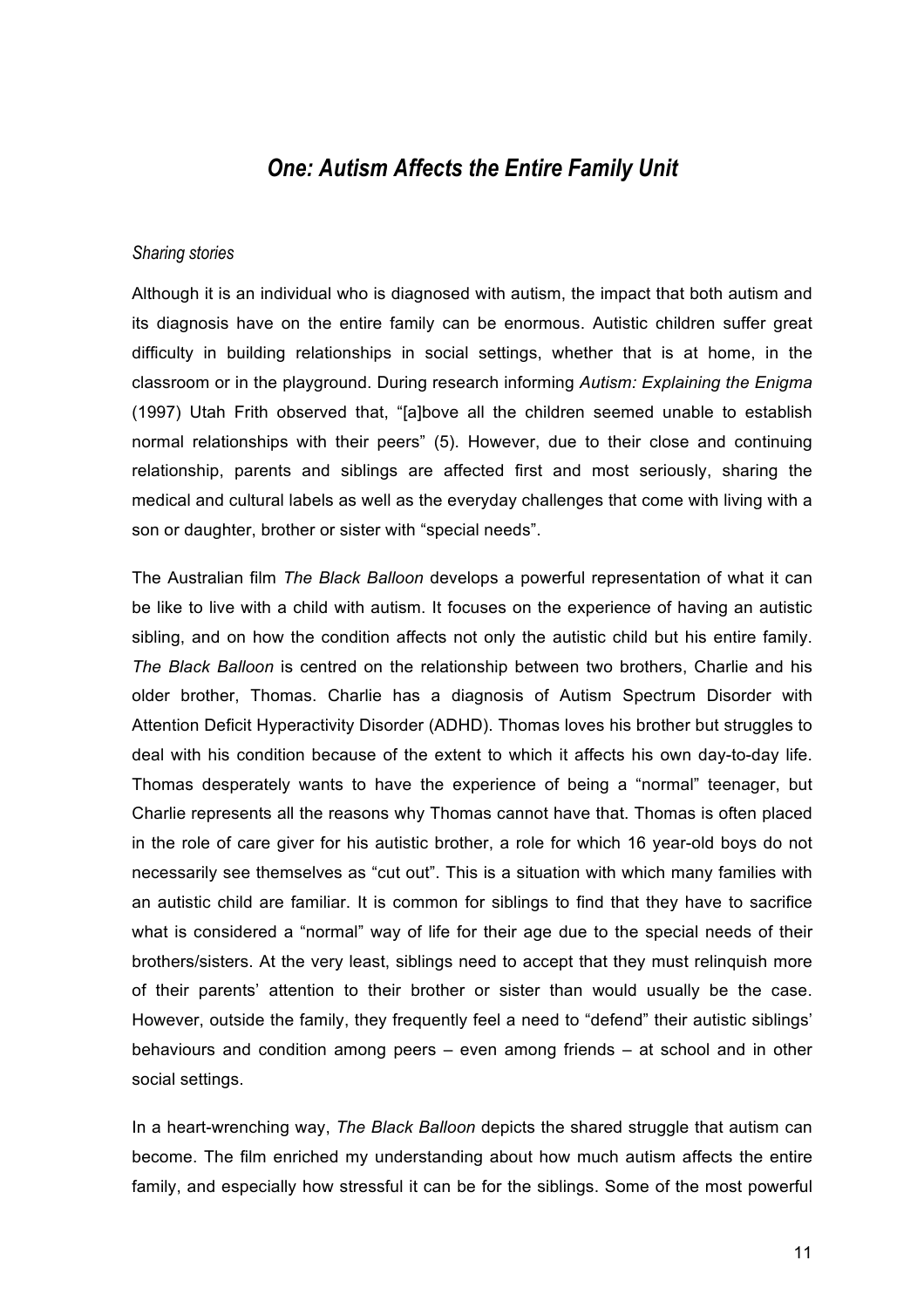# *One: Autism Affects the Entire Family Unit*

*Sharing stories*

Although it is an individual who is diagnosed with autism, the impact that both autism and its diagnosis have on the entire family can be enormous. Autistic children suffer great difficulty in building relationships in social settings, whether that is at home, in the classroom or in the playground. During research informing *Autism: Explaining the Enigma* (1997) Utah Frith observed that, "[a]bove all the children seemed unable to establish normal relationships with their peers" (5). However, due to their close and continuing relationship, parents and siblings are affected first and most seriously, sharing the medical and cultural labels as well as the everyday challenges that come with living with a son or daughter, brother or sister with "special needs".

The Australian film *The Black Balloon* develops a powerful representation of what it can be like to live with a child with autism. It focuses on the experience of having an autistic sibling, and on how the condition affects not only the autistic child but his entire family. *The Black Balloon* is centred on the relationship between two brothers, Charlie and his older brother, Thomas. Charlie has a diagnosis of Autism Spectrum Disorder with Attention Deficit Hyperactivity Disorder (ADHD). Thomas loves his brother but struggles to deal with his condition because of the extent to which it affects his own day-to-day life. Thomas desperately wants to have the experience of being a "normal" teenager, but Charlie represents all the reasons why Thomas cannot have that. Thomas is often placed in the role of care giver for his autistic brother, a role for which 16 year-old boys do not necessarily see themselves as "cut out". This is a situation with which many families with an autistic child are familiar. It is common for siblings to find that they have to sacrifice what is considered a "normal" way of life for their age due to the special needs of their brothers/sisters. At the very least, siblings need to accept that they must relinquish more of their parents' attention to their brother or sister than would usually be the case. However, outside the family, they frequently feel a need to "defend" their autistic siblings' behaviours and condition among peers – even among friends – at school and in other social settings.

In a heart-wrenching way, *The Black Balloon* depicts the shared struggle that autism can become. The film enriched my understanding about how much autism affects the entire family, and especially how stressful it can be for the siblings. Some of the most powerful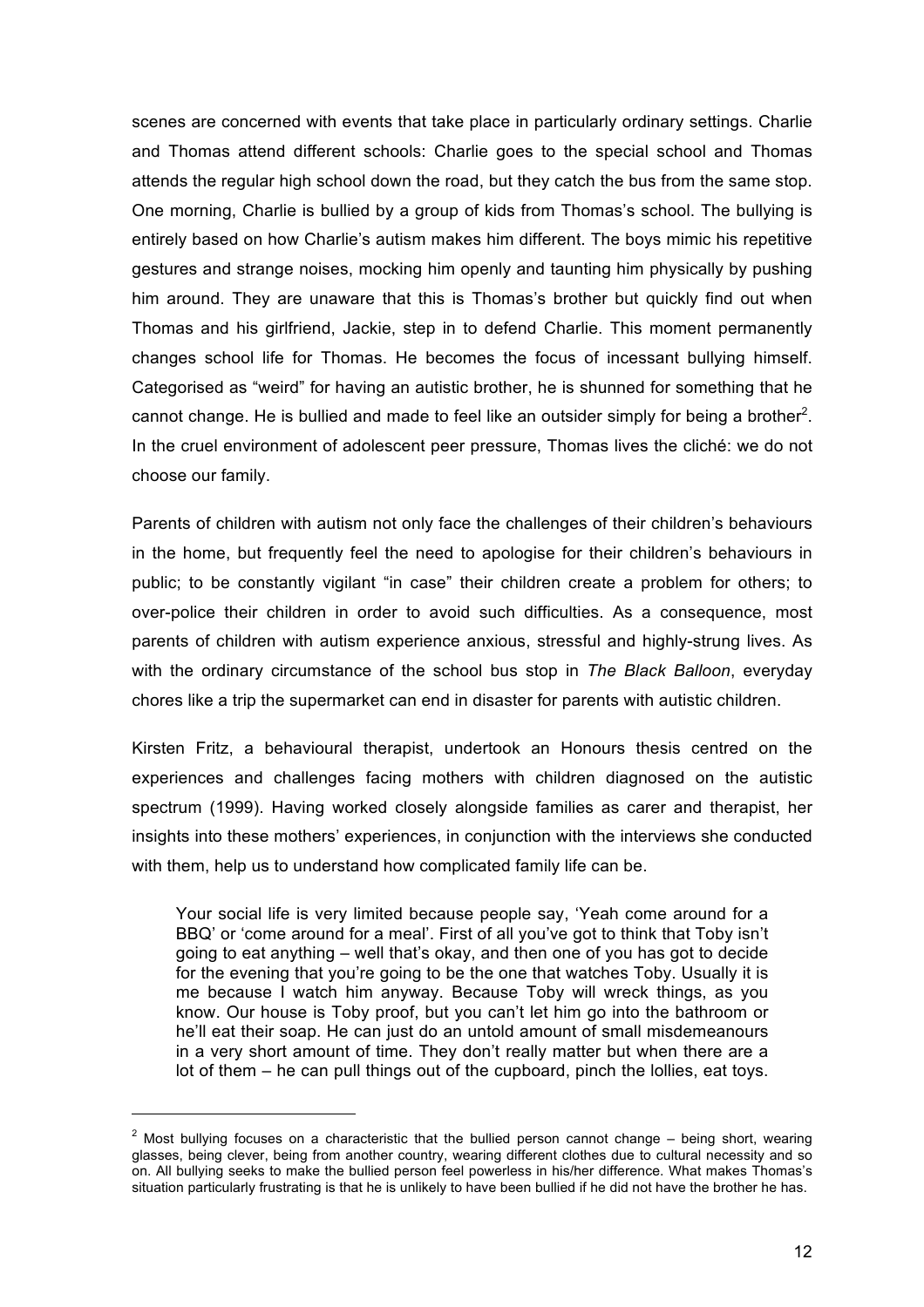scenes are concerned with events that take place in particularly ordinary settings. Charlie and Thomas attend different schools: Charlie goes to the special school and Thomas attends the regular high school down the road, but they catch the bus from the same stop. One morning, Charlie is bullied by a group of kids from Thomas's school. The bullying is entirely based on how Charlie's autism makes him different. The boys mimic his repetitive gestures and strange noises, mocking him openly and taunting him physically by pushing him around. They are unaware that this is Thomas's brother but quickly find out when Thomas and his girlfriend, Jackie, step in to defend Charlie. This moment permanently changes school life for Thomas. He becomes the focus of incessant bullying himself. Categorised as "weird" for having an autistic brother, he is shunned for something that he cannot change. He is bullied and made to feel like an outsider simply for being a brother[2]. In the cruel environment of adolescent peer pressure, Thomas lives the cliché: we do not choose our family.

Parents of children with autism not only face the challenges of their children's behaviours in the home, but frequently feel the need to apologise for their children's behaviours in public; to be constantly vigilant "in case" their children create a problem for others; to over-police their children in order to avoid such difficulties. As a consequence, most parents of children with autism experience anxious, stressful and highly-strung lives. As with the ordinary circumstance of the school bus stop in *The Black Balloon*, everyday chores like a trip the supermarket can end in disaster for parents with autistic children.

Kirsten Fritz, a behavioural therapist, undertook an Honours thesis centred on the experiences and challenges facing mothers with children diagnosed on the autistic spectrum (1999). Having worked closely alongside families as carer and therapist, her insights into these mothers' experiences, in conjunction with the interviews she conducted with them, help us to understand how complicated family life can be.

> Your social life is very limited because people say, 'Yeah come around for a BBQ' or 'come around for a meal'. First of all you've got to think that Toby isn't going to eat anything – well that's okay, and then one of you has got to decide for the evening that you're going to be the one that watches Toby. Usually it is me because I watch him anyway. Because Toby will wreck things, as you know. Our house is Toby proof, but you can't let him go into the bathroom or he'll eat their soap. He can just do an untold amount of small misdemeanours in a very short amount of time. They don't really matter but when there are a lot of them – he can pull things out of the cupboard, pinch the lollies, eat toys.

[2] Most bullying focuses on a characteristic that the bullied person cannot change – being short, wearing glasses, being clever, being from another country, wearing different clothes due to cultural necessity and so on. All bullying seeks to make the bullied person feel powerless in his/her difference. What makes Thomas's situation particularly frustrating is that he is unlikely to have been bullied if he did not have the brother he has.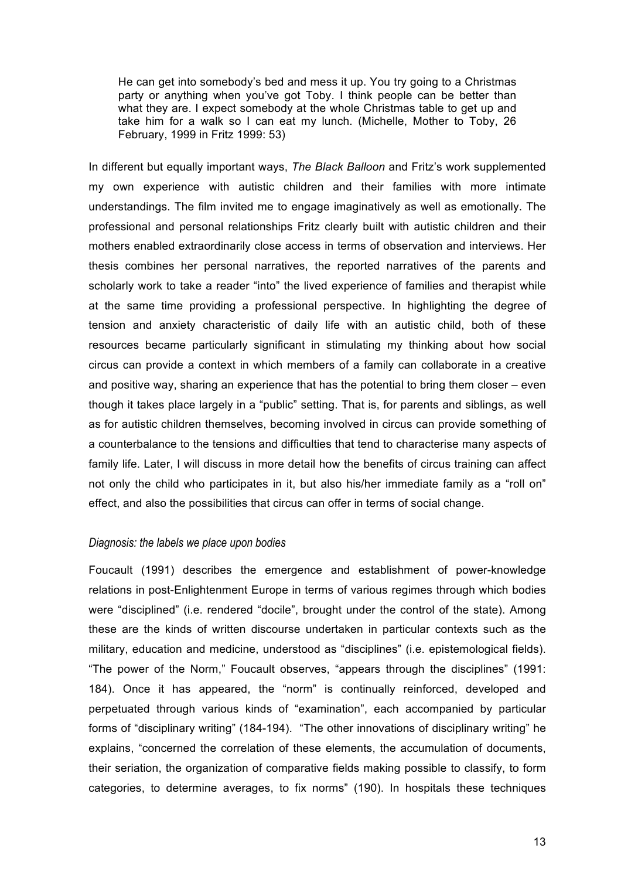> He can get into somebody's bed and mess it up. You try going to a Christmas party or anything when you've got Toby. I think people can be better than what they are. I expect somebody at the whole Christmas table to get up and take him for a walk so I can eat my lunch. (Michelle, Mother to Toby, 26 February, 1999 in Fritz 1999: 53)

In different but equally important ways, *The Black Balloon* and Fritz's work supplemented my own experience with autistic children and their families with more intimate understandings. The film invited me to engage imaginatively as well as emotionally. The professional and personal relationships Fritz clearly built with autistic children and their mothers enabled extraordinarily close access in terms of observation and interviews. Her thesis combines her personal narratives, the reported narratives of the parents and scholarly work to take a reader "into" the lived experience of families and therapist while at the same time providing a professional perspective. In highlighting the degree of tension and anxiety characteristic of daily life with an autistic child, both of these resources became particularly significant in stimulating my thinking about how social circus can provide a context in which members of a family can collaborate in a creative and positive way, sharing an experience that has the potential to bring them closer – even though it takes place largely in a "public" setting. That is, for parents and siblings, as well as for autistic children themselves, becoming involved in circus can provide something of a counterbalance to the tensions and difficulties that tend to characterise many aspects of family life. Later, I will discuss in more detail how the benefits of circus training can affect not only the child who participates in it, but also his/her immediate family as a "roll on" effect, and also the possibilities that circus can offer in terms of social change.

### *Diagnosis: the labels we place upon bodies*

Foucault (1991) describes the emergence and establishment of power-knowledge relations in post-Enlightenment Europe in terms of various regimes through which bodies were "disciplined" (i.e. rendered "docile", brought under the control of the state). Among these are the kinds of written discourse undertaken in particular contexts such as the military, education and medicine, understood as "disciplines" (i.e. epistemological fields). "The power of the Norm," Foucault observes, "appears through the disciplines" (1991: 184). Once it has appeared, the "norm" is continually reinforced, developed and perpetuated through various kinds of "examination", each accompanied by particular forms of "disciplinary writing" (184-194). "The other innovations of disciplinary writing" he explains, "concerned the correlation of these elements, the accumulation of documents, their seriation, the organization of comparative fields making possible to classify, to form categories, to determine averages, to fix norms" (190). In hospitals these techniques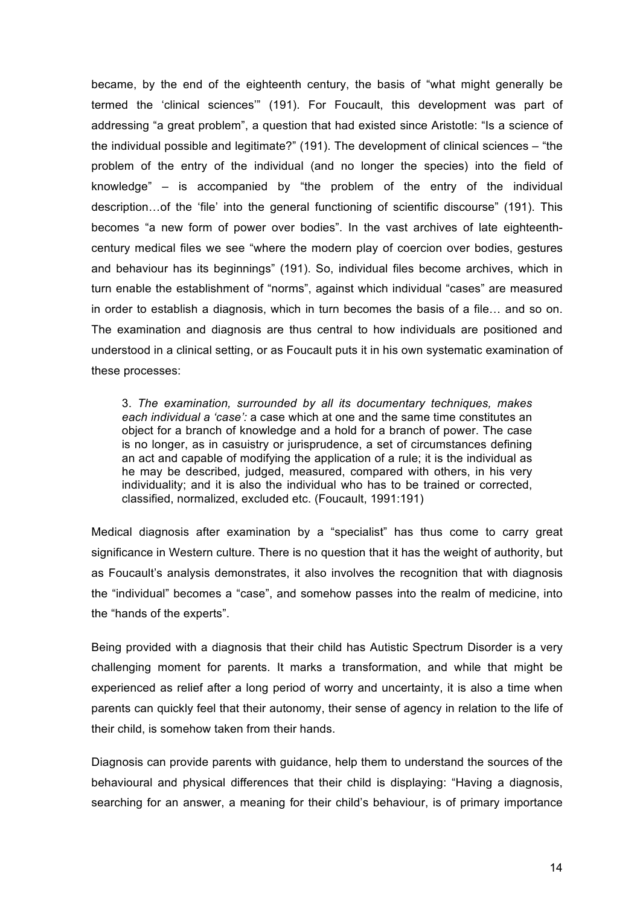became, by the end of the eighteenth century, the basis of "what might generally be termed the 'clinical sciences'" (191). For Foucault, this development was part of addressing "a great problem", a question that had existed since Aristotle: "Is a science of the individual possible and legitimate?" (191). The development of clinical sciences – "the problem of the entry of the individual (and no longer the species) into the field of knowledge" – is accompanied by "the problem of the entry of the individual description…of the 'file' into the general functioning of scientific discourse" (191). This becomes "a new form of power over bodies". In the vast archives of late eighteenth-century medical files we see "where the modern play of coercion over bodies, gestures and behaviour has its beginnings" (191). So, individual files become archives, which in turn enable the establishment of "norms", against which individual "cases" are measured in order to establish a diagnosis, which in turn becomes the basis of a file… and so on. The examination and diagnosis are thus central to how individuals are positioned and understood in a clinical setting, or as Foucault puts it in his own systematic examination of these processes:

> 3. *The examination, surrounded by all its documentary techniques, makes each individual a 'case':* a case which at one and the same time constitutes an object for a branch of knowledge and a hold for a branch of power. The case is no longer, as in casuistry or jurisprudence, a set of circumstances defining an act and capable of modifying the application of a rule; it is the individual as he may be described, judged, measured, compared with others, in his very individuality; and it is also the individual who has to be trained or corrected, classified, normalized, excluded etc. (Foucault, 1991:191)

Medical diagnosis after examination by a "specialist" has thus come to carry great significance in Western culture. There is no question that it has the weight of authority, but as Foucault's analysis demonstrates, it also involves the recognition that with diagnosis the "individual" becomes a "case", and somehow passes into the realm of medicine, into the "hands of the experts".

Being provided with a diagnosis that their child has Autistic Spectrum Disorder is a very challenging moment for parents. It marks a transformation, and while that might be experienced as relief after a long period of worry and uncertainty, it is also a time when parents can quickly feel that their autonomy, their sense of agency in relation to the life of their child, is somehow taken from their hands.

Diagnosis can provide parents with guidance, help them to understand the sources of the behavioural and physical differences that their child is displaying: "Having a diagnosis, searching for an answer, a meaning for their child's behaviour, is of primary importance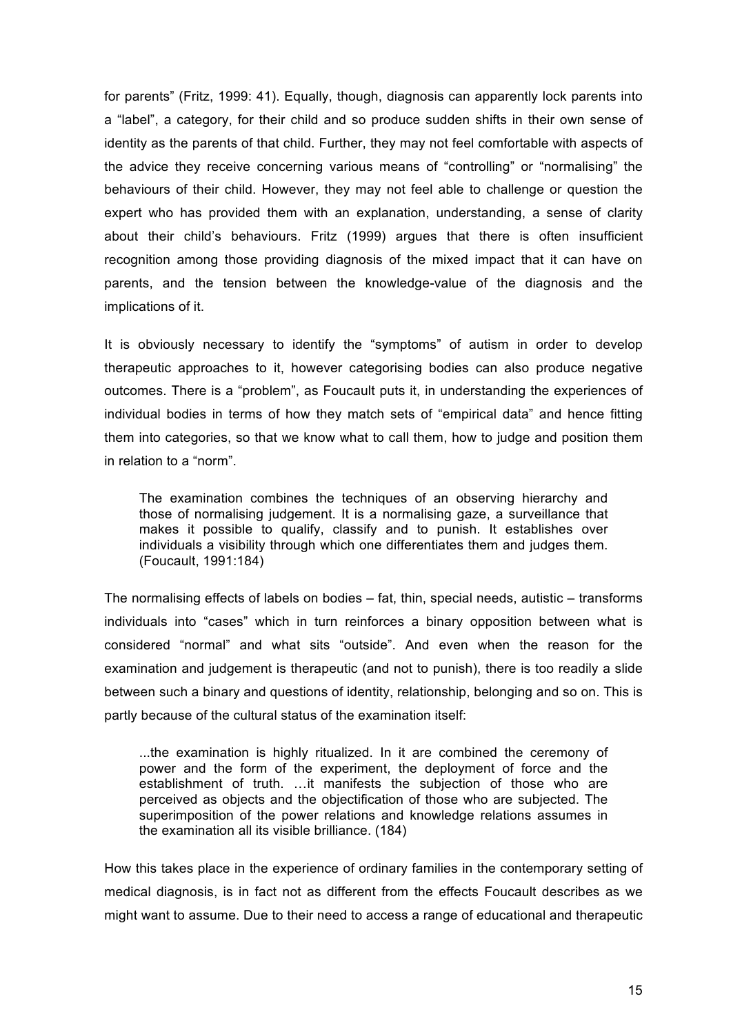for parents" (Fritz, 1999: 41). Equally, though, diagnosis can apparently lock parents into a "label", a category, for their child and so produce sudden shifts in their own sense of identity as the parents of that child. Further, they may not feel comfortable with aspects of the advice they receive concerning various means of "controlling" or "normalising" the behaviours of their child. However, they may not feel able to challenge or question the expert who has provided them with an explanation, understanding, a sense of clarity about their child's behaviours. Fritz (1999) argues that there is often insufficient recognition among those providing diagnosis of the mixed impact that it can have on parents, and the tension between the knowledge-value of the diagnosis and the implications of it.

It is obviously necessary to identify the "symptoms" of autism in order to develop therapeutic approaches to it, however categorising bodies can also produce negative outcomes. There is a "problem", as Foucault puts it, in understanding the experiences of individual bodies in terms of how they match sets of "empirical data" and hence fitting them into categories, so that we know what to call them, how to judge and position them in relation to a "norm".

> The examination combines the techniques of an observing hierarchy and those of normalising judgement. It is a normalising gaze, a surveillance that makes it possible to qualify, classify and to punish. It establishes over individuals a visibility through which one differentiates them and judges them. (Foucault, 1991:184)

The normalising effects of labels on bodies – fat, thin, special needs, autistic – transforms individuals into "cases" which in turn reinforces a binary opposition between what is considered "normal" and what sits "outside". And even when the reason for the examination and judgement is therapeutic (and not to punish), there is too readily a slide between such a binary and questions of identity, relationship, belonging and so on. This is partly because of the cultural status of the examination itself:

> ...the examination is highly ritualized. In it are combined the ceremony of power and the form of the experiment, the deployment of force and the establishment of truth. …it manifests the subjection of those who are perceived as objects and the objectification of those who are subjected. The superimposition of the power relations and knowledge relations assumes in the examination all its visible brilliance. (184)

How this takes place in the experience of ordinary families in the contemporary setting of medical diagnosis, is in fact not as different from the effects Foucault describes as we might want to assume. Due to their need to access a range of educational and therapeutic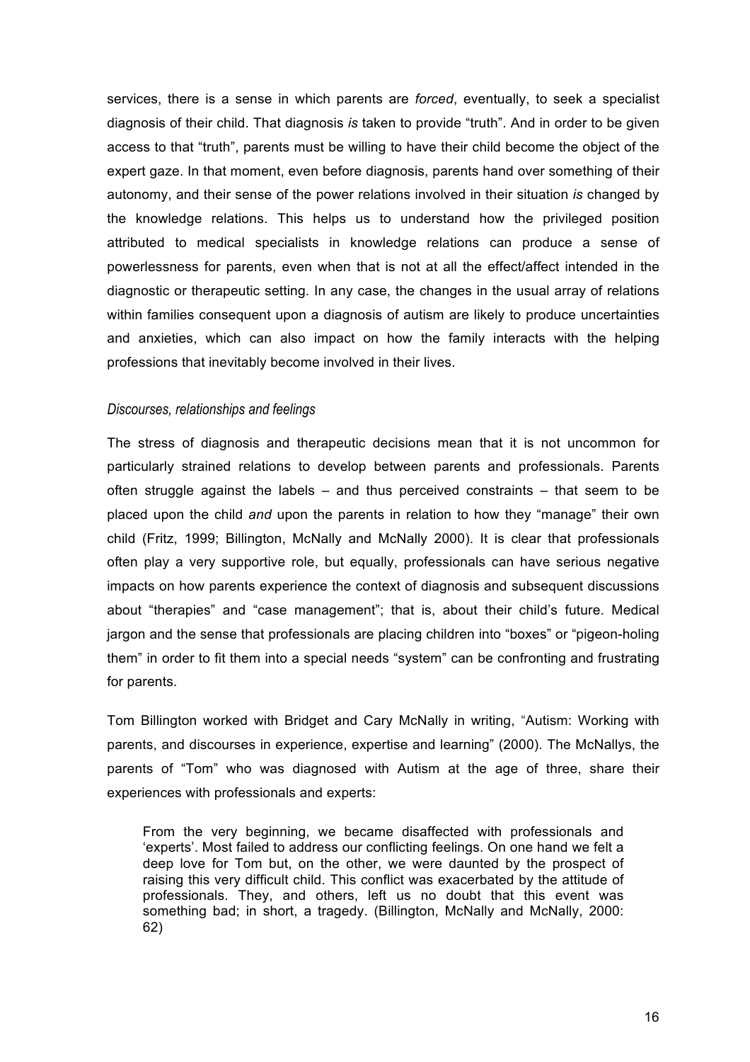services, there is a sense in which parents are *forced*, eventually, to seek a specialist diagnosis of their child. That diagnosis *is* taken to provide "truth". And in order to be given access to that "truth", parents must be willing to have their child become the object of the expert gaze. In that moment, even before diagnosis, parents hand over something of their autonomy, and their sense of the power relations involved in their situation *is* changed by the knowledge relations. This helps us to understand how the privileged position attributed to medical specialists in knowledge relations can produce a sense of powerlessness for parents, even when that is not at all the effect/affect intended in the diagnostic or therapeutic setting. In any case, the changes in the usual array of relations within families consequent upon a diagnosis of autism are likely to produce uncertainties and anxieties, which can also impact on how the family interacts with the helping professions that inevitably become involved in their lives.

### *Discourses, relationships and feelings*

The stress of diagnosis and therapeutic decisions mean that it is not uncommon for particularly strained relations to develop between parents and professionals. Parents often struggle against the labels – and thus perceived constraints – that seem to be placed upon the child *and* upon the parents in relation to how they "manage" their own child (Fritz, 1999; Billington, McNally and McNally 2000). It is clear that professionals often play a very supportive role, but equally, professionals can have serious negative impacts on how parents experience the context of diagnosis and subsequent discussions about "therapies" and "case management"; that is, about their child's future. Medical jargon and the sense that professionals are placing children into "boxes" or "pigeon-holing them" in order to fit them into a special needs "system" can be confronting and frustrating for parents.

Tom Billington worked with Bridget and Cary McNally in writing, "Autism: Working with parents, and discourses in experience, expertise and learning" (2000). The McNallys, the parents of "Tom" who was diagnosed with Autism at the age of three, share their experiences with professionals and experts:

> From the very beginning, we became disaffected with professionals and 'experts'. Most failed to address our conflicting feelings. On one hand we felt a deep love for Tom but, on the other, we were daunted by the prospect of raising this very difficult child. This conflict was exacerbated by the attitude of professionals. They, and others, left us no doubt that this event was something bad; in short, a tragedy. (Billington, McNally and McNally, 2000: 62)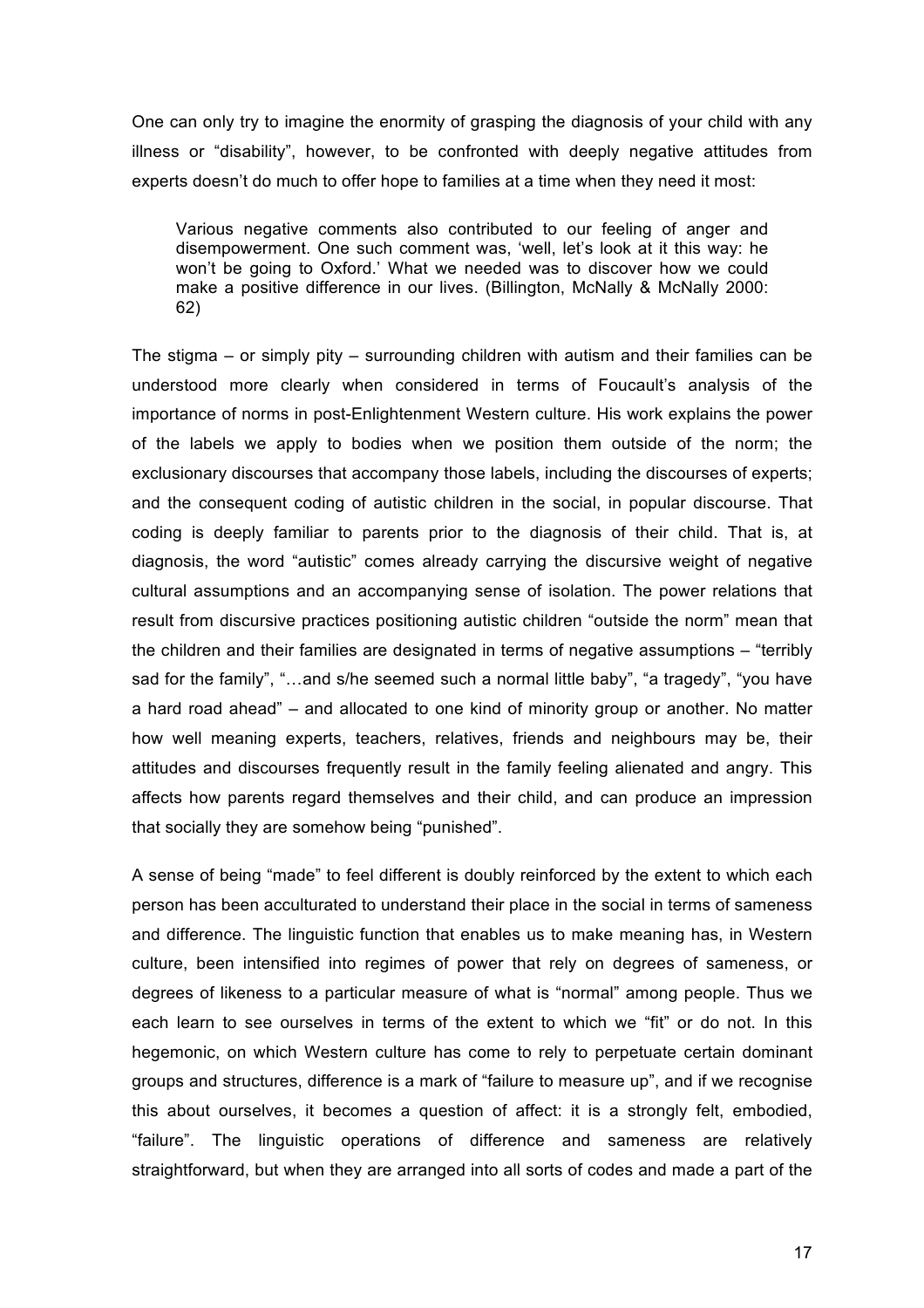One can only try to imagine the enormity of grasping the diagnosis of your child with any illness or "disability", however, to be confronted with deeply negative attitudes from experts doesn't do much to offer hope to families at a time when they need it most:

> Various negative comments also contributed to our feeling of anger and disempowerment. One such comment was, 'well, let's look at it this way: he won't be going to Oxford.' What we needed was to discover how we could make a positive difference in our lives. (Billington, McNally & McNally 2000: 62)

The stigma – or simply pity – surrounding children with autism and their families can be understood more clearly when considered in terms of Foucault's analysis of the importance of norms in post-Enlightenment Western culture. His work explains the power of the labels we apply to bodies when we position them outside of the norm; the exclusionary discourses that accompany those labels, including the discourses of experts; and the consequent coding of autistic children in the social, in popular discourse. That coding is deeply familiar to parents prior to the diagnosis of their child. That is, at diagnosis, the word "autistic" comes already carrying the discursive weight of negative cultural assumptions and an accompanying sense of isolation. The power relations that result from discursive practices positioning autistic children "outside the norm" mean that the children and their families are designated in terms of negative assumptions – "terribly sad for the family", "…and s/he seemed such a normal little baby", "a tragedy", "you have a hard road ahead" – and allocated to one kind of minority group or another. No matter how well meaning experts, teachers, relatives, friends and neighbours may be, their attitudes and discourses frequently result in the family feeling alienated and angry. This affects how parents regard themselves and their child, and can produce an impression that socially they are somehow being "punished".

A sense of being "made" to feel different is doubly reinforced by the extent to which each person has been acculturated to understand their place in the social in terms of sameness and difference. The linguistic function that enables us to make meaning has, in Western culture, been intensified into regimes of power that rely on degrees of sameness, or degrees of likeness to a particular measure of what is "normal" among people. Thus we each learn to see ourselves in terms of the extent to which we "fit" or do not. In this hegemonic, on which Western culture has come to rely to perpetuate certain dominant groups and structures, difference is a mark of "failure to measure up", and if we recognise this about ourselves, it becomes a question of affect: it is a strongly felt, embodied, "failure". The linguistic operations of difference and sameness are relatively straightforward, but when they are arranged into all sorts of codes and made a part of the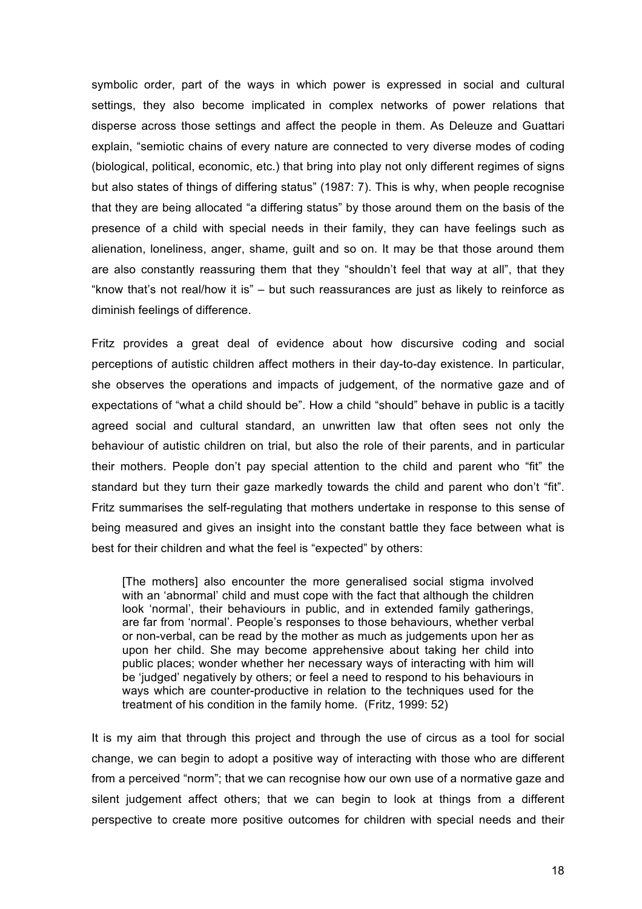symbolic order, part of the ways in which power is expressed in social and cultural settings, they also become implicated in complex networks of power relations that disperse across those settings and affect the people in them. As Deleuze and Guattari explain, "semiotic chains of every nature are connected to very diverse modes of coding (biological, political, economic, etc.) that bring into play not only different regimes of signs but also states of things of differing status" (1987: 7). This is why, when people recognise that they are being allocated "a differing status" by those around them on the basis of the presence of a child with special needs in their family, they can have feelings such as alienation, loneliness, anger, shame, guilt and so on. It may be that those around them are also constantly reassuring them that they "shouldn't feel that way at all", that they "know that's not real/how it is" – but such reassurances are just as likely to reinforce as diminish feelings of difference.

Fritz provides a great deal of evidence about how discursive coding and social perceptions of autistic children affect mothers in their day-to-day existence. In particular, she observes the operations and impacts of judgement, of the normative gaze and of expectations of "what a child should be". How a child "should" behave in public is a tacitly agreed social and cultural standard, an unwritten law that often sees not only the behaviour of autistic children on trial, but also the role of their parents, and in particular their mothers. People don't pay special attention to the child and parent who "fit" the standard but they turn their gaze markedly towards the child and parent who don't "fit". Fritz summarises the self-regulating that mothers undertake in response to this sense of being measured and gives an insight into the constant battle they face between what is best for their children and what the feel is "expected" by others:

> [The mothers] also encounter the more generalised social stigma involved with an 'abnormal' child and must cope with the fact that although the children look 'normal', their behaviours in public, and in extended family gatherings, are far from 'normal'. People's responses to those behaviours, whether verbal or non-verbal, can be read by the mother as much as judgements upon her as upon her child. She may become apprehensive about taking her child into public places; wonder whether her necessary ways of interacting with him will be 'judged' negatively by others; or feel a need to respond to his behaviours in ways which are counter-productive in relation to the techniques used for the treatment of his condition in the family home. (Fritz, 1999: 52)

It is my aim that through this project and through the use of circus as a tool for social change, we can begin to adopt a positive way of interacting with those who are different from a perceived "norm"; that we can recognise how our own use of a normative gaze and silent judgement affect others; that we can begin to look at things from a different perspective to create more positive outcomes for children with special needs and their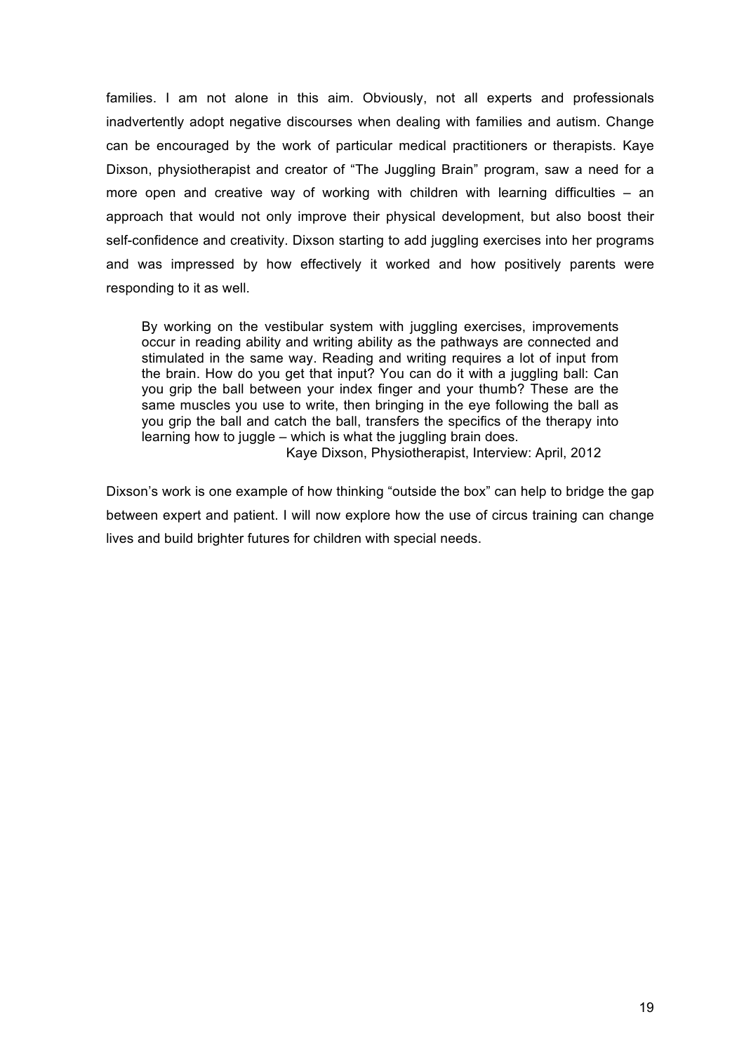families. I am not alone in this aim. Obviously, not all experts and professionals inadvertently adopt negative discourses when dealing with families and autism. Change can be encouraged by the work of particular medical practitioners or therapists. Kaye Dixson, physiotherapist and creator of "The Juggling Brain" program, saw a need for a more open and creative way of working with children with learning difficulties – an approach that would not only improve their physical development, but also boost their self-confidence and creativity. Dixson starting to add juggling exercises into her programs and was impressed by how effectively it worked and how positively parents were responding to it as well.

> By working on the vestibular system with juggling exercises, improvements occur in reading ability and writing ability as the pathways are connected and stimulated in the same way. Reading and writing requires a lot of input from the brain. How do you get that input? You can do it with a juggling ball: Can you grip the ball between your index finger and your thumb? These are the same muscles you use to write, then bringing in the eye following the ball as you grip the ball and catch the ball, transfers the specifics of the therapy into learning how to juggle – which is what the juggling brain does.
>
> Kaye Dixson, Physiotherapist, Interview: April, 2012

Dixson's work is one example of how thinking "outside the box" can help to bridge the gap between expert and patient. I will now explore how the use of circus training can change lives and build brighter futures for children with special needs.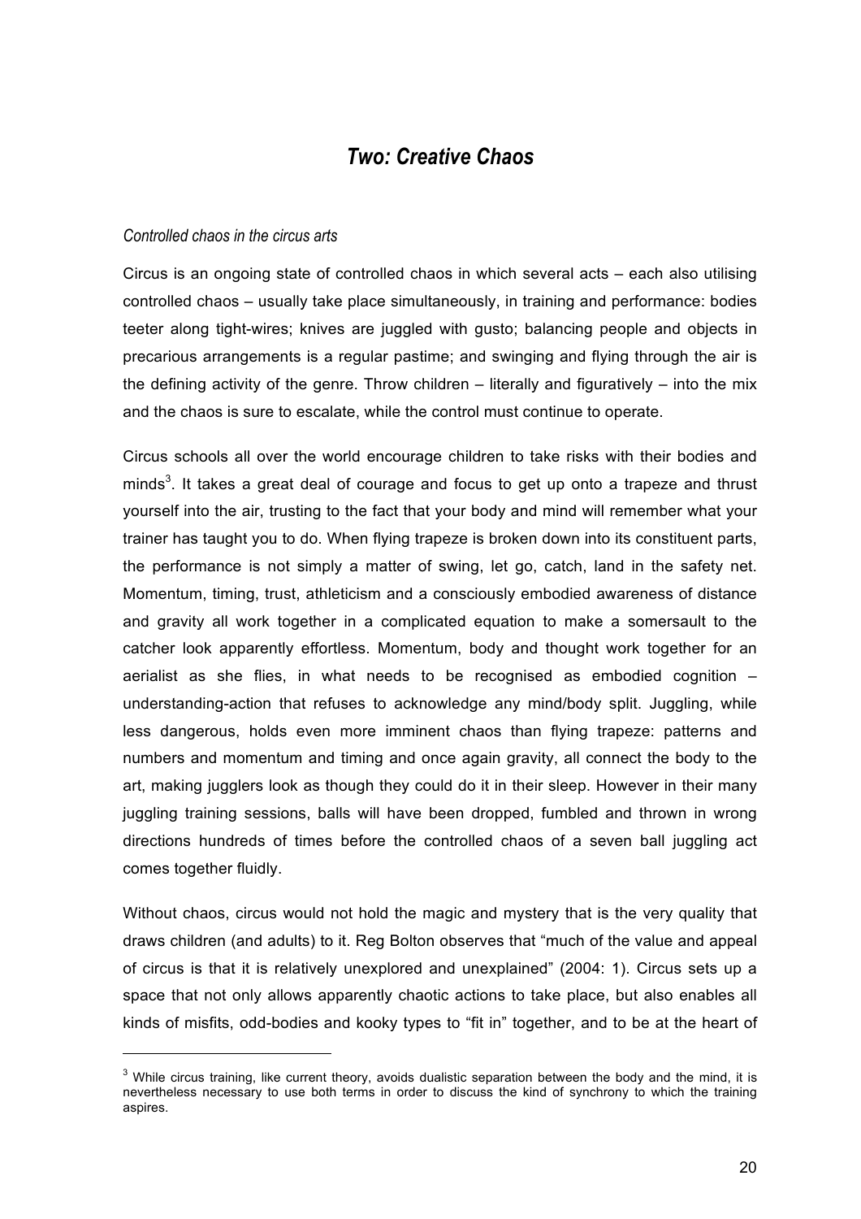## *Two: Creative Chaos*

### *Controlled chaos in the circus arts*

Circus is an ongoing state of controlled chaos in which several acts – each also utilising controlled chaos – usually take place simultaneously, in training and performance: bodies teeter along tight-wires; knives are juggled with gusto; balancing people and objects in precarious arrangements is a regular pastime; and swinging and flying through the air is the defining activity of the genre. Throw children – literally and figuratively – into the mix and the chaos is sure to escalate, while the control must continue to operate.

Circus schools all over the world encourage children to take risks with their bodies and minds[3]. It takes a great deal of courage and focus to get up onto a trapeze and thrust yourself into the air, trusting to the fact that your body and mind will remember what your trainer has taught you to do. When flying trapeze is broken down into its constituent parts, the performance is not simply a matter of swing, let go, catch, land in the safety net. Momentum, timing, trust, athleticism and a consciously embodied awareness of distance and gravity all work together in a complicated equation to make a somersault to the catcher look apparently effortless. Momentum, body and thought work together for an aerialist as she flies, in what needs to be recognised as embodied cognition – understanding-action that refuses to acknowledge any mind/body split. Juggling, while less dangerous, holds even more imminent chaos than flying trapeze: patterns and numbers and momentum and timing and once again gravity, all connect the body to the art, making jugglers look as though they could do it in their sleep. However in their many juggling training sessions, balls will have been dropped, fumbled and thrown in wrong directions hundreds of times before the controlled chaos of a seven ball juggling act comes together fluidly.

Without chaos, circus would not hold the magic and mystery that is the very quality that draws children (and adults) to it. Reg Bolton observes that "much of the value and appeal of circus is that it is relatively unexplored and unexplained" (2004: 1). Circus sets up a space that not only allows apparently chaotic actions to take place, but also enables all kinds of misfits, odd-bodies and kooky types to "fit in" together, and to be at the heart of

---

[3] While circus training, like current theory, avoids dualistic separation between the body and the mind, it is nevertheless necessary to use both terms in order to discuss the kind of synchrony to which the training aspires.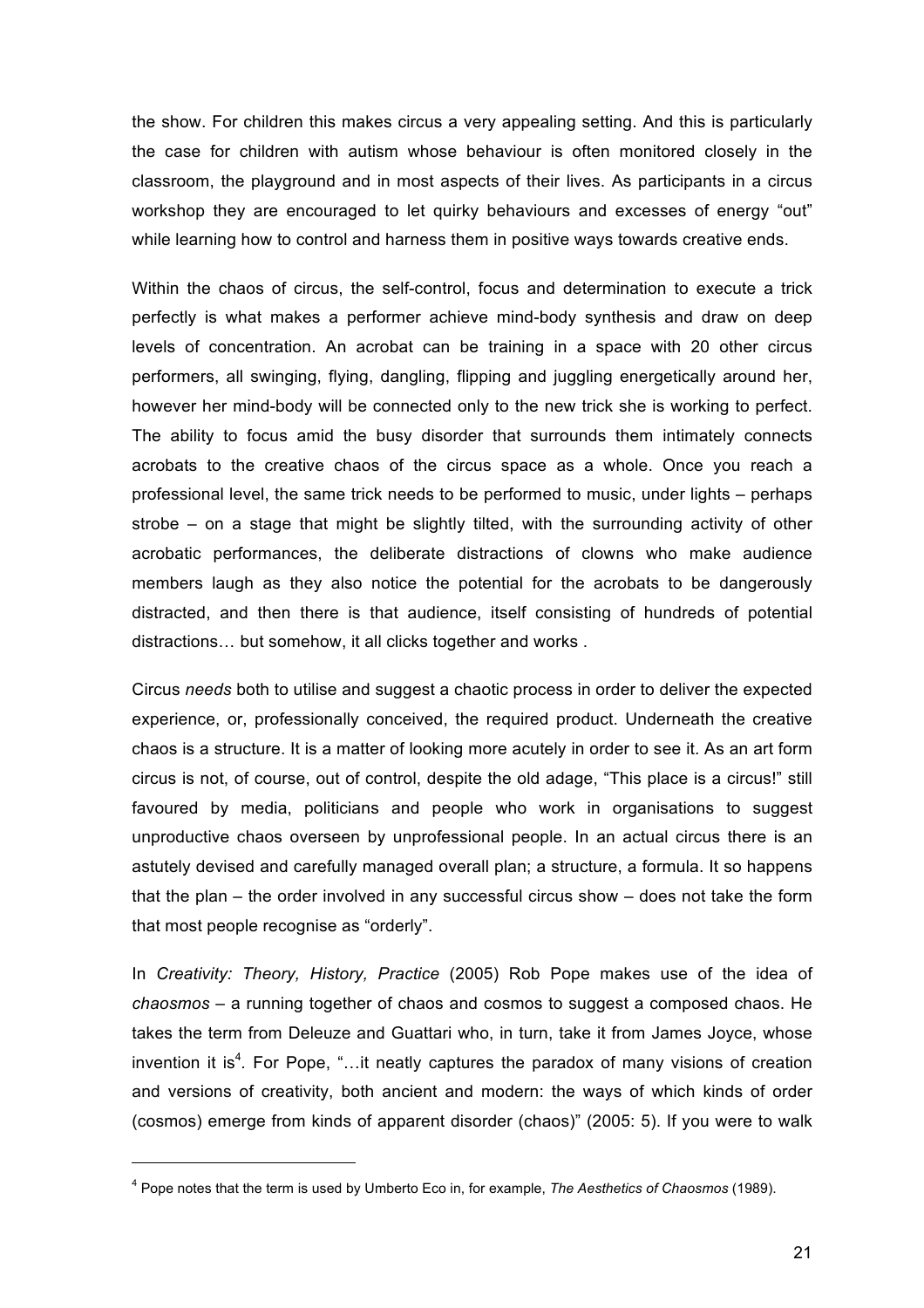the show. For children this makes circus a very appealing setting. And this is particularly the case for children with autism whose behaviour is often monitored closely in the classroom, the playground and in most aspects of their lives. As participants in a circus workshop they are encouraged to let quirky behaviours and excesses of energy "out" while learning how to control and harness them in positive ways towards creative ends.

Within the chaos of circus, the self-control, focus and determination to execute a trick perfectly is what makes a performer achieve mind-body synthesis and draw on deep levels of concentration. An acrobat can be training in a space with 20 other circus performers, all swinging, flying, dangling, flipping and juggling energetically around her, however her mind-body will be connected only to the new trick she is working to perfect. The ability to focus amid the busy disorder that surrounds them intimately connects acrobats to the creative chaos of the circus space as a whole. Once you reach a professional level, the same trick needs to be performed to music, under lights – perhaps strobe – on a stage that might be slightly tilted, with the surrounding activity of other acrobatic performances, the deliberate distractions of clowns who make audience members laugh as they also notice the potential for the acrobats to be dangerously distracted, and then there is that audience, itself consisting of hundreds of potential distractions… but somehow, it all clicks together and works .

Circus *needs* both to utilise and suggest a chaotic process in order to deliver the expected experience, or, professionally conceived, the required product. Underneath the creative chaos is a structure. It is a matter of looking more acutely in order to see it. As an art form circus is not, of course, out of control, despite the old adage, "This place is a circus!" still favoured by media, politicians and people who work in organisations to suggest unproductive chaos overseen by unprofessional people. In an actual circus there is an astutely devised and carefully managed overall plan; a structure, a formula. It so happens that the plan – the order involved in any successful circus show – does not take the form that most people recognise as "orderly".

In *Creativity: Theory, History, Practice* (2005) Rob Pope makes use of the idea of *chaosmos* – a running together of chaos and cosmos to suggest a composed chaos. He takes the term from Deleuze and Guattari who, in turn, take it from James Joyce, whose invention it is[4]. For Pope, "…it neatly captures the paradox of many visions of creation and versions of creativity, both ancient and modern: the ways of which kinds of order (cosmos) emerge from kinds of apparent disorder (chaos)" (2005: 5). If you were to walk

[4] Pope notes that the term is used by Umberto Eco in, for example, *The Aesthetics of Chaosmos* (1989).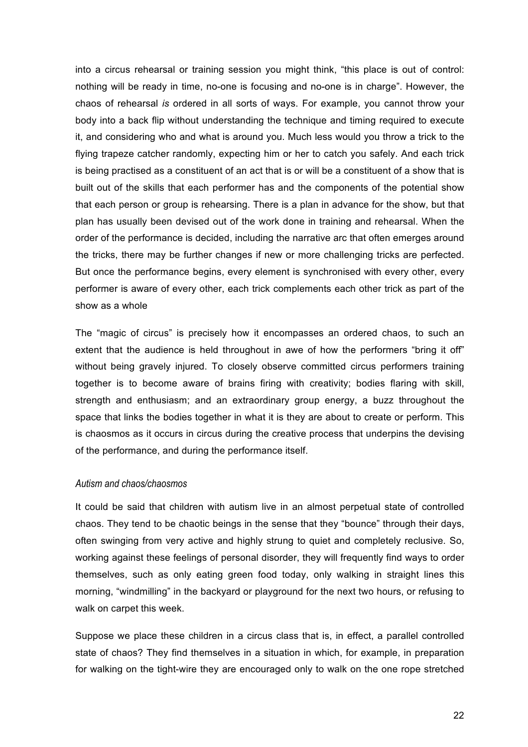into a circus rehearsal or training session you might think, “this place is out of control: nothing will be ready in time, no-one is focusing and no-one is in charge”. However, the chaos of rehearsal *is* ordered in all sorts of ways. For example, you cannot throw your body into a back flip without understanding the technique and timing required to execute it, and considering who and what is around you. Much less would you throw a trick to the flying trapeze catcher randomly, expecting him or her to catch you safely. And each trick is being practised as a constituent of an act that is or will be a constituent of a show that is built out of the skills that each performer has and the components of the potential show that each person or group is rehearsing. There is a plan in advance for the show, but that plan has usually been devised out of the work done in training and rehearsal. When the order of the performance is decided, including the narrative arc that often emerges around the tricks, there may be further changes if new or more challenging tricks are perfected. But once the performance begins, every element is synchronised with every other, every performer is aware of every other, each trick complements each other trick as part of the show as a whole

The “magic of circus” is precisely how it encompasses an ordered chaos, to such an extent that the audience is held throughout in awe of how the performers “bring it off” without being gravely injured. To closely observe committed circus performers training together is to become aware of brains firing with creativity; bodies flaring with skill, strength and enthusiasm; and an extraordinary group energy, a buzz throughout the space that links the bodies together in what it is they are about to create or perform. This is chaosmos as it occurs in circus during the creative process that underpins the devising of the performance, and during the performance itself.

### *Autism and chaos/chaosmos*

It could be said that children with autism live in an almost perpetual state of controlled chaos. They tend to be chaotic beings in the sense that they “bounce” through their days, often swinging from very active and highly strung to quiet and completely reclusive. So, working against these feelings of personal disorder, they will frequently find ways to order themselves, such as only eating green food today, only walking in straight lines this morning, “windmilling” in the backyard or playground for the next two hours, or refusing to walk on carpet this week.

Suppose we place these children in a circus class that is, in effect, a parallel controlled state of chaos? They find themselves in a situation in which, for example, in preparation for walking on the tight-wire they are encouraged only to walk on the one rope stretched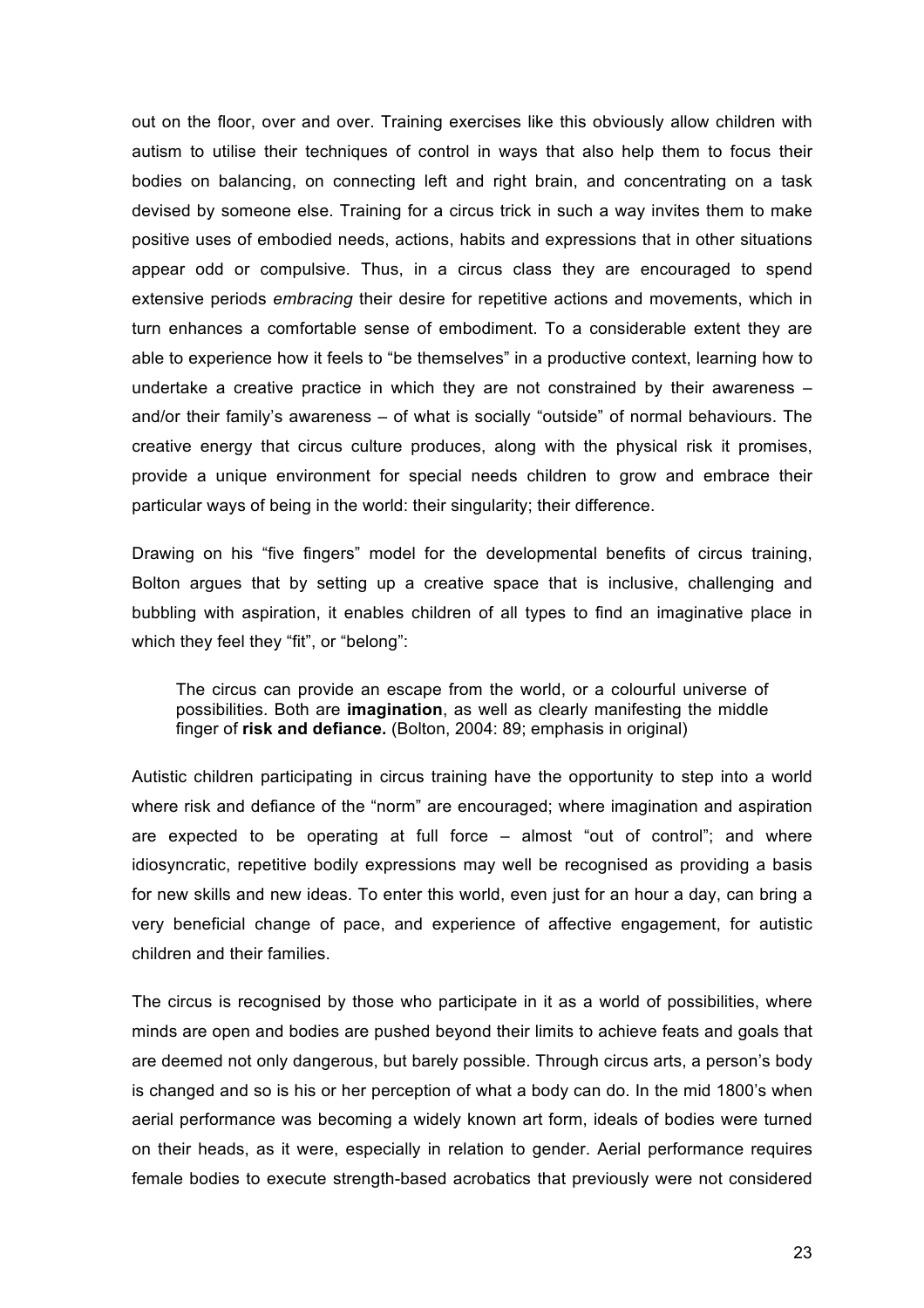out on the floor, over and over. Training exercises like this obviously allow children with autism to utilise their techniques of control in ways that also help them to focus their bodies on balancing, on connecting left and right brain, and concentrating on a task devised by someone else. Training for a circus trick in such a way invites them to make positive uses of embodied needs, actions, habits and expressions that in other situations appear odd or compulsive. Thus, in a circus class they are encouraged to spend extensive periods *embracing* their desire for repetitive actions and movements, which in turn enhances a comfortable sense of embodiment. To a considerable extent they are able to experience how it feels to "be themselves" in a productive context, learning how to undertake a creative practice in which they are not constrained by their awareness – and/or their family's awareness – of what is socially "outside" of normal behaviours. The creative energy that circus culture produces, along with the physical risk it promises, provide a unique environment for special needs children to grow and embrace their particular ways of being in the world: their singularity; their difference.

Drawing on his "five fingers" model for the developmental benefits of circus training, Bolton argues that by setting up a creative space that is inclusive, challenging and bubbling with aspiration, it enables children of all types to find an imaginative place in which they feel they "fit", or "belong":

> The circus can provide an escape from the world, or a colourful universe of possibilities. Both are **imagination**, as well as clearly manifesting the middle finger of **risk and defiance.** (Bolton, 2004: 89; emphasis in original)

Autistic children participating in circus training have the opportunity to step into a world where risk and defiance of the "norm" are encouraged; where imagination and aspiration are expected to be operating at full force – almost "out of control"; and where idiosyncratic, repetitive bodily expressions may well be recognised as providing a basis for new skills and new ideas. To enter this world, even just for an hour a day, can bring a very beneficial change of pace, and experience of affective engagement, for autistic children and their families.

The circus is recognised by those who participate in it as a world of possibilities, where minds are open and bodies are pushed beyond their limits to achieve feats and goals that are deemed not only dangerous, but barely possible. Through circus arts, a person's body is changed and so is his or her perception of what a body can do. In the mid 1800's when aerial performance was becoming a widely known art form, ideals of bodies were turned on their heads, as it were, especially in relation to gender. Aerial performance requires female bodies to execute strength-based acrobatics that previously were not considered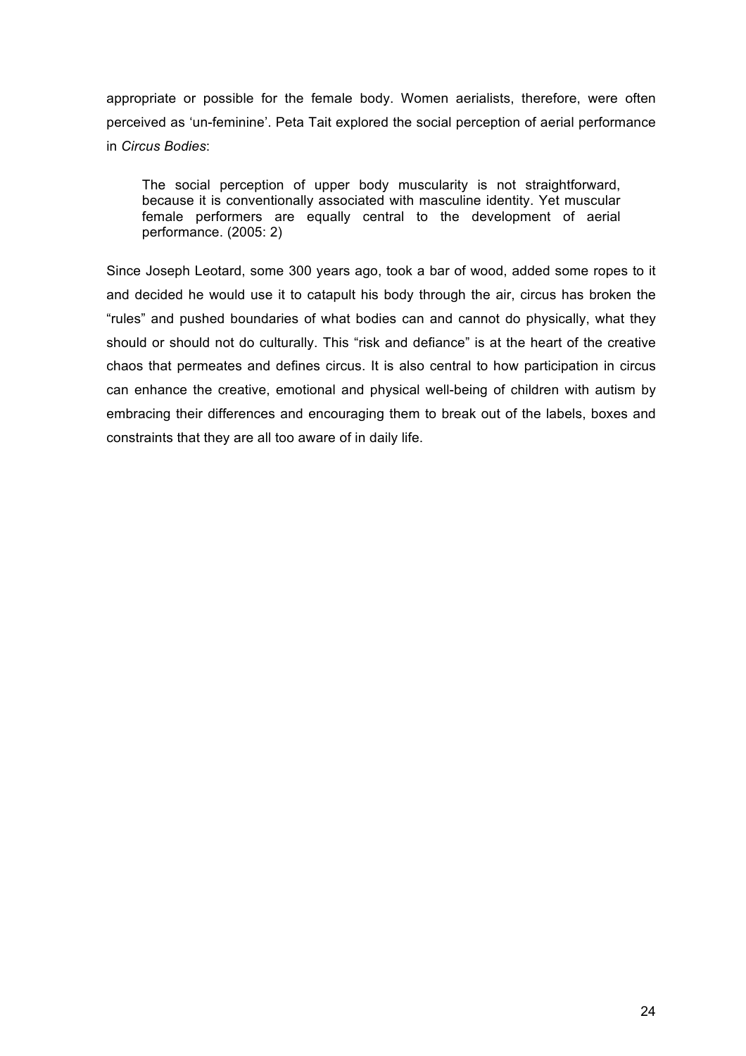appropriate or possible for the female body. Women aerialists, therefore, were often perceived as 'un-feminine'. Peta Tait explored the social perception of aerial performance in *Circus Bodies*:

> The social perception of upper body muscularity is not straightforward, because it is conventionally associated with masculine identity. Yet muscular female performers are equally central to the development of aerial performance. (2005: 2)

Since Joseph Leotard, some 300 years ago, took a bar of wood, added some ropes to it and decided he would use it to catapult his body through the air, circus has broken the "rules" and pushed boundaries of what bodies can and cannot do physically, what they should or should not do culturally. This "risk and defiance" is at the heart of the creative chaos that permeates and defines circus. It is also central to how participation in circus can enhance the creative, emotional and physical well-being of children with autism by embracing their differences and encouraging them to break out of the labels, boxes and constraints that they are all too aware of in daily life.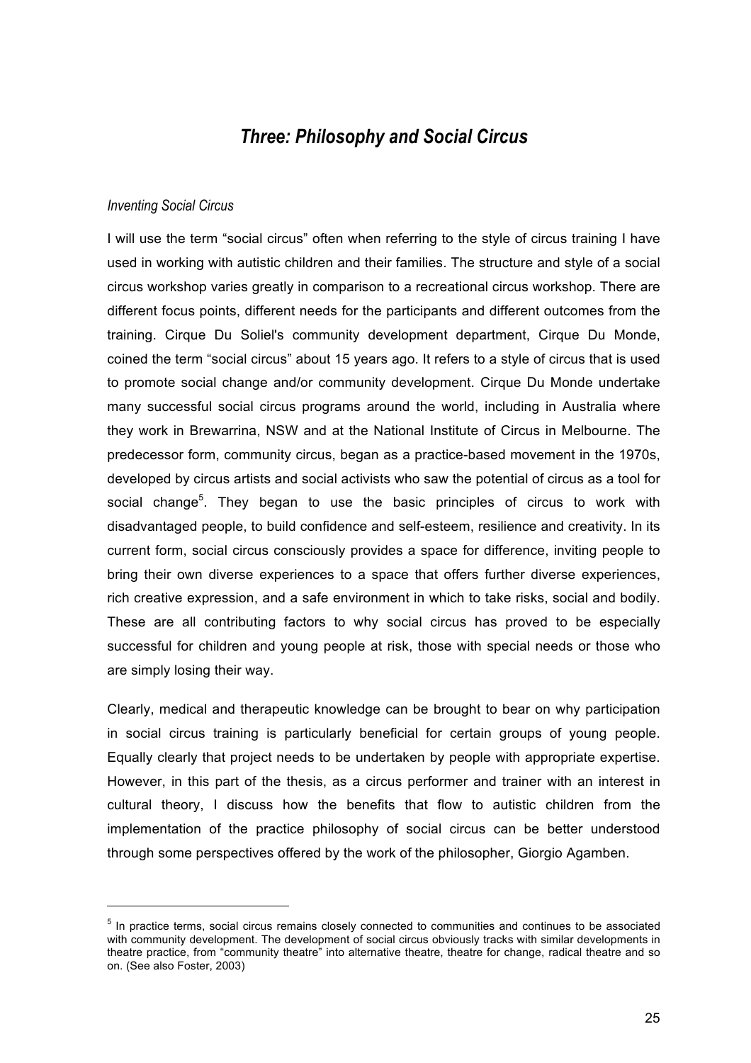## *Three: Philosophy and Social Circus*

*Inventing Social Circus*

I will use the term "social circus" often when referring to the style of circus training I have used in working with autistic children and their families. The structure and style of a social circus workshop varies greatly in comparison to a recreational circus workshop. There are different focus points, different needs for the participants and different outcomes from the training. Cirque Du Soliel's community development department, Cirque Du Monde, coined the term "social circus" about 15 years ago. It refers to a style of circus that is used to promote social change and/or community development. Cirque Du Monde undertake many successful social circus programs around the world, including in Australia where they work in Brewarrina, NSW and at the National Institute of Circus in Melbourne. The predecessor form, community circus, began as a practice-based movement in the 1970s, developed by circus artists and social activists who saw the potential of circus as a tool for social change[5]. They began to use the basic principles of circus to work with disadvantaged people, to build confidence and self-esteem, resilience and creativity. In its current form, social circus consciously provides a space for difference, inviting people to bring their own diverse experiences to a space that offers further diverse experiences, rich creative expression, and a safe environment in which to take risks, social and bodily. These are all contributing factors to why social circus has proved to be especially successful for children and young people at risk, those with special needs or those who are simply losing their way.

Clearly, medical and therapeutic knowledge can be brought to bear on why participation in social circus training is particularly beneficial for certain groups of young people. Equally clearly that project needs to be undertaken by people with appropriate expertise. However, in this part of the thesis, as a circus performer and trainer with an interest in cultural theory, I discuss how the benefits that flow to autistic children from the implementation of the practice philosophy of social circus can be better understood through some perspectives offered by the work of the philosopher, Giorgio Agamben.

---

[5] In practice terms, social circus remains closely connected to communities and continues to be associated with community development. The development of social circus obviously tracks with similar developments in theatre practice, from "community theatre" into alternative theatre, theatre for change, radical theatre and so on. (See also Foster, 2003)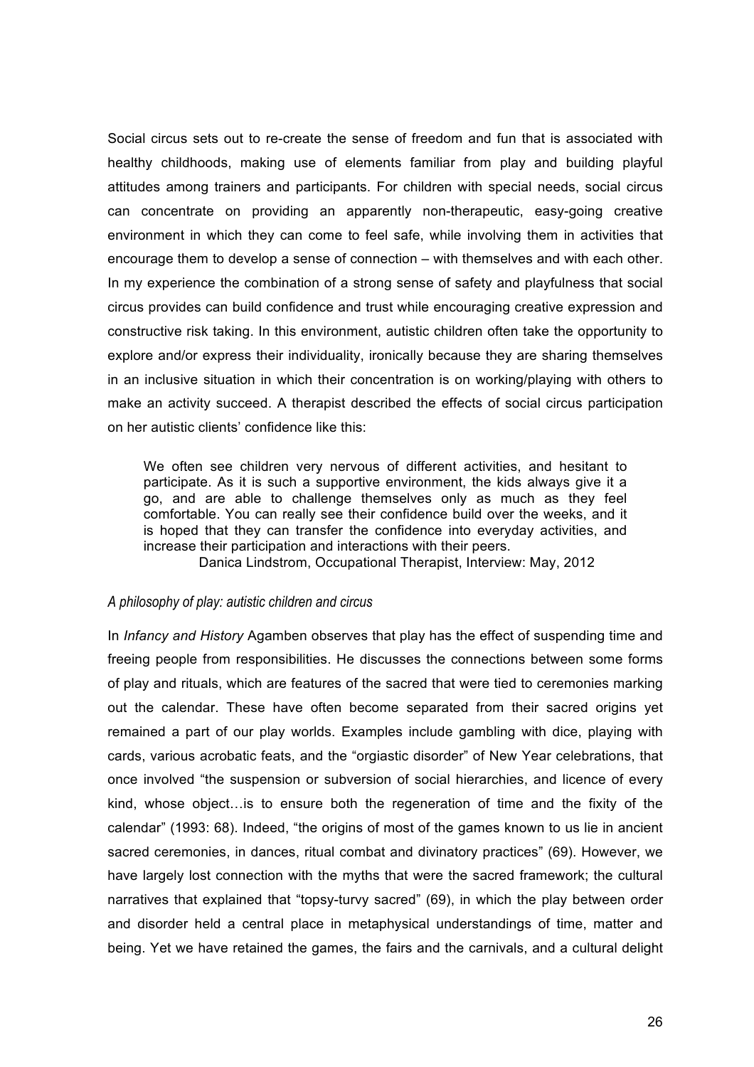Social circus sets out to re-create the sense of freedom and fun that is associated with healthy childhoods, making use of elements familiar from play and building playful attitudes among trainers and participants. For children with special needs, social circus can concentrate on providing an apparently non-therapeutic, easy-going creative environment in which they can come to feel safe, while involving them in activities that encourage them to develop a sense of connection – with themselves and with each other. In my experience the combination of a strong sense of safety and playfulness that social circus provides can build confidence and trust while encouraging creative expression and constructive risk taking. In this environment, autistic children often take the opportunity to explore and/or express their individuality, ironically because they are sharing themselves in an inclusive situation in which their concentration is on working/playing with others to make an activity succeed. A therapist described the effects of social circus participation on her autistic clients' confidence like this:

> We often see children very nervous of different activities, and hesitant to participate. As it is such a supportive environment, the kids always give it a go, and are able to challenge themselves only as much as they feel comfortable. You can really see their confidence build over the weeks, and it is hoped that they can transfer the confidence into everyday activities, and increase their participation and interactions with their peers.
>
> Danica Lindstrom, Occupational Therapist, Interview: May, 2012

### *A philosophy of play: autistic children and circus*

In *Infancy and History* Agamben observes that play has the effect of suspending time and freeing people from responsibilities. He discusses the connections between some forms of play and rituals, which are features of the sacred that were tied to ceremonies marking out the calendar. These have often become separated from their sacred origins yet remained a part of our play worlds. Examples include gambling with dice, playing with cards, various acrobatic feats, and the "orgiastic disorder" of New Year celebrations, that once involved "the suspension or subversion of social hierarchies, and licence of every kind, whose object…is to ensure both the regeneration of time and the fixity of the calendar" (1993: 68). Indeed, "the origins of most of the games known to us lie in ancient sacred ceremonies, in dances, ritual combat and divinatory practices" (69). However, we have largely lost connection with the myths that were the sacred framework; the cultural narratives that explained that "topsy-turvy sacred" (69), in which the play between order and disorder held a central place in metaphysical understandings of time, matter and being. Yet we have retained the games, the fairs and the carnivals, and a cultural delight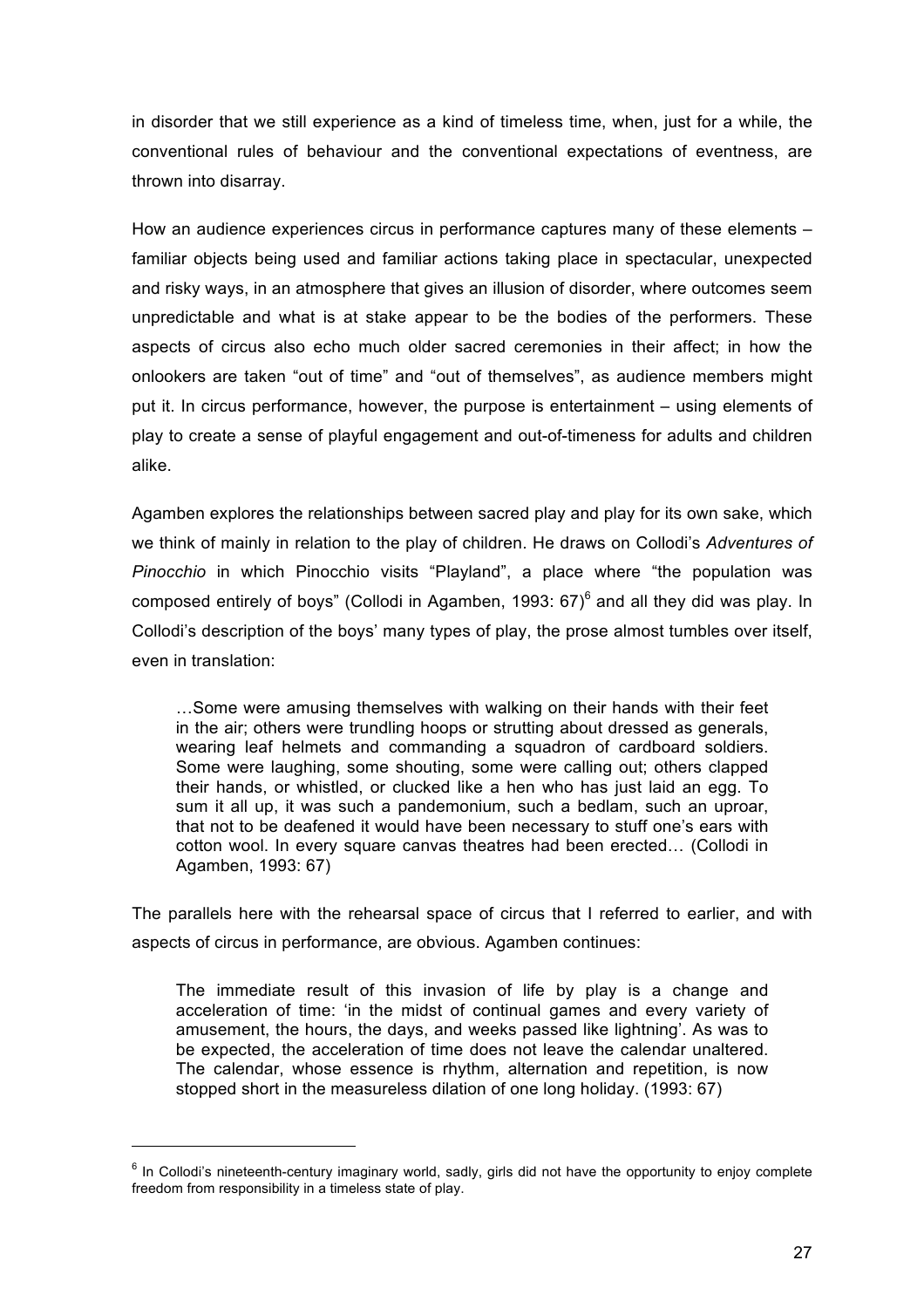in disorder that we still experience as a kind of timeless time, when, just for a while, the conventional rules of behaviour and the conventional expectations of eventness, are thrown into disarray.

How an audience experiences circus in performance captures many of these elements – familiar objects being used and familiar actions taking place in spectacular, unexpected and risky ways, in an atmosphere that gives an illusion of disorder, where outcomes seem unpredictable and what is at stake appear to be the bodies of the performers. These aspects of circus also echo much older sacred ceremonies in their affect; in how the onlookers are taken "out of time" and "out of themselves", as audience members might put it. In circus performance, however, the purpose is entertainment – using elements of play to create a sense of playful engagement and out-of-timeness for adults and children alike.

Agamben explores the relationships between sacred play and play for its own sake, which we think of mainly in relation to the play of children. He draws on Collodi's *Adventures of Pinocchio* in which Pinocchio visits "Playland", a place where "the population was composed entirely of boys" (Collodi in Agamben, 1993: 67)[6] and all they did was play. In Collodi's description of the boys' many types of play, the prose almost tumbles over itself, even in translation:

> …Some were amusing themselves with walking on their hands with their feet in the air; others were trundling hoops or strutting about dressed as generals, wearing leaf helmets and commanding a squadron of cardboard soldiers. Some were laughing, some shouting, some were calling out; others clapped their hands, or whistled, or clucked like a hen who has just laid an egg. To sum it all up, it was such a pandemonium, such a bedlam, such an uproar, that not to be deafened it would have been necessary to stuff one's ears with cotton wool. In every square canvas theatres had been erected… (Collodi in Agamben, 1993: 67)

The parallels here with the rehearsal space of circus that I referred to earlier, and with aspects of circus in performance, are obvious. Agamben continues:

> The immediate result of this invasion of life by play is a change and acceleration of time: 'in the midst of continual games and every variety of amusement, the hours, the days, and weeks passed like lightning'. As was to be expected, the acceleration of time does not leave the calendar unaltered. The calendar, whose essence is rhythm, alternation and repetition, is now stopped short in the measureless dilation of one long holiday. (1993: 67)

---

[6] In Collodi's nineteenth-century imaginary world, sadly, girls did not have the opportunity to enjoy complete freedom from responsibility in a timeless state of play.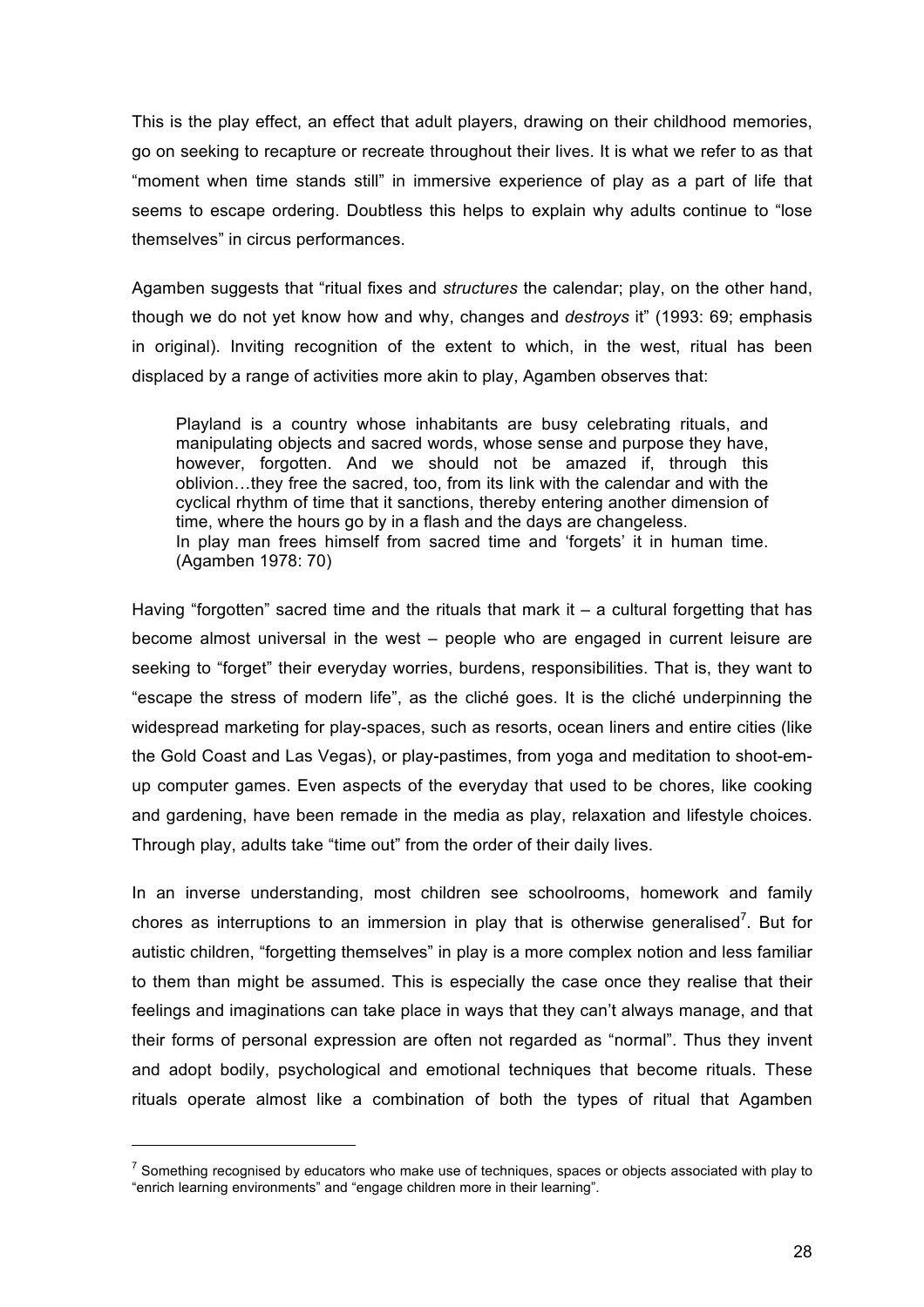This is the play effect, an effect that adult players, drawing on their childhood memories, go on seeking to recapture or recreate throughout their lives. It is what we refer to as that "moment when time stands still" in immersive experience of play as a part of life that seems to escape ordering. Doubtless this helps to explain why adults continue to "lose themselves" in circus performances.

Agamben suggests that "ritual fixes and *structures* the calendar; play, on the other hand, though we do not yet know how and why, changes and *destroys* it" (1993: 69; emphasis in original). Inviting recognition of the extent to which, in the west, ritual has been displaced by a range of activities more akin to play, Agamben observes that:

> Playland is a country whose inhabitants are busy celebrating rituals, and manipulating objects and sacred words, whose sense and purpose they have, however, forgotten. And we should not be amazed if, through this oblivion…they free the sacred, too, from its link with the calendar and with the cyclical rhythm of time that it sanctions, thereby entering another dimension of time, where the hours go by in a flash and the days are changeless.
> In play man frees himself from sacred time and 'forgets' it in human time. (Agamben 1978: 70)

Having "forgotten" sacred time and the rituals that mark it – a cultural forgetting that has become almost universal in the west – people who are engaged in current leisure are seeking to "forget" their everyday worries, burdens, responsibilities. That is, they want to "escape the stress of modern life", as the cliché goes. It is the cliché underpinning the widespread marketing for play-spaces, such as resorts, ocean liners and entire cities (like the Gold Coast and Las Vegas), or play-pastimes, from yoga and meditation to shoot-em-up computer games. Even aspects of the everyday that used to be chores, like cooking and gardening, have been remade in the media as play, relaxation and lifestyle choices. Through play, adults take "time out" from the order of their daily lives.

In an inverse understanding, most children see schoolrooms, homework and family chores as interruptions to an immersion in play that is otherwise generalised[7]. But for autistic children, "forgetting themselves" in play is a more complex notion and less familiar to them than might be assumed. This is especially the case once they realise that their feelings and imaginations can take place in ways that they can't always manage, and that their forms of personal expression are often not regarded as "normal". Thus they invent and adopt bodily, psychological and emotional techniques that become rituals. These rituals operate almost like a combination of both the types of ritual that Agamben

[7] Something recognised by educators who make use of techniques, spaces or objects associated with play to "enrich learning environments" and "engage children more in their learning".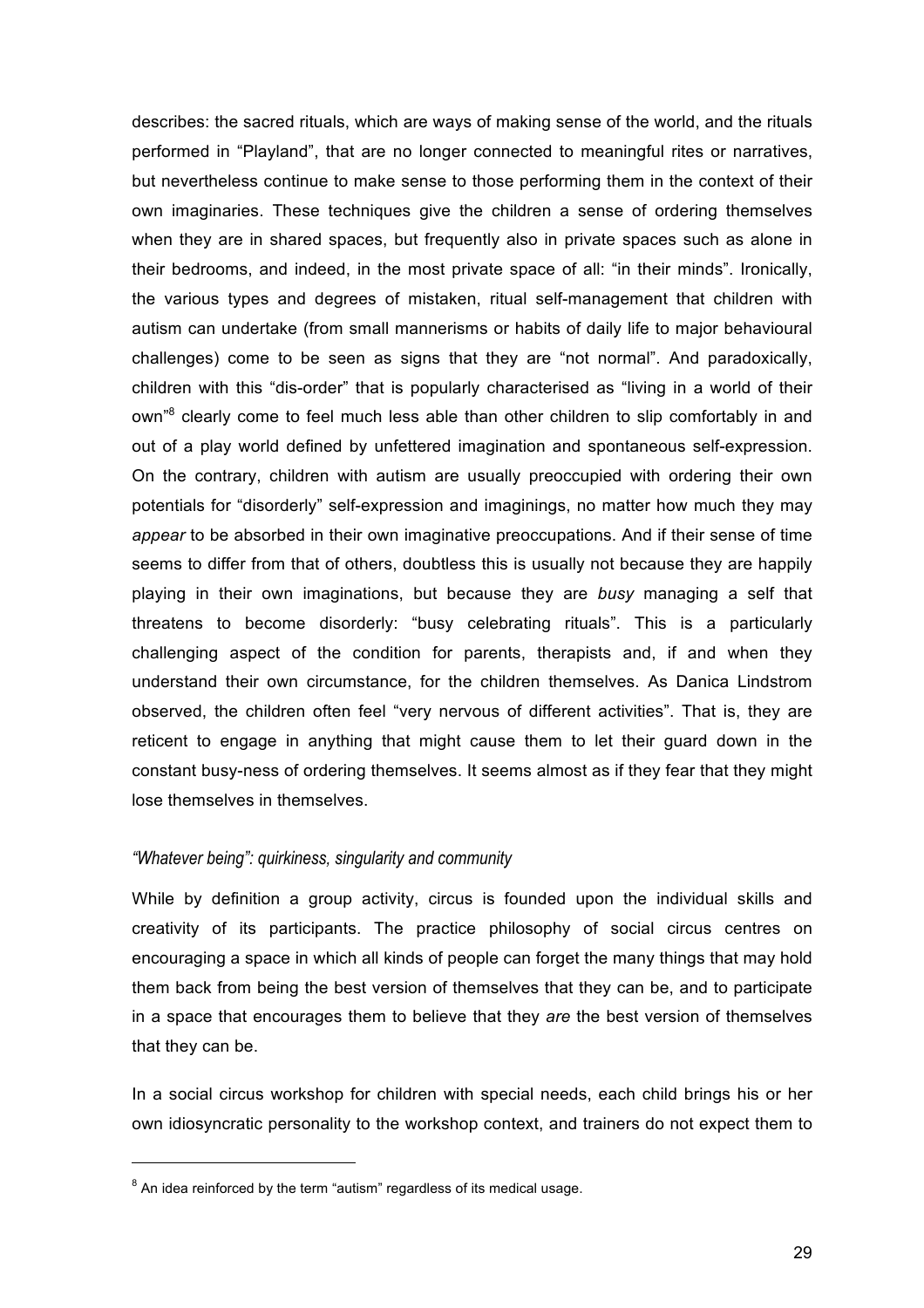describes: the sacred rituals, which are ways of making sense of the world, and the rituals performed in "Playland", that are no longer connected to meaningful rites or narratives, but nevertheless continue to make sense to those performing them in the context of their own imaginaries. These techniques give the children a sense of ordering themselves when they are in shared spaces, but frequently also in private spaces such as alone in their bedrooms, and indeed, in the most private space of all: "in their minds". Ironically, the various types and degrees of mistaken, ritual self-management that children with autism can undertake (from small mannerisms or habits of daily life to major behavioural challenges) come to be seen as signs that they are "not normal". And paradoxically, children with this "dis-order" that is popularly characterised as "living in a world of their own"[8] clearly come to feel much less able than other children to slip comfortably in and out of a play world defined by unfettered imagination and spontaneous self-expression. On the contrary, children with autism are usually preoccupied with ordering their own potentials for "disorderly" self-expression and imaginings, no matter how much they may *appear* to be absorbed in their own imaginative preoccupations. And if their sense of time seems to differ from that of others, doubtless this is usually not because they are happily playing in their own imaginations, but because they are *busy* managing a self that threatens to become disorderly: "busy celebrating rituals". This is a particularly challenging aspect of the condition for parents, therapists and, if and when they understand their own circumstance, for the children themselves. As Danica Lindstrom observed, the children often feel "very nervous of different activities". That is, they are reticent to engage in anything that might cause them to let their guard down in the constant busy-ness of ordering themselves. It seems almost as if they fear that they might lose themselves in themselves.

### *"Whatever being": quirkiness, singularity and community*

While by definition a group activity, circus is founded upon the individual skills and creativity of its participants. The practice philosophy of social circus centres on encouraging a space in which all kinds of people can forget the many things that may hold them back from being the best version of themselves that they can be, and to participate in a space that encourages them to believe that they *are* the best version of themselves that they can be.

In a social circus workshop for children with special needs, each child brings his or her own idiosyncratic personality to the workshop context, and trainers do not expect them to

[8] An idea reinforced by the term "autism" regardless of its medical usage.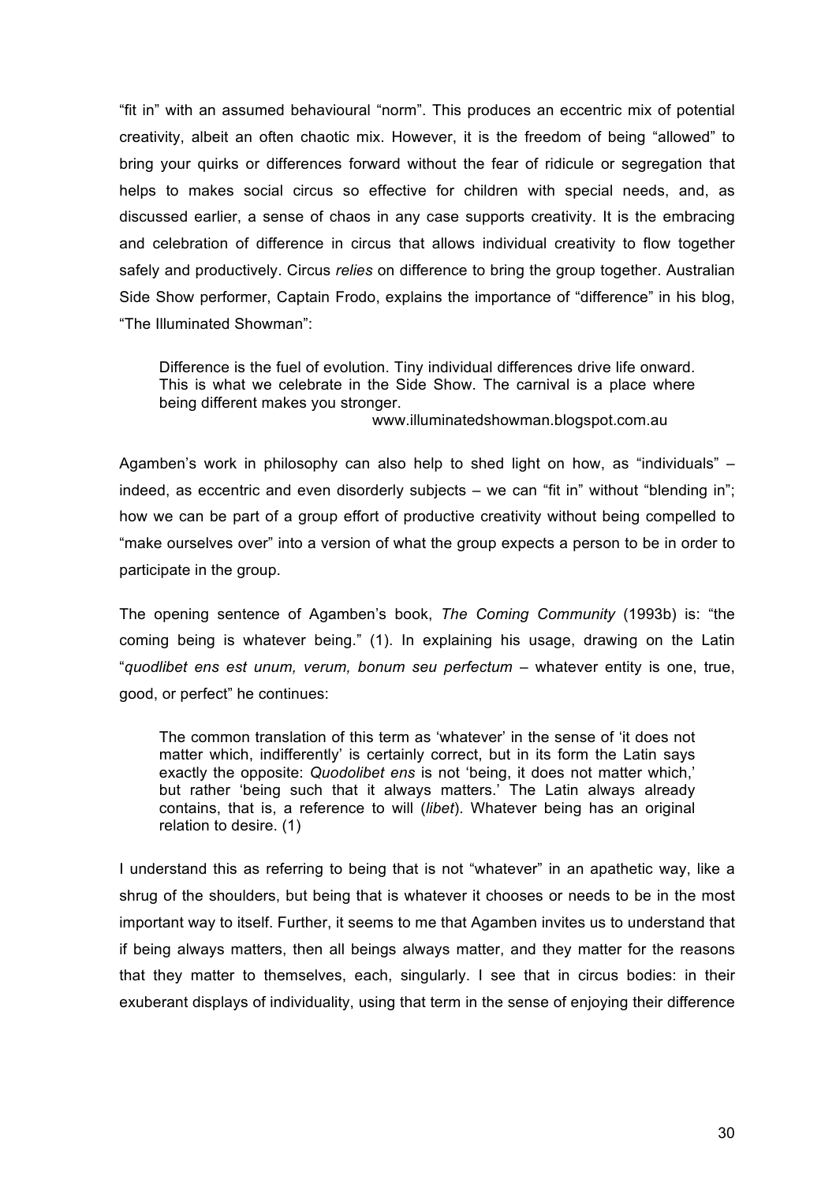"fit in" with an assumed behavioural "norm". This produces an eccentric mix of potential creativity, albeit an often chaotic mix. However, it is the freedom of being "allowed" to bring your quirks or differences forward without the fear of ridicule or segregation that helps to makes social circus so effective for children with special needs, and, as discussed earlier, a sense of chaos in any case supports creativity. It is the embracing and celebration of difference in circus that allows individual creativity to flow together safely and productively. Circus *relies* on difference to bring the group together. Australian Side Show performer, Captain Frodo, explains the importance of "difference" in his blog, "The Illuminated Showman":

> Difference is the fuel of evolution. Tiny individual differences drive life onward. This is what we celebrate in the Side Show. The carnival is a place where being different makes you stronger.
>
> www.illuminatedshowman.blogspot.com.au

Agamben's work in philosophy can also help to shed light on how, as "individuals" – indeed, as eccentric and even disorderly subjects – we can "fit in" without "blending in"; how we can be part of a group effort of productive creativity without being compelled to "make ourselves over" into a version of what the group expects a person to be in order to participate in the group.

The opening sentence of Agamben's book, *The Coming Community* (1993b) is: "the coming being is whatever being." (1). In explaining his usage, drawing on the Latin "*quodlibet ens est unum, verum, bonum seu perfectum* – whatever entity is one, true, good, or perfect" he continues:

> The common translation of this term as 'whatever' in the sense of 'it does not matter which, indifferently' is certainly correct, but in its form the Latin says exactly the opposite: *Quodolibet ens* is not 'being, it does not matter which,' but rather 'being such that it always matters.' The Latin always already contains, that is, a reference to will (*libet*). Whatever being has an original relation to desire. (1)

I understand this as referring to being that is not "whatever" in an apathetic way, like a shrug of the shoulders, but being that is whatever it chooses or needs to be in the most important way to itself. Further, it seems to me that Agamben invites us to understand that if being always matters, then all beings always matter, and they matter for the reasons that they matter to themselves, each, singularly. I see that in circus bodies: in their exuberant displays of individuality, using that term in the sense of enjoying their difference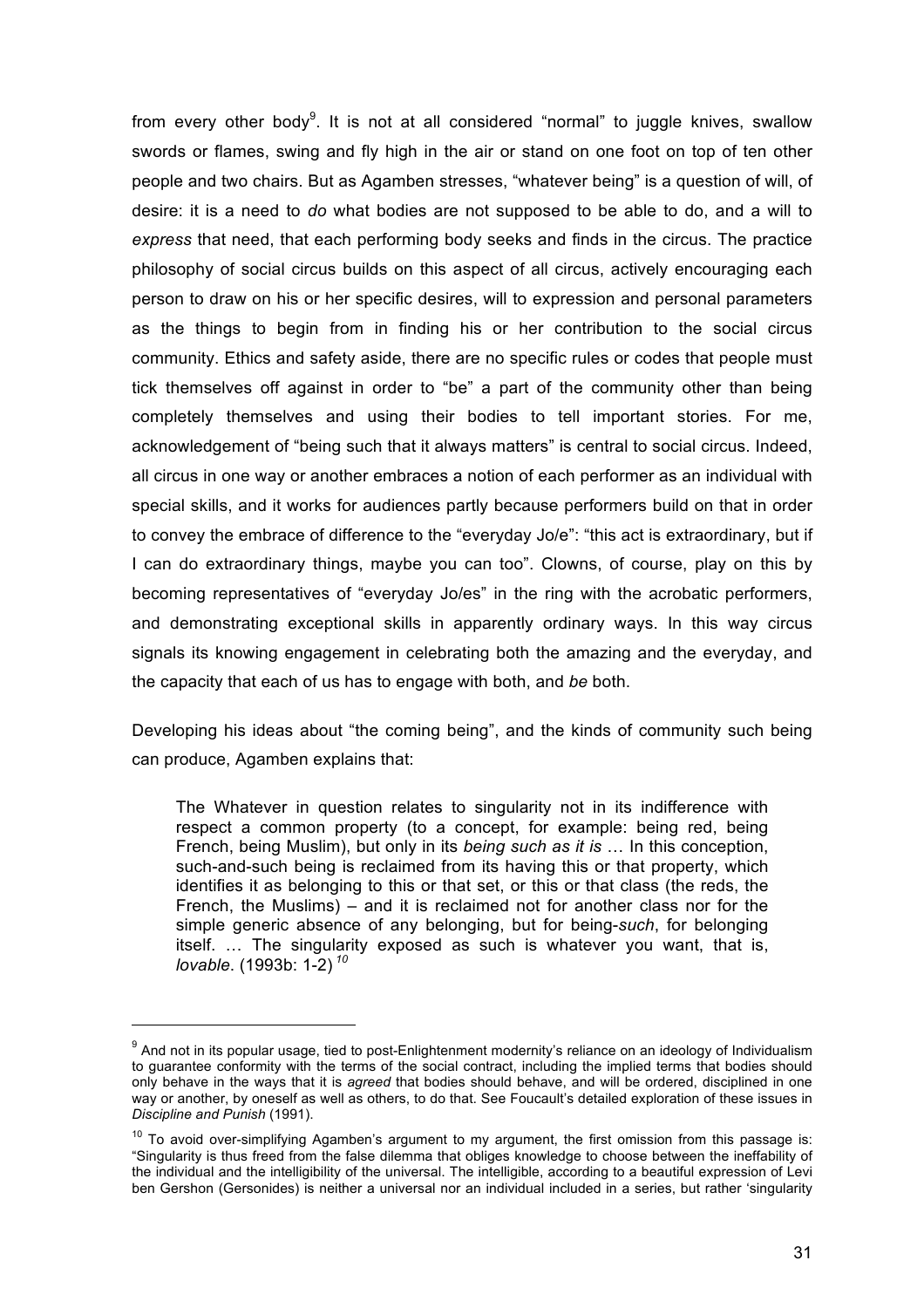from every other body[9]. It is not at all considered "normal" to juggle knives, swallow swords or flames, swing and fly high in the air or stand on one foot on top of ten other people and two chairs. But as Agamben stresses, "whatever being" is a question of will, of desire: it is a need to *do* what bodies are not supposed to be able to do, and a will to *express* that need, that each performing body seeks and finds in the circus. The practice philosophy of social circus builds on this aspect of all circus, actively encouraging each person to draw on his or her specific desires, will to expression and personal parameters as the things to begin from in finding his or her contribution to the social circus community. Ethics and safety aside, there are no specific rules or codes that people must tick themselves off against in order to "be" a part of the community other than being completely themselves and using their bodies to tell important stories. For me, acknowledgement of "being such that it always matters" is central to social circus. Indeed, all circus in one way or another embraces a notion of each performer as an individual with special skills, and it works for audiences partly because performers build on that in order to convey the embrace of difference to the "everyday Jo/e": "this act is extraordinary, but if I can do extraordinary things, maybe you can too". Clowns, of course, play on this by becoming representatives of "everyday Jo/es" in the ring with the acrobatic performers, and demonstrating exceptional skills in apparently ordinary ways. In this way circus signals its knowing engagement in celebrating both the amazing and the everyday, and the capacity that each of us has to engage with both, and *be* both.

Developing his ideas about "the coming being", and the kinds of community such being can produce, Agamben explains that:

> The Whatever in question relates to singularity not in its indifference with respect a common property (to a concept, for example: being red, being French, being Muslim), but only in its *being such as it is* … In this conception, such-and-such being is reclaimed from its having this or that property, which identifies it as belonging to this or that set, or this or that class (the reds, the French, the Muslims) – and it is reclaimed not for another class nor for the simple generic absence of any belonging, but for being-*such*, for belonging itself. … The singularity exposed as such is whatever you want, that is, *lovable*. (1993b: 1-2) [10]

---

[9] And not in its popular usage, tied to post-Enlightenment modernity's reliance on an ideology of Individualism to guarantee conformity with the terms of the social contract, including the implied terms that bodies should only behave in the ways that it is *agreed* that bodies should behave, and will be ordered, disciplined in one way or another, by oneself as well as others, to do that. See Foucault's detailed exploration of these issues in *Discipline and Punish* (1991).

[10] To avoid over-simplifying Agamben's argument to my argument, the first omission from this passage is: "Singularity is thus freed from the false dilemma that obliges knowledge to choose between the ineffability of the individual and the intelligibility of the universal. The intelligible, according to a beautiful expression of Levi ben Gershon (Gersonides) is neither a universal nor an individual included in a series, but rather 'singularity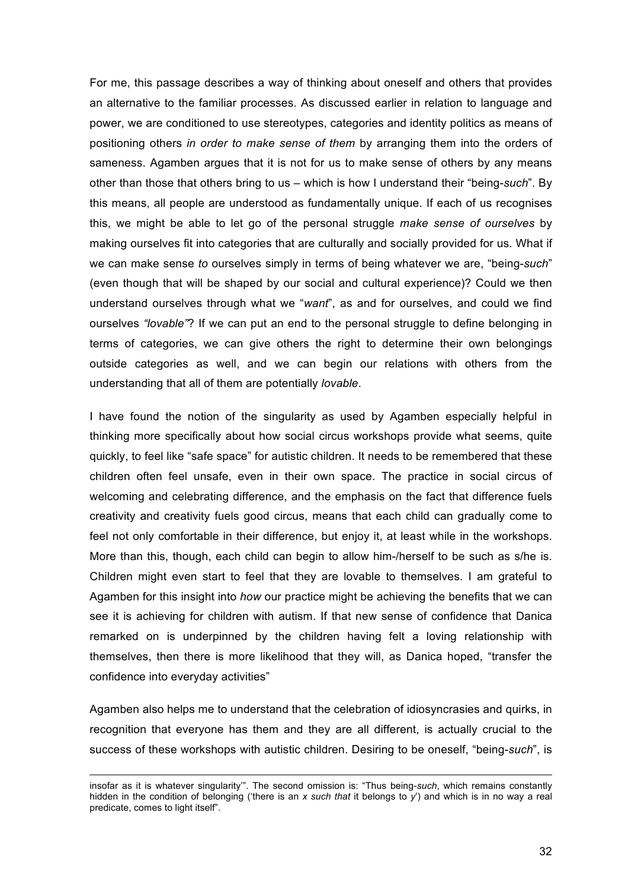For me, this passage describes a way of thinking about oneself and others that provides an alternative to the familiar processes. As discussed earlier in relation to language and power, we are conditioned to use stereotypes, categories and identity politics as means of positioning others *in order to make sense of them* by arranging them into the orders of sameness. Agamben argues that it is not for us to make sense of others by any means other than those that others bring to us – which is how I understand their "being-*such*". By this means, all people are understood as fundamentally unique. If each of us recognises this, we might be able to let go of the personal struggle *make sense of ourselves* by making ourselves fit into categories that are culturally and socially provided for us. What if we can make sense *to* ourselves simply in terms of being whatever we are, "being-*such*" (even though that will be shaped by our social and cultural experience)? Could we then understand ourselves through what we "*want*", as and for ourselves, and could we find ourselves *"lovable"*? If we can put an end to the personal struggle to define belonging in terms of categories, we can give others the right to determine their own belongings outside categories as well, and we can begin our relations with others from the understanding that all of them are potentially *lovable*.

I have found the notion of the singularity as used by Agamben especially helpful in thinking more specifically about how social circus workshops provide what seems, quite quickly, to feel like "safe space" for autistic children. It needs to be remembered that these children often feel unsafe, even in their own space. The practice in social circus of welcoming and celebrating difference, and the emphasis on the fact that difference fuels creativity and creativity fuels good circus, means that each child can gradually come to feel not only comfortable in their difference, but enjoy it, at least while in the workshops. More than this, though, each child can begin to allow him-/herself to be such as s/he is. Children might even start to feel that they are lovable to themselves. I am grateful to Agamben for this insight into *how* our practice might be achieving the benefits that we can see it is achieving for children with autism. If that new sense of confidence that Danica remarked on is underpinned by the children having felt a loving relationship with themselves, then there is more likelihood that they will, as Danica hoped, "transfer the confidence into everyday activities"

Agamben also helps me to understand that the celebration of idiosyncrasies and quirks, in recognition that everyone has them and they are all different, is actually crucial to the success of these workshops with autistic children. Desiring to be oneself, "being-*such*", is

---

insofar as it is whatever singularity'". The second omission is: "Thus being-*such*, which remains constantly hidden in the condition of belonging ('there is an *x such that* it belongs to *y*') and which is in no way a real predicate, comes to light itself".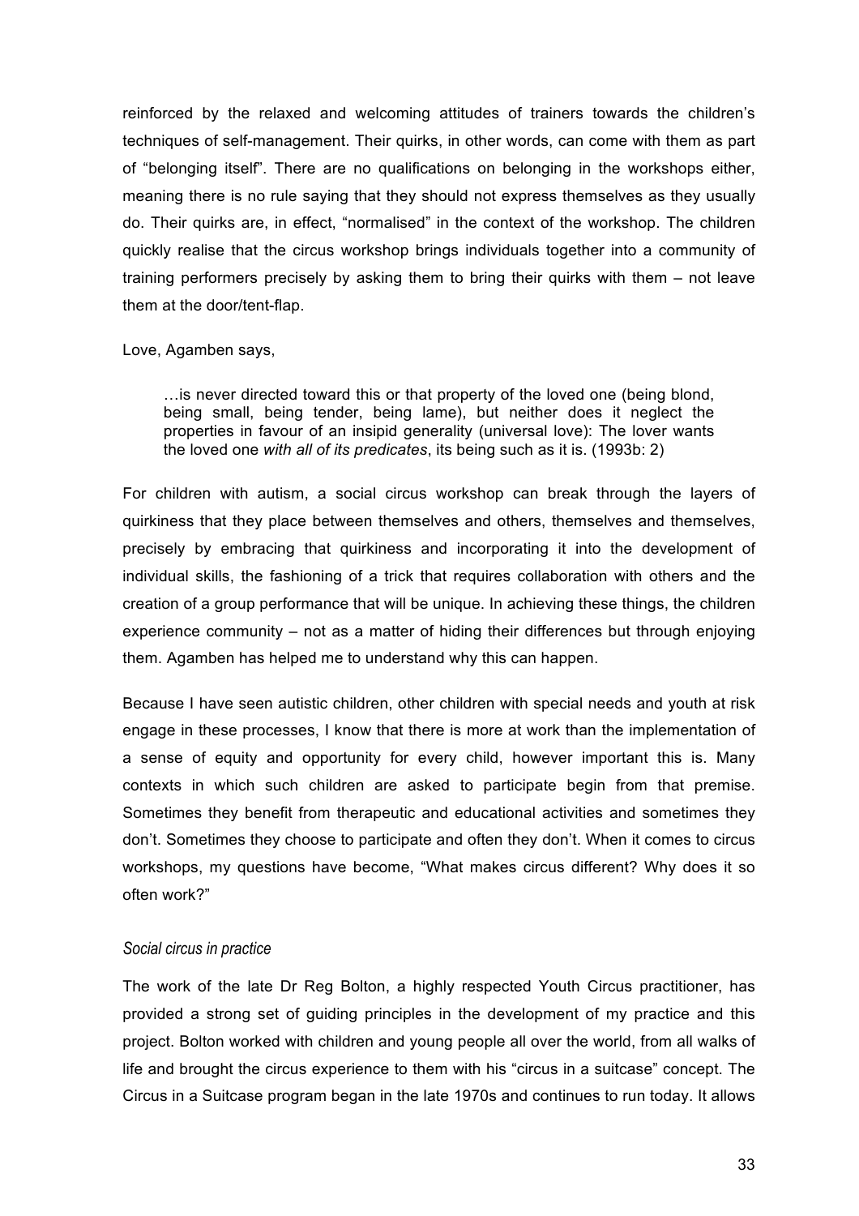reinforced by the relaxed and welcoming attitudes of trainers towards the children's techniques of self-management. Their quirks, in other words, can come with them as part of "belonging itself". There are no qualifications on belonging in the workshops either, meaning there is no rule saying that they should not express themselves as they usually do. Their quirks are, in effect, "normalised" in the context of the workshop. The children quickly realise that the circus workshop brings individuals together into a community of training performers precisely by asking them to bring their quirks with them – not leave them at the door/tent-flap.

Love, Agamben says,

> …is never directed toward this or that property of the loved one (being blond, being small, being tender, being lame), but neither does it neglect the properties in favour of an insipid generality (universal love): The lover wants the loved one *with all of its predicates*, its being such as it is. (1993b: 2)

For children with autism, a social circus workshop can break through the layers of quirkiness that they place between themselves and others, themselves and themselves, precisely by embracing that quirkiness and incorporating it into the development of individual skills, the fashioning of a trick that requires collaboration with others and the creation of a group performance that will be unique. In achieving these things, the children experience community – not as a matter of hiding their differences but through enjoying them. Agamben has helped me to understand why this can happen.

Because I have seen autistic children, other children with special needs and youth at risk engage in these processes, I know that there is more at work than the implementation of a sense of equity and opportunity for every child, however important this is. Many contexts in which such children are asked to participate begin from that premise. Sometimes they benefit from therapeutic and educational activities and sometimes they don't. Sometimes they choose to participate and often they don't. When it comes to circus workshops, my questions have become, "What makes circus different? Why does it so often work?"

### *Social circus in practice*

The work of the late Dr Reg Bolton, a highly respected Youth Circus practitioner, has provided a strong set of guiding principles in the development of my practice and this project. Bolton worked with children and young people all over the world, from all walks of life and brought the circus experience to them with his "circus in a suitcase" concept. The Circus in a Suitcase program began in the late 1970s and continues to run today. It allows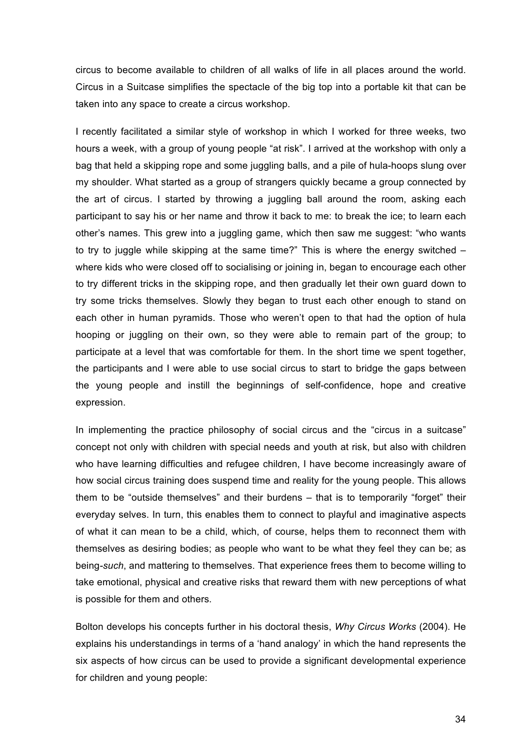circus to become available to children of all walks of life in all places around the world. Circus in a Suitcase simplifies the spectacle of the big top into a portable kit that can be taken into any space to create a circus workshop.

I recently facilitated a similar style of workshop in which I worked for three weeks, two hours a week, with a group of young people "at risk". I arrived at the workshop with only a bag that held a skipping rope and some juggling balls, and a pile of hula-hoops slung over my shoulder. What started as a group of strangers quickly became a group connected by the art of circus. I started by throwing a juggling ball around the room, asking each participant to say his or her name and throw it back to me: to break the ice; to learn each other's names. This grew into a juggling game, which then saw me suggest: "who wants to try to juggle while skipping at the same time?" This is where the energy switched – where kids who were closed off to socialising or joining in, began to encourage each other to try different tricks in the skipping rope, and then gradually let their own guard down to try some tricks themselves. Slowly they began to trust each other enough to stand on each other in human pyramids. Those who weren't open to that had the option of hula hooping or juggling on their own, so they were able to remain part of the group; to participate at a level that was comfortable for them. In the short time we spent together, the participants and I were able to use social circus to start to bridge the gaps between the young people and instill the beginnings of self-confidence, hope and creative expression.

In implementing the practice philosophy of social circus and the "circus in a suitcase" concept not only with children with special needs and youth at risk, but also with children who have learning difficulties and refugee children, I have become increasingly aware of how social circus training does suspend time and reality for the young people. This allows them to be "outside themselves" and their burdens – that is to temporarily "forget" their everyday selves. In turn, this enables them to connect to playful and imaginative aspects of what it can mean to be a child, which, of course, helps them to reconnect them with themselves as desiring bodies; as people who want to be what they feel they can be; as being-*such*, and mattering to themselves. That experience frees them to become willing to take emotional, physical and creative risks that reward them with new perceptions of what is possible for them and others.

Bolton develops his concepts further in his doctoral thesis, *Why Circus Works* (2004). He explains his understandings in terms of a 'hand analogy' in which the hand represents the six aspects of how circus can be used to provide a significant developmental experience for children and young people: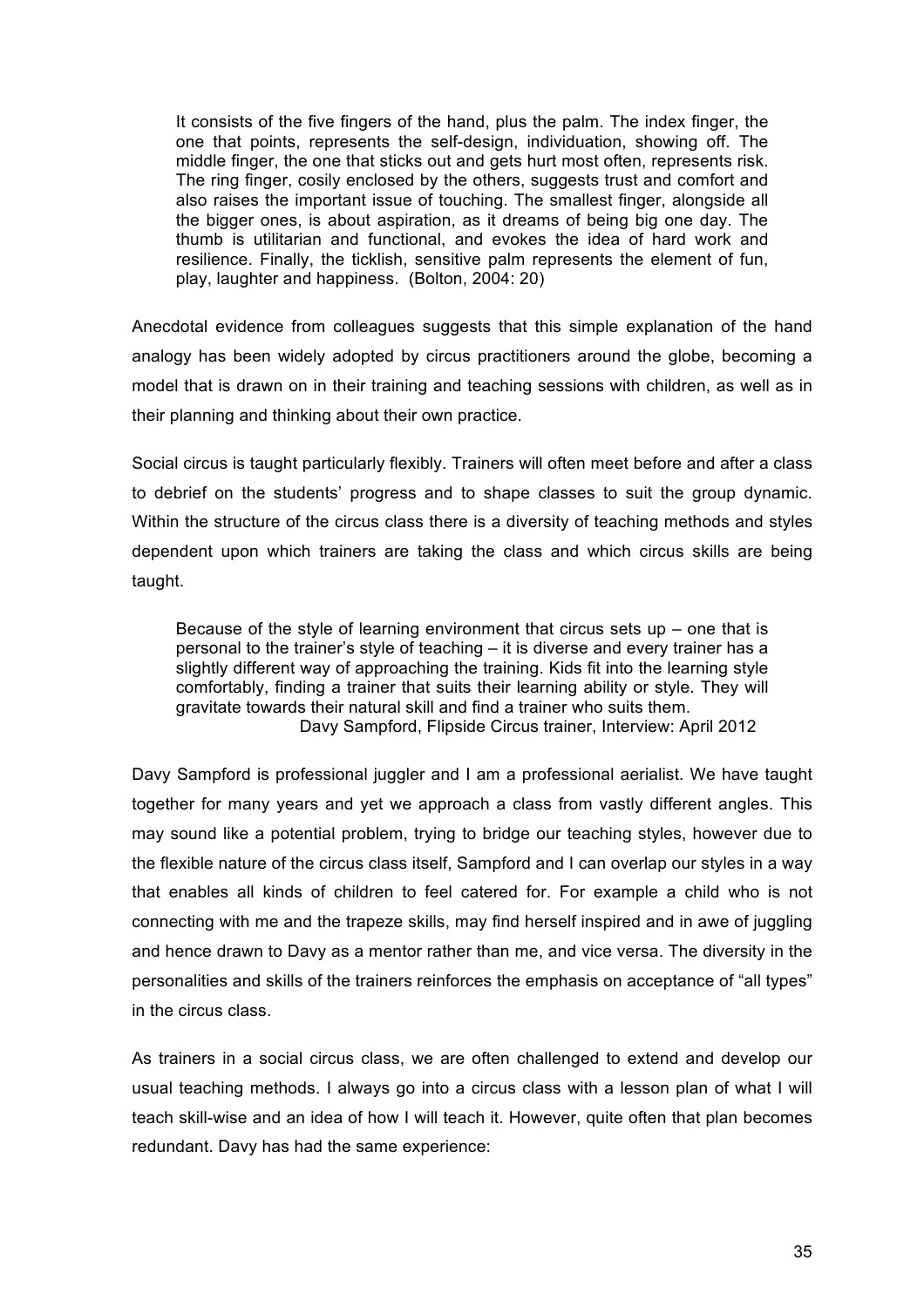> It consists of the five fingers of the hand, plus the palm. The index finger, the one that points, represents the self-design, individuation, showing off. The middle finger, the one that sticks out and gets hurt most often, represents risk. The ring finger, cosily enclosed by the others, suggests trust and comfort and also raises the important issue of touching. The smallest finger, alongside all the bigger ones, is about aspiration, as it dreams of being big one day. The thumb is utilitarian and functional, and evokes the idea of hard work and resilience. Finally, the ticklish, sensitive palm represents the element of fun, play, laughter and happiness. (Bolton, 2004: 20)

Anecdotal evidence from colleagues suggests that this simple explanation of the hand analogy has been widely adopted by circus practitioners around the globe, becoming a model that is drawn on in their training and teaching sessions with children, as well as in their planning and thinking about their own practice.

Social circus is taught particularly flexibly. Trainers will often meet before and after a class to debrief on the students' progress and to shape classes to suit the group dynamic. Within the structure of the circus class there is a diversity of teaching methods and styles dependent upon which trainers are taking the class and which circus skills are being taught.

> Because of the style of learning environment that circus sets up – one that is personal to the trainer's style of teaching – it is diverse and every trainer has a slightly different way of approaching the training. Kids fit into the learning style comfortably, finding a trainer that suits their learning ability or style. They will gravitate towards their natural skill and find a trainer who suits them.
>
> Davy Sampford, Flipside Circus trainer, Interview: April 2012

Davy Sampford is professional juggler and I am a professional aerialist. We have taught together for many years and yet we approach a class from vastly different angles. This may sound like a potential problem, trying to bridge our teaching styles, however due to the flexible nature of the circus class itself, Sampford and I can overlap our styles in a way that enables all kinds of children to feel catered for. For example a child who is not connecting with me and the trapeze skills, may find herself inspired and in awe of juggling and hence drawn to Davy as a mentor rather than me, and vice versa. The diversity in the personalities and skills of the trainers reinforces the emphasis on acceptance of "all types" in the circus class.

As trainers in a social circus class, we are often challenged to extend and develop our usual teaching methods. I always go into a circus class with a lesson plan of what I will teach skill-wise and an idea of how I will teach it. However, quite often that plan becomes redundant. Davy has had the same experience: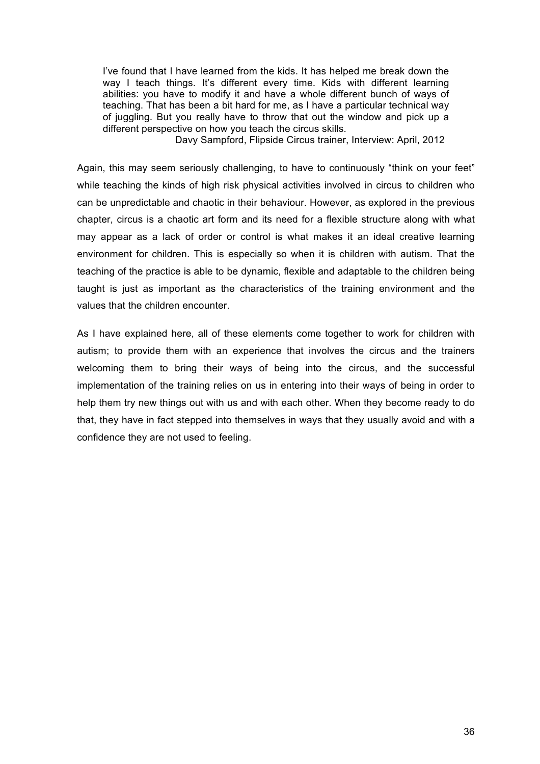> I've found that I have learned from the kids. It has helped me break down the way I teach things. It's different every time. Kids with different learning abilities: you have to modify it and have a whole different bunch of ways of teaching. That has been a bit hard for me, as I have a particular technical way of juggling. But you really have to throw that out the window and pick up a different perspective on how you teach the circus skills.
>
> Davy Sampford, Flipside Circus trainer, Interview: April, 2012

Again, this may seem seriously challenging, to have to continuously "think on your feet" while teaching the kinds of high risk physical activities involved in circus to children who can be unpredictable and chaotic in their behaviour. However, as explored in the previous chapter, circus is a chaotic art form and its need for a flexible structure along with what may appear as a lack of order or control is what makes it an ideal creative learning environment for children. This is especially so when it is children with autism. That the teaching of the practice is able to be dynamic, flexible and adaptable to the children being taught is just as important as the characteristics of the training environment and the values that the children encounter.

As I have explained here, all of these elements come together to work for children with autism; to provide them with an experience that involves the circus and the trainers welcoming them to bring their ways of being into the circus, and the successful implementation of the training relies on us in entering into their ways of being in order to help them try new things out with us and with each other. When they become ready to do that, they have in fact stepped into themselves in ways that they usually avoid and with a confidence they are not used to feeling.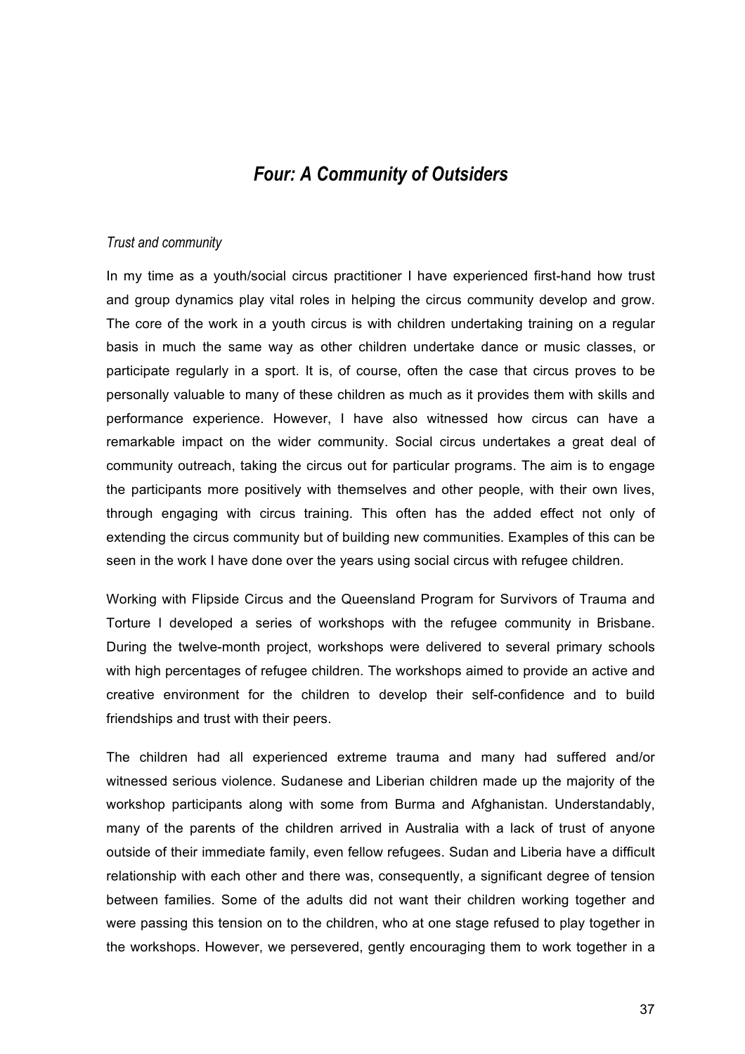## *Four: A Community of Outsiders*

*Trust and community*

In my time as a youth/social circus practitioner I have experienced first-hand how trust and group dynamics play vital roles in helping the circus community develop and grow. The core of the work in a youth circus is with children undertaking training on a regular basis in much the same way as other children undertake dance or music classes, or participate regularly in a sport. It is, of course, often the case that circus proves to be personally valuable to many of these children as much as it provides them with skills and performance experience. However, I have also witnessed how circus can have a remarkable impact on the wider community. Social circus undertakes a great deal of community outreach, taking the circus out for particular programs. The aim is to engage the participants more positively with themselves and other people, with their own lives, through engaging with circus training. This often has the added effect not only of extending the circus community but of building new communities. Examples of this can be seen in the work I have done over the years using social circus with refugee children.

Working with Flipside Circus and the Queensland Program for Survivors of Trauma and Torture I developed a series of workshops with the refugee community in Brisbane. During the twelve-month project, workshops were delivered to several primary schools with high percentages of refugee children. The workshops aimed to provide an active and creative environment for the children to develop their self-confidence and to build friendships and trust with their peers.

The children had all experienced extreme trauma and many had suffered and/or witnessed serious violence. Sudanese and Liberian children made up the majority of the workshop participants along with some from Burma and Afghanistan. Understandably, many of the parents of the children arrived in Australia with a lack of trust of anyone outside of their immediate family, even fellow refugees. Sudan and Liberia have a difficult relationship with each other and there was, consequently, a significant degree of tension between families. Some of the adults did not want their children working together and were passing this tension on to the children, who at one stage refused to play together in the workshops. However, we persevered, gently encouraging them to work together in a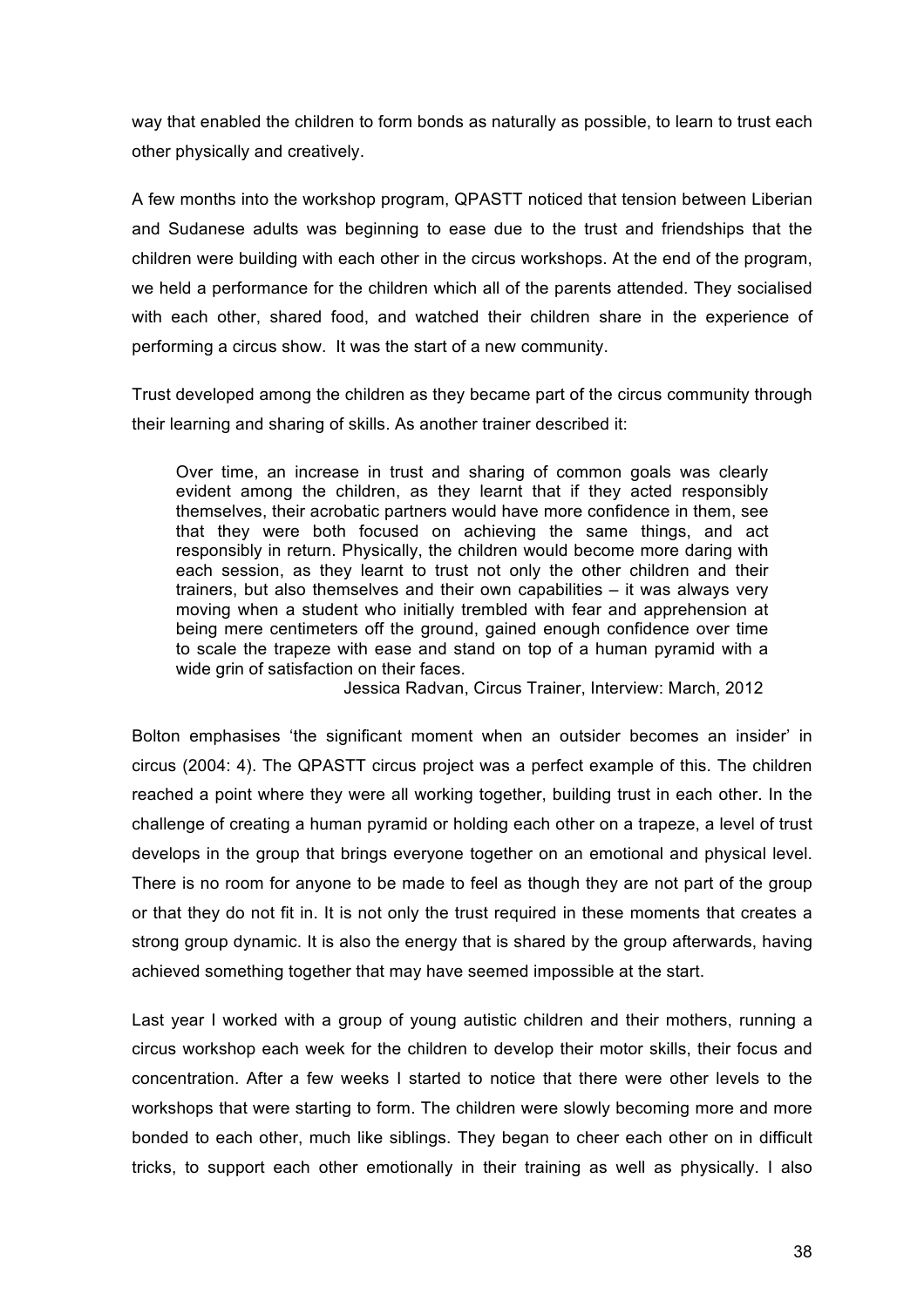way that enabled the children to form bonds as naturally as possible, to learn to trust each other physically and creatively.

A few months into the workshop program, QPASTT noticed that tension between Liberian and Sudanese adults was beginning to ease due to the trust and friendships that the children were building with each other in the circus workshops. At the end of the program, we held a performance for the children which all of the parents attended. They socialised with each other, shared food, and watched their children share in the experience of performing a circus show. It was the start of a new community.

Trust developed among the children as they became part of the circus community through their learning and sharing of skills. As another trainer described it:

> Over time, an increase in trust and sharing of common goals was clearly evident among the children, as they learnt that if they acted responsibly themselves, their acrobatic partners would have more confidence in them, see that they were both focused on achieving the same things, and act responsibly in return. Physically, the children would become more daring with each session, as they learnt to trust not only the other children and their trainers, but also themselves and their own capabilities – it was always very moving when a student who initially trembled with fear and apprehension at being mere centimeters off the ground, gained enough confidence over time to scale the trapeze with ease and stand on top of a human pyramid with a wide grin of satisfaction on their faces.
>
> Jessica Radvan, Circus Trainer, Interview: March, 2012

Bolton emphasises 'the significant moment when an outsider becomes an insider' in circus (2004: 4). The QPASTT circus project was a perfect example of this. The children reached a point where they were all working together, building trust in each other. In the challenge of creating a human pyramid or holding each other on a trapeze, a level of trust develops in the group that brings everyone together on an emotional and physical level. There is no room for anyone to be made to feel as though they are not part of the group or that they do not fit in. It is not only the trust required in these moments that creates a strong group dynamic. It is also the energy that is shared by the group afterwards, having achieved something together that may have seemed impossible at the start.

Last year I worked with a group of young autistic children and their mothers, running a circus workshop each week for the children to develop their motor skills, their focus and concentration. After a few weeks I started to notice that there were other levels to the workshops that were starting to form. The children were slowly becoming more and more bonded to each other, much like siblings. They began to cheer each other on in difficult tricks, to support each other emotionally in their training as well as physically. I also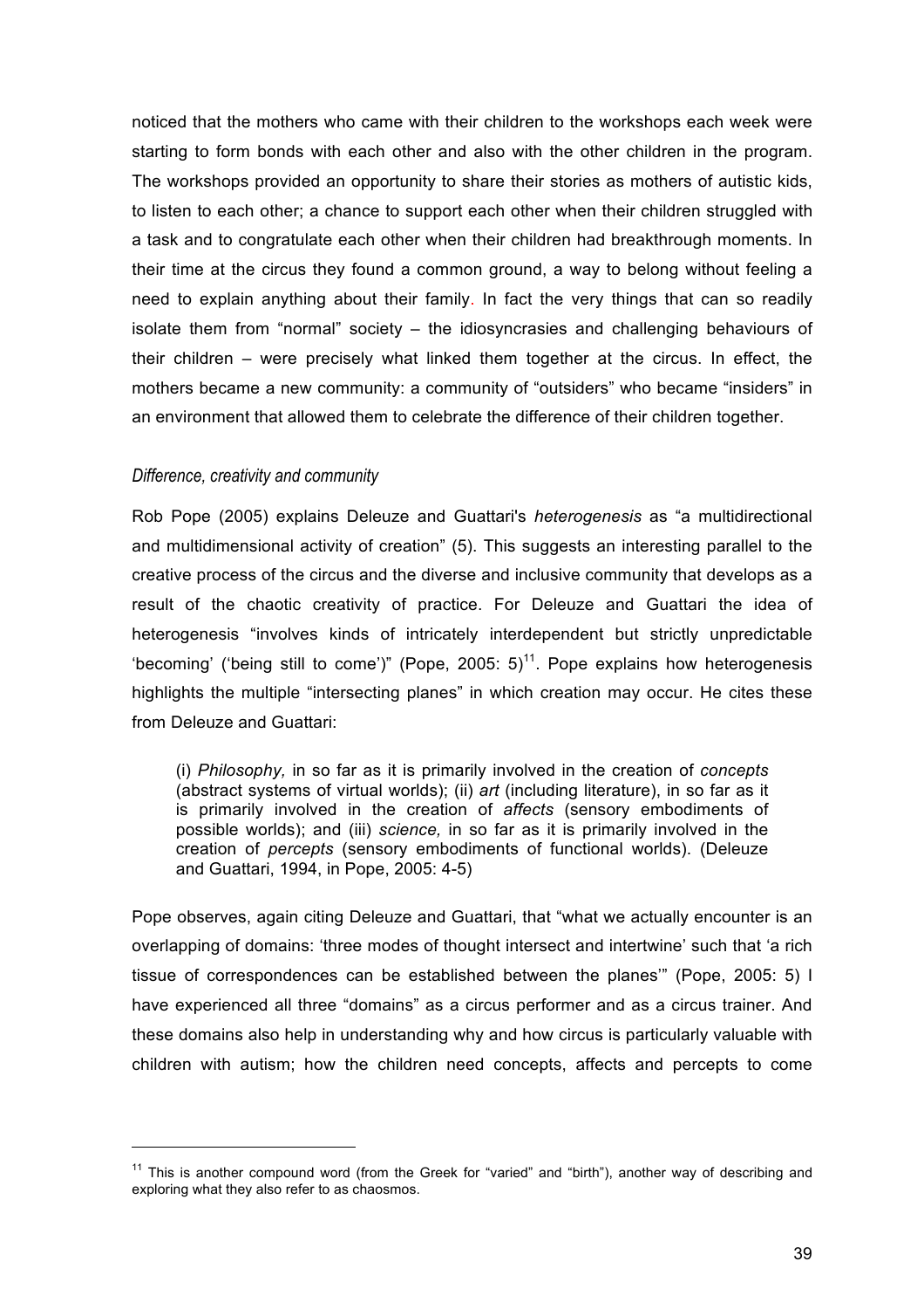noticed that the mothers who came with their children to the workshops each week were starting to form bonds with each other and also with the other children in the program. The workshops provided an opportunity to share their stories as mothers of autistic kids, to listen to each other; a chance to support each other when their children struggled with a task and to congratulate each other when their children had breakthrough moments. In their time at the circus they found a common ground, a way to belong without feeling a need to explain anything about their family. In fact the very things that can so readily isolate them from "normal" society – the idiosyncrasies and challenging behaviours of their children – were precisely what linked them together at the circus. In effect, the mothers became a new community: a community of "outsiders" who became "insiders" in an environment that allowed them to celebrate the difference of their children together.

### *Difference, creativity and community*

Rob Pope (2005) explains Deleuze and Guattari's *heterogenesis* as "a multidirectional and multidimensional activity of creation" (5). This suggests an interesting parallel to the creative process of the circus and the diverse and inclusive community that develops as a result of the chaotic creativity of practice. For Deleuze and Guattari the idea of heterogenesis "involves kinds of intricately interdependent but strictly unpredictable 'becoming' ('being still to come')" (Pope, 2005: 5)[11]. Pope explains how heterogenesis highlights the multiple "intersecting planes" in which creation may occur. He cites these from Deleuze and Guattari:

> (i) *Philosophy,* in so far as it is primarily involved in the creation of *concepts* (abstract systems of virtual worlds); (ii) *art* (including literature), in so far as it is primarily involved in the creation of *affects* (sensory embodiments of possible worlds); and (iii) *science,* in so far as it is primarily involved in the creation of *percepts* (sensory embodiments of functional worlds). (Deleuze and Guattari, 1994, in Pope, 2005: 4-5)

Pope observes, again citing Deleuze and Guattari, that "what we actually encounter is an overlapping of domains: 'three modes of thought intersect and intertwine' such that 'a rich tissue of correspondences can be established between the planes'" (Pope, 2005: 5) I have experienced all three "domains" as a circus performer and as a circus trainer. And these domains also help in understanding why and how circus is particularly valuable with children with autism; how the children need concepts, affects and percepts to come

---

[11] This is another compound word (from the Greek for "varied" and "birth"), another way of describing and exploring what they also refer to as chaosmos.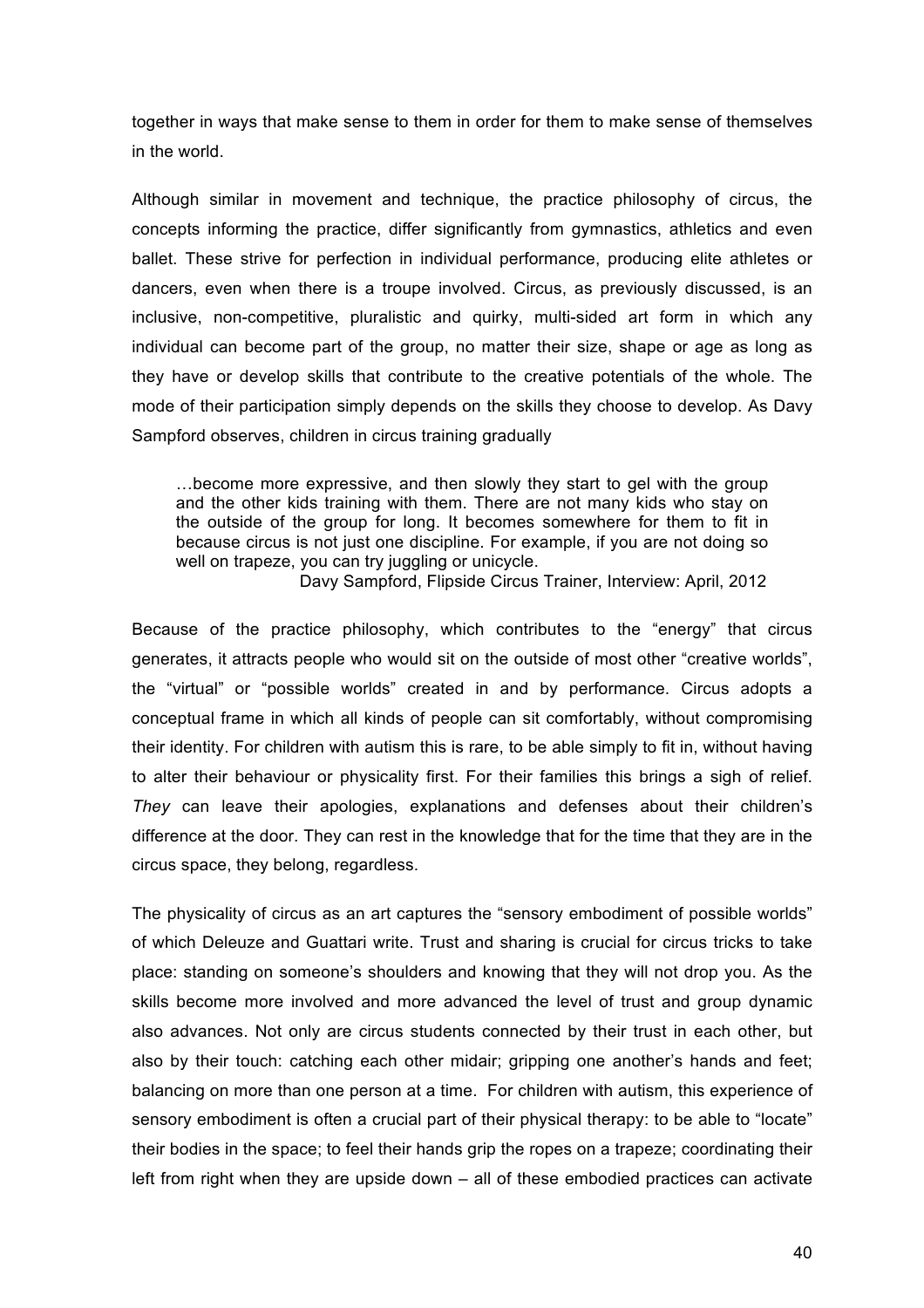together in ways that make sense to them in order for them to make sense of themselves in the world.

Although similar in movement and technique, the practice philosophy of circus, the concepts informing the practice, differ significantly from gymnastics, athletics and even ballet. These strive for perfection in individual performance, producing elite athletes or dancers, even when there is a troupe involved. Circus, as previously discussed, is an inclusive, non-competitive, pluralistic and quirky, multi-sided art form in which any individual can become part of the group, no matter their size, shape or age as long as they have or develop skills that contribute to the creative potentials of the whole. The mode of their participation simply depends on the skills they choose to develop. As Davy Sampford observes, children in circus training gradually

> …become more expressive, and then slowly they start to gel with the group and the other kids training with them. There are not many kids who stay on the outside of the group for long. It becomes somewhere for them to fit in because circus is not just one discipline. For example, if you are not doing so well on trapeze, you can try juggling or unicycle.
>
> Davy Sampford, Flipside Circus Trainer, Interview: April, 2012

Because of the practice philosophy, which contributes to the "energy" that circus generates, it attracts people who would sit on the outside of most other "creative worlds", the "virtual" or "possible worlds" created in and by performance. Circus adopts a conceptual frame in which all kinds of people can sit comfortably, without compromising their identity. For children with autism this is rare, to be able simply to fit in, without having to alter their behaviour or physicality first. For their families this brings a sigh of relief. *They* can leave their apologies, explanations and defenses about their children's difference at the door. They can rest in the knowledge that for the time that they are in the circus space, they belong, regardless.

The physicality of circus as an art captures the "sensory embodiment of possible worlds" of which Deleuze and Guattari write. Trust and sharing is crucial for circus tricks to take place: standing on someone's shoulders and knowing that they will not drop you. As the skills become more involved and more advanced the level of trust and group dynamic also advances. Not only are circus students connected by their trust in each other, but also by their touch: catching each other midair; gripping one another's hands and feet; balancing on more than one person at a time. For children with autism, this experience of sensory embodiment is often a crucial part of their physical therapy: to be able to "locate" their bodies in the space; to feel their hands grip the ropes on a trapeze; coordinating their left from right when they are upside down – all of these embodied practices can activate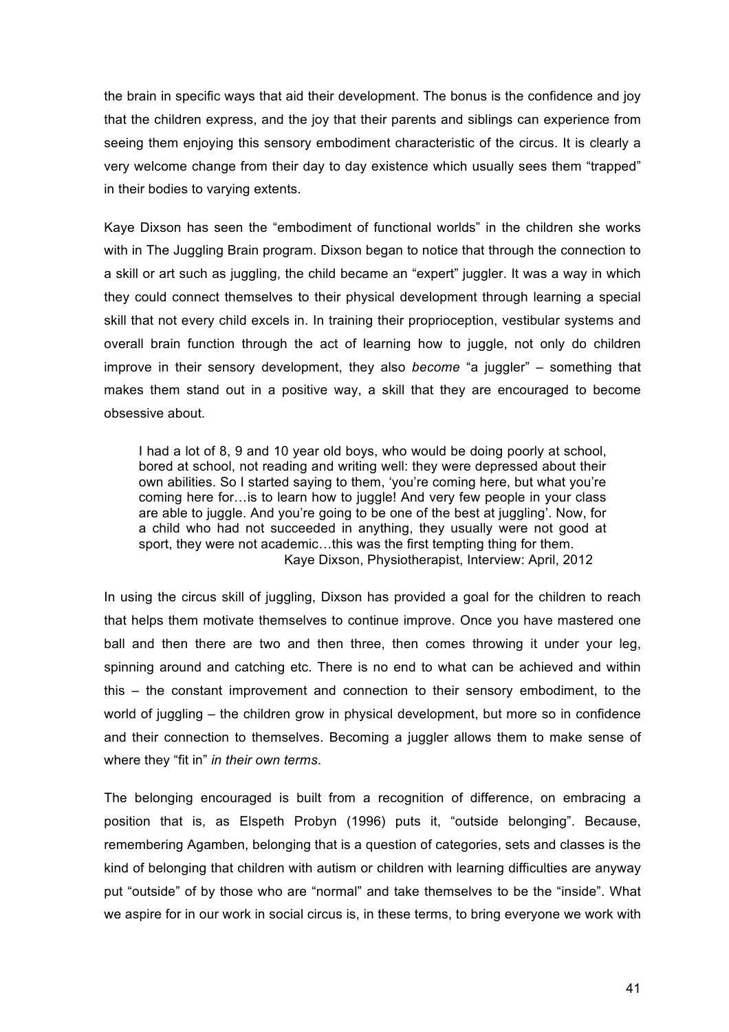the brain in specific ways that aid their development. The bonus is the confidence and joy that the children express, and the joy that their parents and siblings can experience from seeing them enjoying this sensory embodiment characteristic of the circus. It is clearly a very welcome change from their day to day existence which usually sees them "trapped" in their bodies to varying extents.

Kaye Dixson has seen the "embodiment of functional worlds" in the children she works with in The Juggling Brain program. Dixson began to notice that through the connection to a skill or art such as juggling, the child became an "expert" juggler. It was a way in which they could connect themselves to their physical development through learning a special skill that not every child excels in. In training their proprioception, vestibular systems and overall brain function through the act of learning how to juggle, not only do children improve in their sensory development, they also *become* "a juggler" – something that makes them stand out in a positive way, a skill that they are encouraged to become obsessive about.

> I had a lot of 8, 9 and 10 year old boys, who would be doing poorly at school, bored at school, not reading and writing well: they were depressed about their own abilities. So I started saying to them, 'you're coming here, but what you're coming here for…is to learn how to juggle! And very few people in your class are able to juggle. And you're going to be one of the best at juggling'. Now, for a child who had not succeeded in anything, they usually were not good at sport, they were not academic…this was the first tempting thing for them.
>
> Kaye Dixson, Physiotherapist, Interview: April, 2012

In using the circus skill of juggling, Dixson has provided a goal for the children to reach that helps them motivate themselves to continue improve. Once you have mastered one ball and then there are two and then three, then comes throwing it under your leg, spinning around and catching etc. There is no end to what can be achieved and within this – the constant improvement and connection to their sensory embodiment, to the world of juggling – the children grow in physical development, but more so in confidence and their connection to themselves. Becoming a juggler allows them to make sense of where they "fit in" *in their own terms*.

The belonging encouraged is built from a recognition of difference, on embracing a position that is, as Elspeth Probyn (1996) puts it, "outside belonging". Because, remembering Agamben, belonging that is a question of categories, sets and classes is the kind of belonging that children with autism or children with learning difficulties are anyway put "outside" of by those who are "normal" and take themselves to be the "inside". What we aspire for in our work in social circus is, in these terms, to bring everyone we work with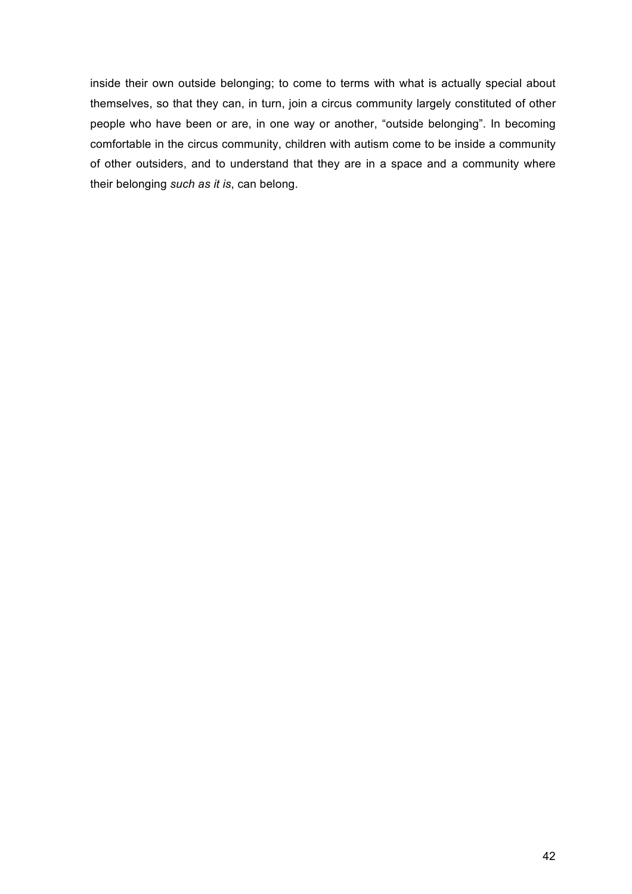inside their own outside belonging; to come to terms with what is actually special about themselves, so that they can, in turn, join a circus community largely constituted of other people who have been or are, in one way or another, "outside belonging". In becoming comfortable in the circus community, children with autism come to be inside a community of other outsiders, and to understand that they are in a space and a community where their belonging *such as it is*, can belong.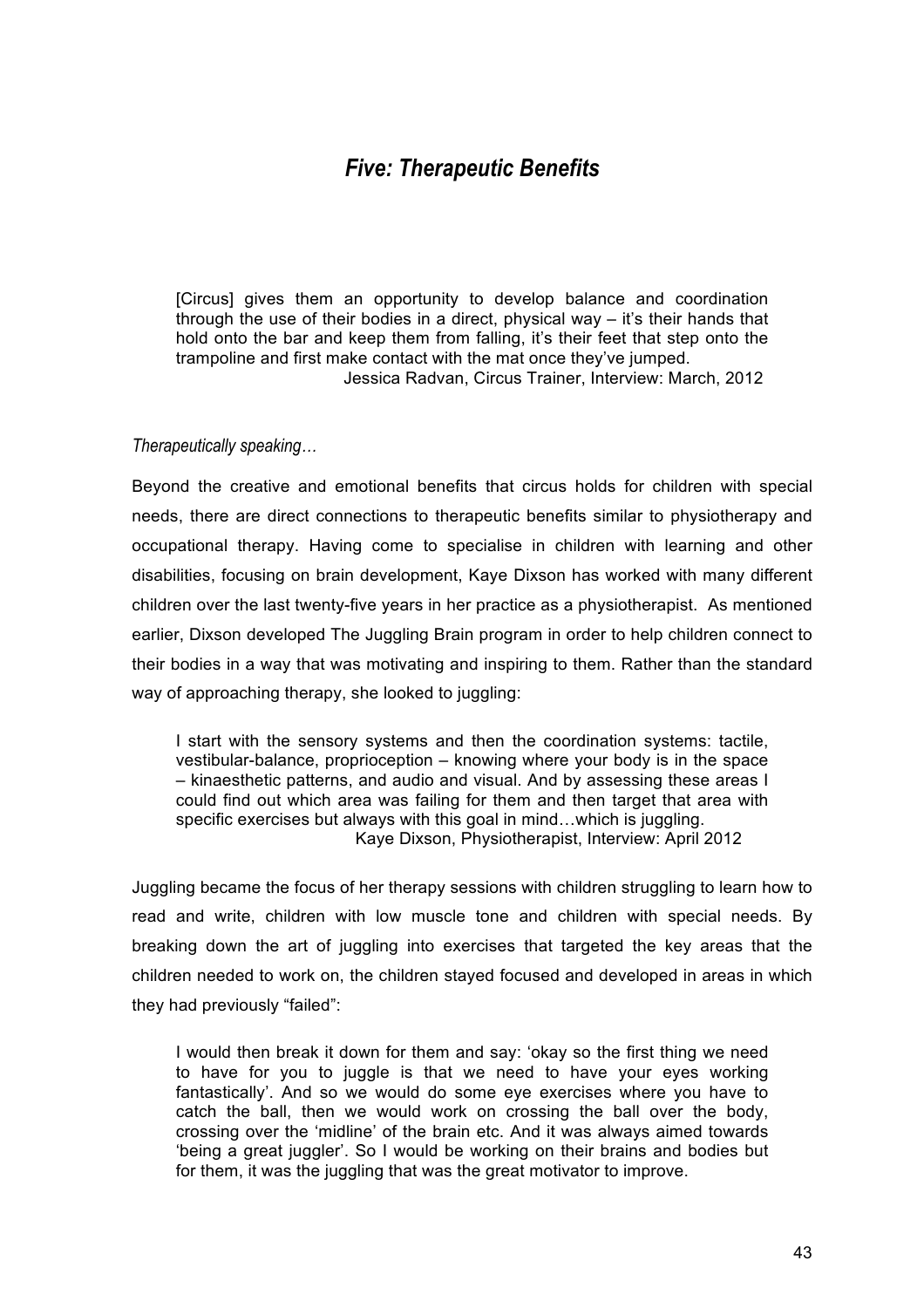# *Five: Therapeutic Benefits*

> [Circus] gives them an opportunity to develop balance and coordination through the use of their bodies in a direct, physical way – it's their hands that hold onto the bar and keep them from falling, it's their feet that step onto the trampoline and first make contact with the mat once they've jumped.
>
> Jessica Radvan, Circus Trainer, Interview: March, 2012

*Therapeutically speaking…*

Beyond the creative and emotional benefits that circus holds for children with special needs, there are direct connections to therapeutic benefits similar to physiotherapy and occupational therapy. Having come to specialise in children with learning and other disabilities, focusing on brain development, Kaye Dixson has worked with many different children over the last twenty-five years in her practice as a physiotherapist. As mentioned earlier, Dixson developed The Juggling Brain program in order to help children connect to their bodies in a way that was motivating and inspiring to them. Rather than the standard way of approaching therapy, she looked to juggling:

> I start with the sensory systems and then the coordination systems: tactile, vestibular-balance, proprioception – knowing where your body is in the space – kinaesthetic patterns, and audio and visual. And by assessing these areas I could find out which area was failing for them and then target that area with specific exercises but always with this goal in mind…which is juggling.
>
> Kaye Dixson, Physiotherapist, Interview: April 2012

Juggling became the focus of her therapy sessions with children struggling to learn how to read and write, children with low muscle tone and children with special needs. By breaking down the art of juggling into exercises that targeted the key areas that the children needed to work on, the children stayed focused and developed in areas in which they had previously "failed":

> I would then break it down for them and say: 'okay so the first thing we need to have for you to juggle is that we need to have your eyes working fantastically'. And so we would do some eye exercises where you have to catch the ball, then we would work on crossing the ball over the body, crossing over the 'midline' of the brain etc. And it was always aimed towards 'being a great juggler'. So I would be working on their brains and bodies but for them, it was the juggling that was the great motivator to improve.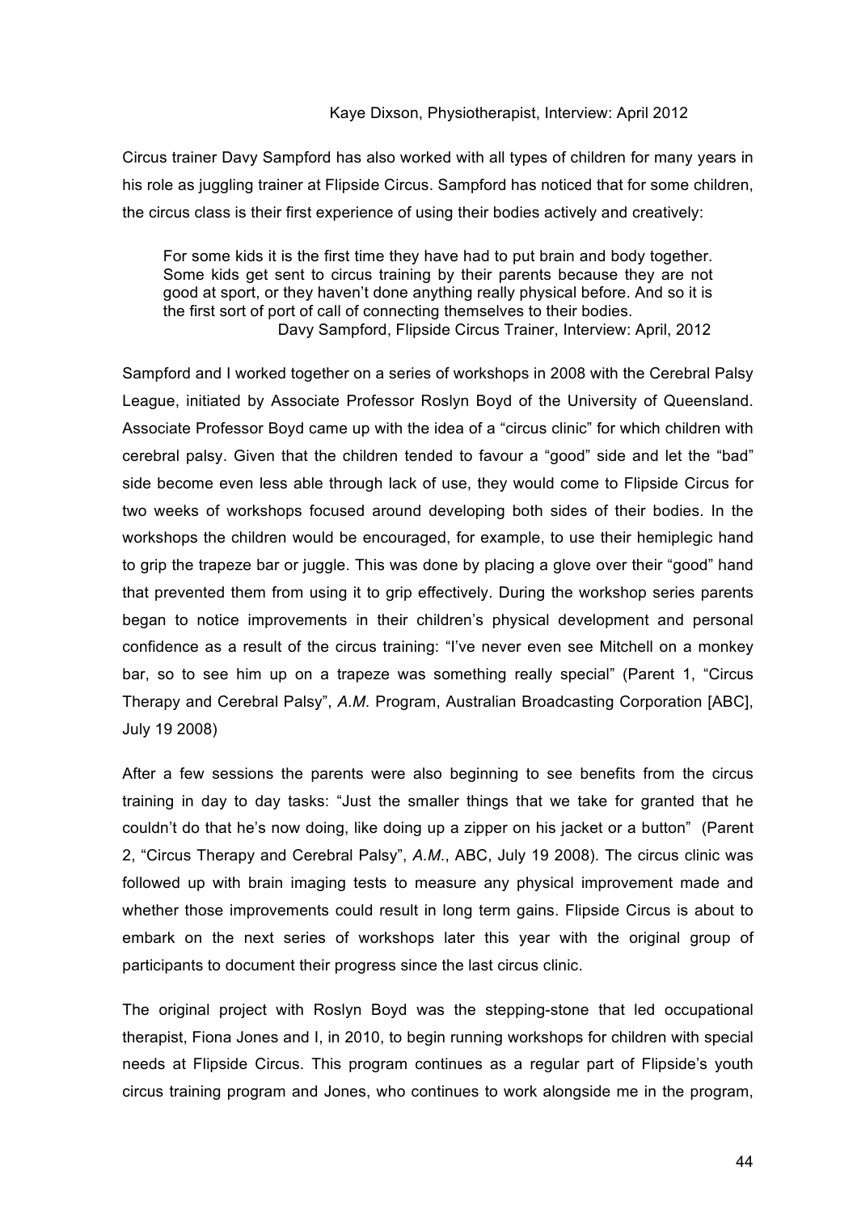Kaye Dixson, Physiotherapist, Interview: April 2012

Circus trainer Davy Sampford has also worked with all types of children for many years in his role as juggling trainer at Flipside Circus. Sampford has noticed that for some children, the circus class is their first experience of using their bodies actively and creatively:

> For some kids it is the first time they have had to put brain and body together. Some kids get sent to circus training by their parents because they are not good at sport, or they haven't done anything really physical before. And so it is the first sort of port of call of connecting themselves to their bodies.
> Davy Sampford, Flipside Circus Trainer, Interview: April, 2012

Sampford and I worked together on a series of workshops in 2008 with the Cerebral Palsy League, initiated by Associate Professor Roslyn Boyd of the University of Queensland. Associate Professor Boyd came up with the idea of a "circus clinic" for which children with cerebral palsy. Given that the children tended to favour a "good" side and let the "bad" side become even less able through lack of use, they would come to Flipside Circus for two weeks of workshops focused around developing both sides of their bodies. In the workshops the children would be encouraged, for example, to use their hemiplegic hand to grip the trapeze bar or juggle. This was done by placing a glove over their "good" hand that prevented them from using it to grip effectively. During the workshop series parents began to notice improvements in their children's physical development and personal confidence as a result of the circus training: "I've never even see Mitchell on a monkey bar, so to see him up on a trapeze was something really special" (Parent 1, "Circus Therapy and Cerebral Palsy", *A.M.* Program, Australian Broadcasting Corporation [ABC], July 19 2008)

After a few sessions the parents were also beginning to see benefits from the circus training in day to day tasks: "Just the smaller things that we take for granted that he couldn't do that he's now doing, like doing up a zipper on his jacket or a button" (Parent 2, "Circus Therapy and Cerebral Palsy", *A.M.*, ABC, July 19 2008). The circus clinic was followed up with brain imaging tests to measure any physical improvement made and whether those improvements could result in long term gains. Flipside Circus is about to embark on the next series of workshops later this year with the original group of participants to document their progress since the last circus clinic.

The original project with Roslyn Boyd was the stepping-stone that led occupational therapist, Fiona Jones and I, in 2010, to begin running workshops for children with special needs at Flipside Circus. This program continues as a regular part of Flipside's youth circus training program and Jones, who continues to work alongside me in the program,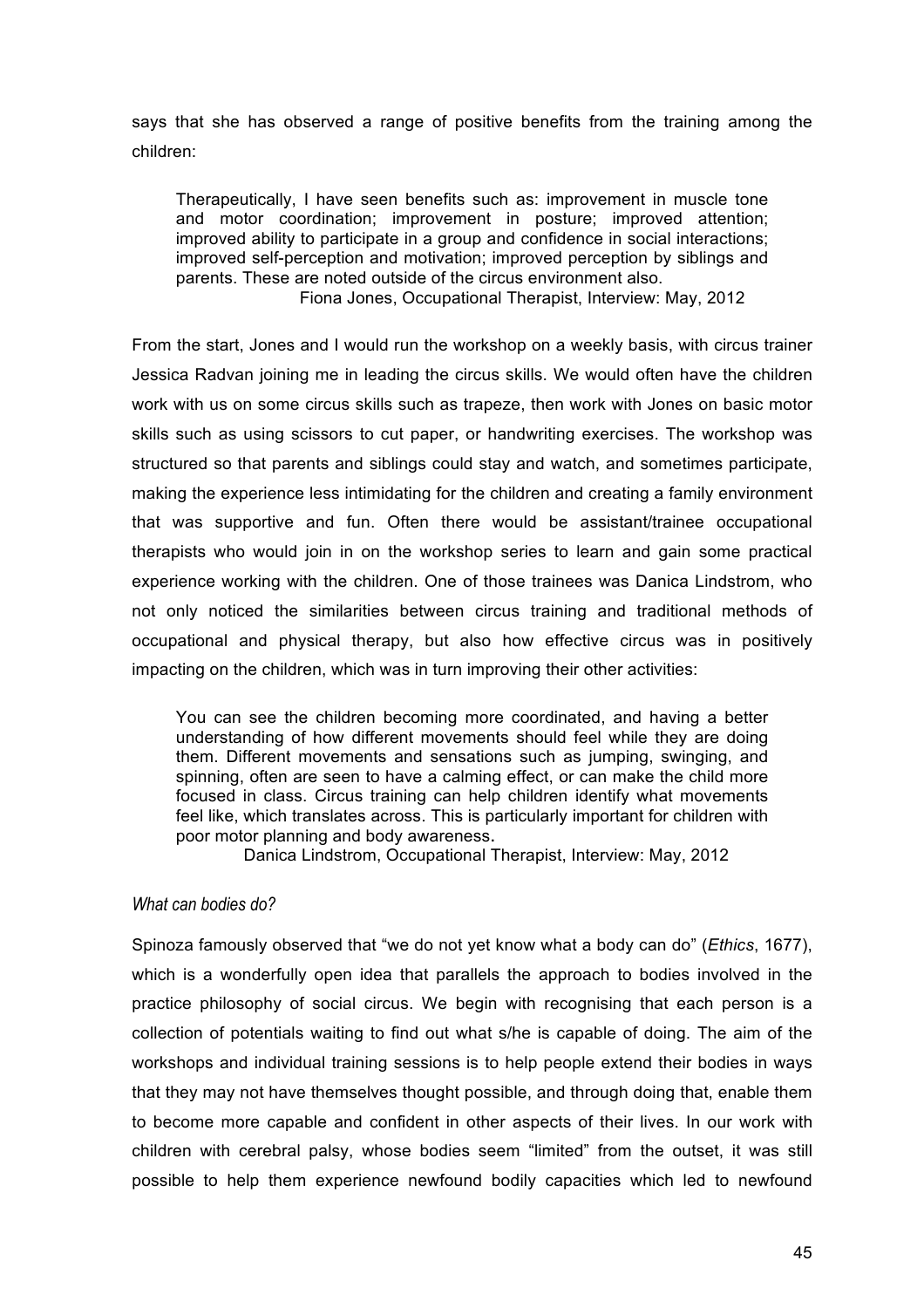says that she has observed a range of positive benefits from the training among the children:

> Therapeutically, I have seen benefits such as: improvement in muscle tone and motor coordination; improvement in posture; improved attention; improved ability to participate in a group and confidence in social interactions; improved self-perception and motivation; improved perception by siblings and parents. These are noted outside of the circus environment also.
>
> Fiona Jones, Occupational Therapist, Interview: May, 2012

From the start, Jones and I would run the workshop on a weekly basis, with circus trainer Jessica Radvan joining me in leading the circus skills. We would often have the children work with us on some circus skills such as trapeze, then work with Jones on basic motor skills such as using scissors to cut paper, or handwriting exercises. The workshop was structured so that parents and siblings could stay and watch, and sometimes participate, making the experience less intimidating for the children and creating a family environment that was supportive and fun. Often there would be assistant/trainee occupational therapists who would join in on the workshop series to learn and gain some practical experience working with the children. One of those trainees was Danica Lindstrom, who not only noticed the similarities between circus training and traditional methods of occupational and physical therapy, but also how effective circus was in positively impacting on the children, which was in turn improving their other activities:

> You can see the children becoming more coordinated, and having a better understanding of how different movements should feel while they are doing them. Different movements and sensations such as jumping, swinging, and spinning, often are seen to have a calming effect, or can make the child more focused in class. Circus training can help children identify what movements feel like, which translates across. This is particularly important for children with poor motor planning and body awareness.
>
> Danica Lindstrom, Occupational Therapist, Interview: May, 2012

*What can bodies do?*

Spinoza famously observed that "we do not yet know what a body can do" (*Ethics*, 1677), which is a wonderfully open idea that parallels the approach to bodies involved in the practice philosophy of social circus. We begin with recognising that each person is a collection of potentials waiting to find out what s/he is capable of doing. The aim of the workshops and individual training sessions is to help people extend their bodies in ways that they may not have themselves thought possible, and through doing that, enable them to become more capable and confident in other aspects of their lives. In our work with children with cerebral palsy, whose bodies seem "limited" from the outset, it was still possible to help them experience newfound bodily capacities which led to newfound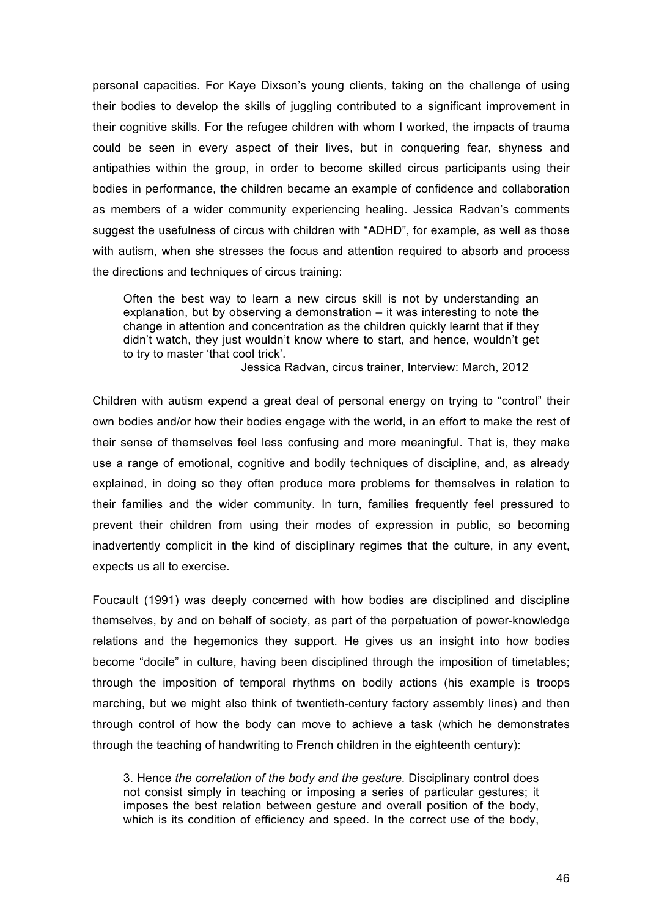personal capacities. For Kaye Dixson's young clients, taking on the challenge of using their bodies to develop the skills of juggling contributed to a significant improvement in their cognitive skills. For the refugee children with whom I worked, the impacts of trauma could be seen in every aspect of their lives, but in conquering fear, shyness and antipathies within the group, in order to become skilled circus participants using their bodies in performance, the children became an example of confidence and collaboration as members of a wider community experiencing healing. Jessica Radvan's comments suggest the usefulness of circus with children with "ADHD", for example, as well as those with autism, when she stresses the focus and attention required to absorb and process the directions and techniques of circus training:

> Often the best way to learn a new circus skill is not by understanding an explanation, but by observing a demonstration – it was interesting to note the change in attention and concentration as the children quickly learnt that if they didn't watch, they just wouldn't know where to start, and hence, wouldn't get to try to master 'that cool trick'.
>
> Jessica Radvan, circus trainer, Interview: March, 2012

Children with autism expend a great deal of personal energy on trying to "control" their own bodies and/or how their bodies engage with the world, in an effort to make the rest of their sense of themselves feel less confusing and more meaningful. That is, they make use a range of emotional, cognitive and bodily techniques of discipline, and, as already explained, in doing so they often produce more problems for themselves in relation to their families and the wider community. In turn, families frequently feel pressured to prevent their children from using their modes of expression in public, so becoming inadvertently complicit in the kind of disciplinary regimes that the culture, in any event, expects us all to exercise.

Foucault (1991) was deeply concerned with how bodies are disciplined and discipline themselves, by and on behalf of society, as part of the perpetuation of power-knowledge relations and the hegemonics they support. He gives us an insight into how bodies become "docile" in culture, having been disciplined through the imposition of timetables; through the imposition of temporal rhythms on bodily actions (his example is troops marching, but we might also think of twentieth-century factory assembly lines) and then through control of how the body can move to achieve a task (which he demonstrates through the teaching of handwriting to French children in the eighteenth century):

> 3. Hence *the correlation of the body and the gesture.* Disciplinary control does not consist simply in teaching or imposing a series of particular gestures; it imposes the best relation between gesture and overall position of the body, which is its condition of efficiency and speed. In the correct use of the body,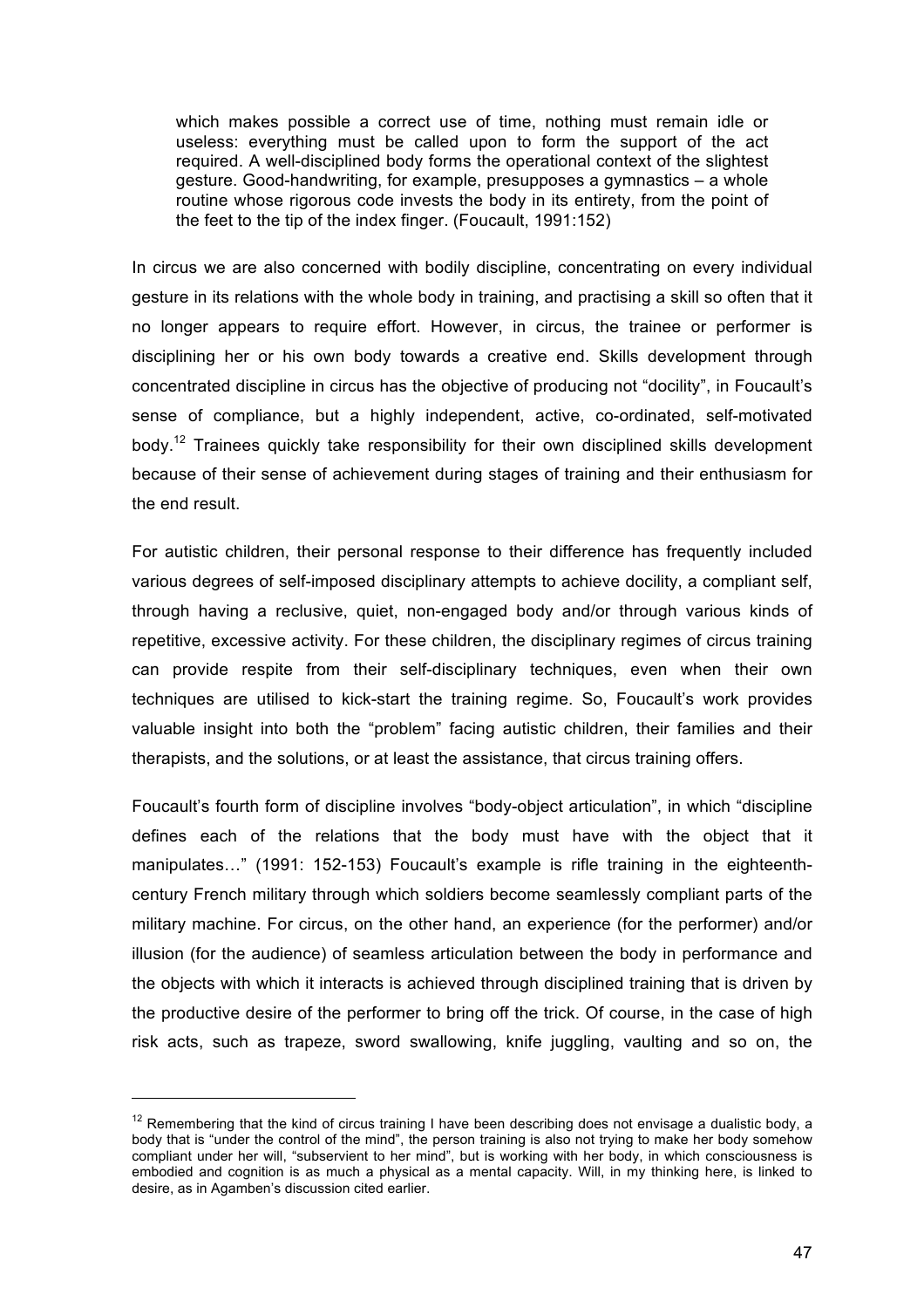> which makes possible a correct use of time, nothing must remain idle or useless: everything must be called upon to form the support of the act required. A well-disciplined body forms the operational context of the slightest gesture. Good-handwriting, for example, presupposes a gymnastics – a whole routine whose rigorous code invests the body in its entirety, from the point of the feet to the tip of the index finger. (Foucault, 1991:152)

In circus we are also concerned with bodily discipline, concentrating on every individual gesture in its relations with the whole body in training, and practising a skill so often that it no longer appears to require effort. However, in circus, the trainee or performer is disciplining her or his own body towards a creative end. Skills development through concentrated discipline in circus has the objective of producing not "docility", in Foucault's sense of compliance, but a highly independent, active, co-ordinated, self-motivated body.[12] Trainees quickly take responsibility for their own disciplined skills development because of their sense of achievement during stages of training and their enthusiasm for the end result.

For autistic children, their personal response to their difference has frequently included various degrees of self-imposed disciplinary attempts to achieve docility, a compliant self, through having a reclusive, quiet, non-engaged body and/or through various kinds of repetitive, excessive activity. For these children, the disciplinary regimes of circus training can provide respite from their self-disciplinary techniques, even when their own techniques are utilised to kick-start the training regime. So, Foucault's work provides valuable insight into both the "problem" facing autistic children, their families and their therapists, and the solutions, or at least the assistance, that circus training offers.

Foucault's fourth form of discipline involves "body-object articulation", in which "discipline defines each of the relations that the body must have with the object that it manipulates…" (1991: 152-153) Foucault's example is rifle training in the eighteenth-century French military through which soldiers become seamlessly compliant parts of the military machine. For circus, on the other hand, an experience (for the performer) and/or illusion (for the audience) of seamless articulation between the body in performance and the objects with which it interacts is achieved through disciplined training that is driven by the productive desire of the performer to bring off the trick. Of course, in the case of high risk acts, such as trapeze, sword swallowing, knife juggling, vaulting and so on, the

---

[12] Remembering that the kind of circus training I have been describing does not envisage a dualistic body, a body that is "under the control of the mind", the person training is also not trying to make her body somehow compliant under her will, "subservient to her mind", but is working with her body, in which consciousness is embodied and cognition is as much a physical as a mental capacity. Will, in my thinking here, is linked to desire, as in Agamben's discussion cited earlier.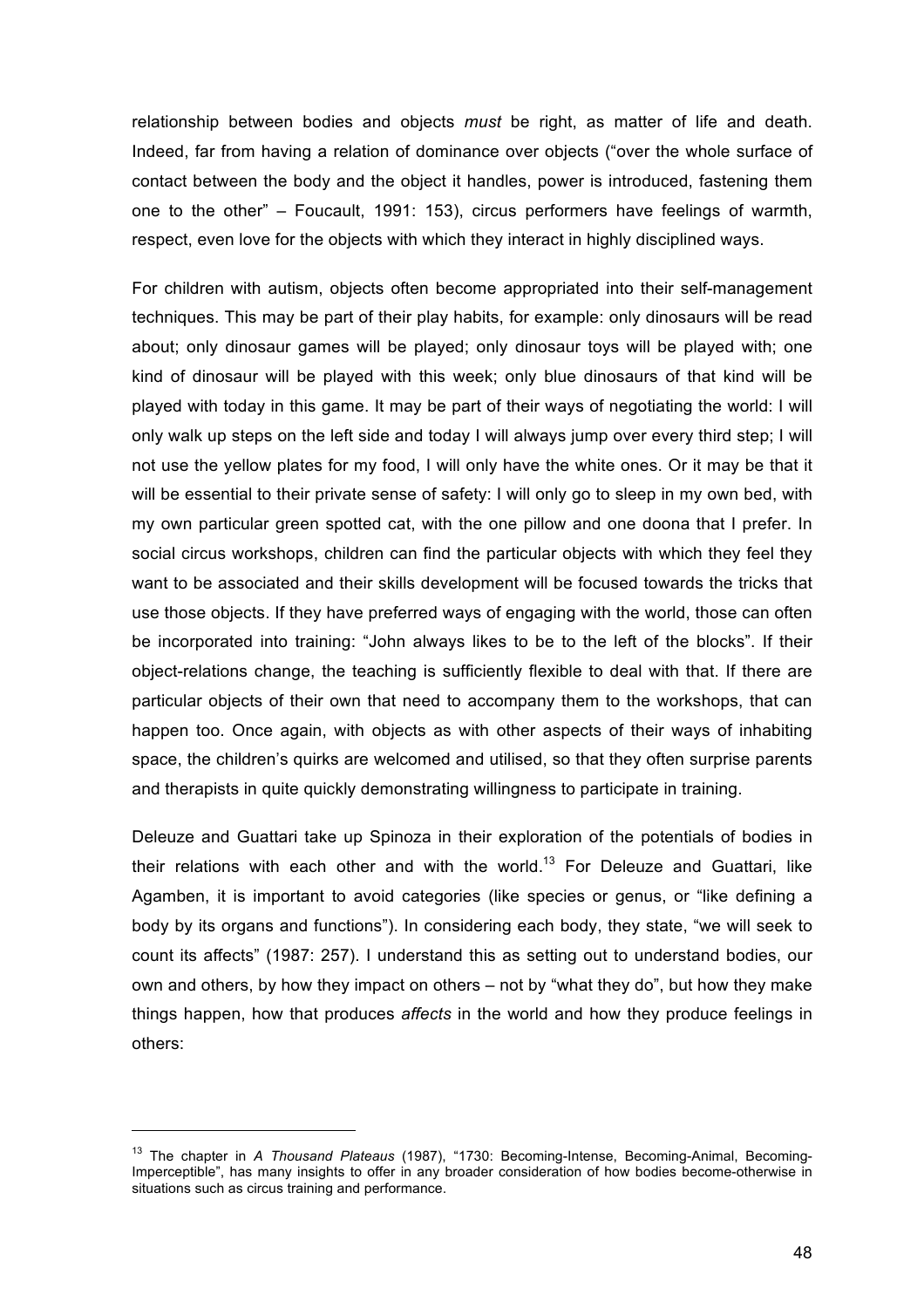relationship between bodies and objects *must* be right, as matter of life and death. Indeed, far from having a relation of dominance over objects ("over the whole surface of contact between the body and the object it handles, power is introduced, fastening them one to the other" – Foucault, 1991: 153), circus performers have feelings of warmth, respect, even love for the objects with which they interact in highly disciplined ways.

For children with autism, objects often become appropriated into their self-management techniques. This may be part of their play habits, for example: only dinosaurs will be read about; only dinosaur games will be played; only dinosaur toys will be played with; one kind of dinosaur will be played with this week; only blue dinosaurs of that kind will be played with today in this game. It may be part of their ways of negotiating the world: I will only walk up steps on the left side and today I will always jump over every third step; I will not use the yellow plates for my food, I will only have the white ones. Or it may be that it will be essential to their private sense of safety: I will only go to sleep in my own bed, with my own particular green spotted cat, with the one pillow and one doona that I prefer. In social circus workshops, children can find the particular objects with which they feel they want to be associated and their skills development will be focused towards the tricks that use those objects. If they have preferred ways of engaging with the world, those can often be incorporated into training: "John always likes to be to the left of the blocks". If their object-relations change, the teaching is sufficiently flexible to deal with that. If there are particular objects of their own that need to accompany them to the workshops, that can happen too. Once again, with objects as with other aspects of their ways of inhabiting space, the children's quirks are welcomed and utilised, so that they often surprise parents and therapists in quite quickly demonstrating willingness to participate in training.

Deleuze and Guattari take up Spinoza in their exploration of the potentials of bodies in their relations with each other and with the world.[13] For Deleuze and Guattari, like Agamben, it is important to avoid categories (like species or genus, or "like defining a body by its organs and functions"). In considering each body, they state, "we will seek to count its affects" (1987: 257). I understand this as setting out to understand bodies, our own and others, by how they impact on others – not by "what they do", but how they make things happen, how that produces *affects* in the world and how they produce feelings in others:

[13] The chapter in *A Thousand Plateaus* (1987), "1730: Becoming-Intense, Becoming-Animal, Becoming-Imperceptible", has many insights to offer in any broader consideration of how bodies become-otherwise in situations such as circus training and performance.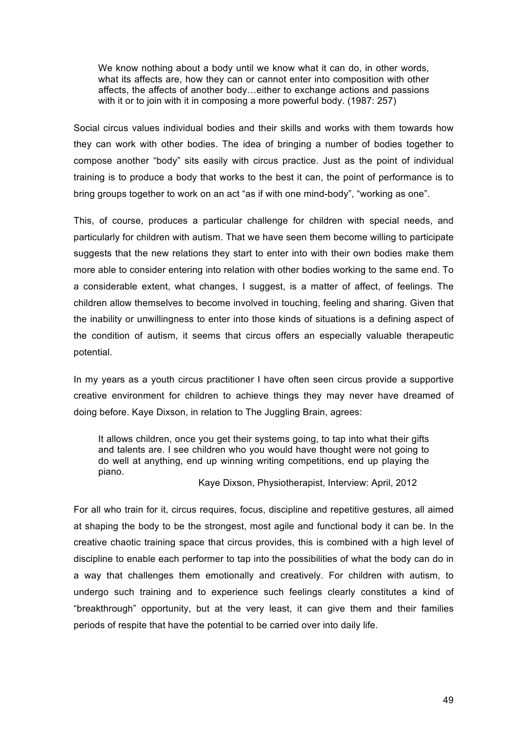> We know nothing about a body until we know what it can do, in other words, what its affects are, how they can or cannot enter into composition with other affects, the affects of another body…either to exchange actions and passions with it or to join with it in composing a more powerful body. (1987: 257)

Social circus values individual bodies and their skills and works with them towards how they can work with other bodies. The idea of bringing a number of bodies together to compose another "body" sits easily with circus practice. Just as the point of individual training is to produce a body that works to the best it can, the point of performance is to bring groups together to work on an act "as if with one mind-body", "working as one".

This, of course, produces a particular challenge for children with special needs, and particularly for children with autism. That we have seen them become willing to participate suggests that the new relations they start to enter into with their own bodies make them more able to consider entering into relation with other bodies working to the same end. To a considerable extent, what changes, I suggest, is a matter of affect, of feelings. The children allow themselves to become involved in touching, feeling and sharing. Given that the inability or unwillingness to enter into those kinds of situations is a defining aspect of the condition of autism, it seems that circus offers an especially valuable therapeutic potential.

In my years as a youth circus practitioner I have often seen circus provide a supportive creative environment for children to achieve things they may never have dreamed of doing before. Kaye Dixson, in relation to The Juggling Brain, agrees:

> It allows children, once you get their systems going, to tap into what their gifts and talents are. I see children who you would have thought were not going to do well at anything, end up winning writing competitions, end up playing the piano.
>
> Kaye Dixson, Physiotherapist, Interview: April, 2012

For all who train for it, circus requires, focus, discipline and repetitive gestures, all aimed at shaping the body to be the strongest, most agile and functional body it can be. In the creative chaotic training space that circus provides, this is combined with a high level of discipline to enable each performer to tap into the possibilities of what the body can do in a way that challenges them emotionally and creatively. For children with autism, to undergo such training and to experience such feelings clearly constitutes a kind of "breakthrough" opportunity, but at the very least, it can give them and their families periods of respite that have the potential to be carried over into daily life.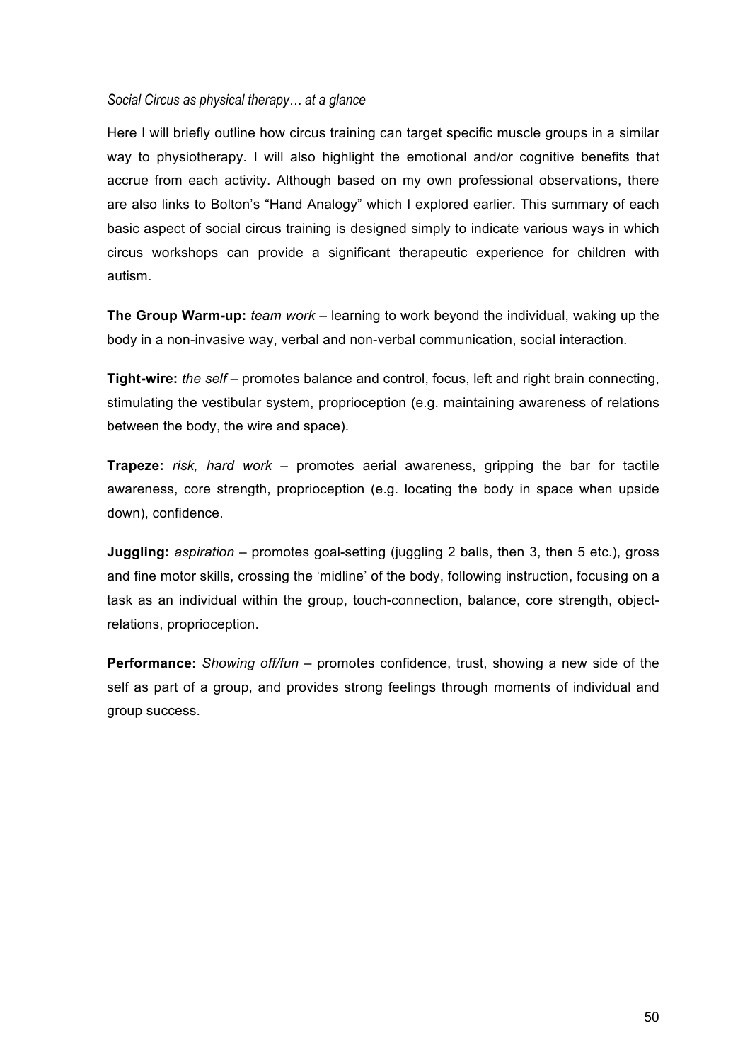*Social Circus as physical therapy… at a glance*

Here I will briefly outline how circus training can target specific muscle groups in a similar way to physiotherapy. I will also highlight the emotional and/or cognitive benefits that accrue from each activity. Although based on my own professional observations, there are also links to Bolton's "Hand Analogy" which I explored earlier. This summary of each basic aspect of social circus training is designed simply to indicate various ways in which circus workshops can provide a significant therapeutic experience for children with autism.

**The Group Warm-up:** *team work* – learning to work beyond the individual, waking up the body in a non-invasive way, verbal and non-verbal communication, social interaction.

**Tight-wire:** *the self* – promotes balance and control, focus, left and right brain connecting, stimulating the vestibular system, proprioception (e.g. maintaining awareness of relations between the body, the wire and space).

**Trapeze:** *risk, hard work* – promotes aerial awareness, gripping the bar for tactile awareness, core strength, proprioception (e.g. locating the body in space when upside down), confidence.

**Juggling:** *aspiration* – promotes goal-setting (juggling 2 balls, then 3, then 5 etc.), gross and fine motor skills, crossing the 'midline' of the body, following instruction, focusing on a task as an individual within the group, touch-connection, balance, core strength, object-relations, proprioception.

**Performance:** *Showing off/fun* – promotes confidence, trust, showing a new side of the self as part of a group, and provides strong feelings through moments of individual and group success.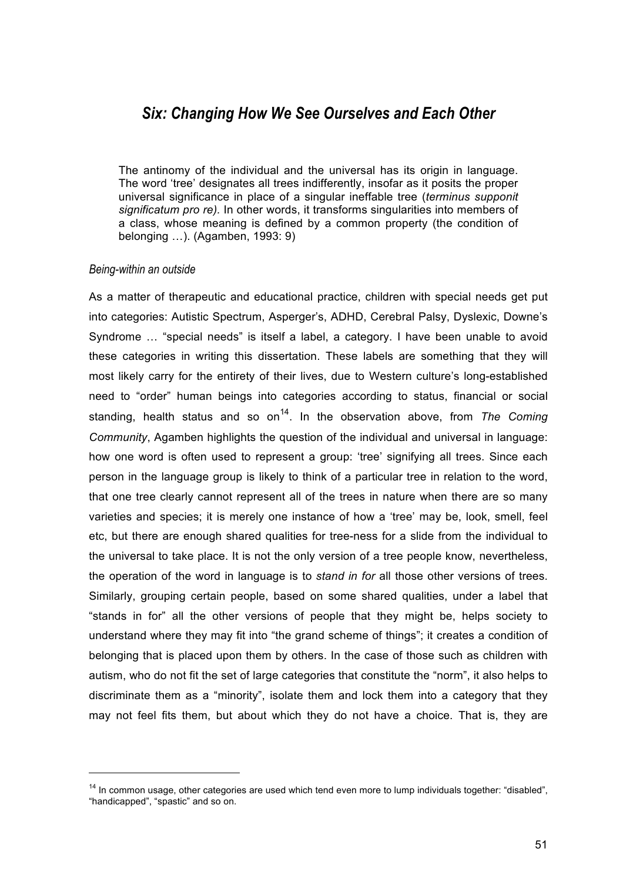## *Six: Changing How We See Ourselves and Each Other*

> The antinomy of the individual and the universal has its origin in language. The word 'tree' designates all trees indifferently, insofar as it posits the proper universal significance in place of a singular ineffable tree (*terminus supponit significatum pro re).* In other words, it transforms singularities into members of a class, whose meaning is defined by a common property (the condition of belonging …). (Agamben, 1993: 9)

### *Being-within an outside*

As a matter of therapeutic and educational practice, children with special needs get put into categories: Autistic Spectrum, Asperger's, ADHD, Cerebral Palsy, Dyslexic, Downe's Syndrome … "special needs" is itself a label, a category. I have been unable to avoid these categories in writing this dissertation. These labels are something that they will most likely carry for the entirety of their lives, due to Western culture's long-established need to "order" human beings into categories according to status, financial or social standing, health status and so on[14]. In the observation above, from *The Coming Community*, Agamben highlights the question of the individual and universal in language: how one word is often used to represent a group: 'tree' signifying all trees. Since each person in the language group is likely to think of a particular tree in relation to the word, that one tree clearly cannot represent all of the trees in nature when there are so many varieties and species; it is merely one instance of how a 'tree' may be, look, smell, feel etc, but there are enough shared qualities for tree-ness for a slide from the individual to the universal to take place. It is not the only version of a tree people know, nevertheless, the operation of the word in language is to *stand in for* all those other versions of trees. Similarly, grouping certain people, based on some shared qualities, under a label that "stands in for" all the other versions of people that they might be, helps society to understand where they may fit into "the grand scheme of things"; it creates a condition of belonging that is placed upon them by others. In the case of those such as children with autism, who do not fit the set of large categories that constitute the "norm", it also helps to discriminate them as a "minority", isolate them and lock them into a category that they may not feel fits them, but about which they do not have a choice. That is, they are

[14] In common usage, other categories are used which tend even more to lump individuals together: "disabled", "handicapped", "spastic" and so on.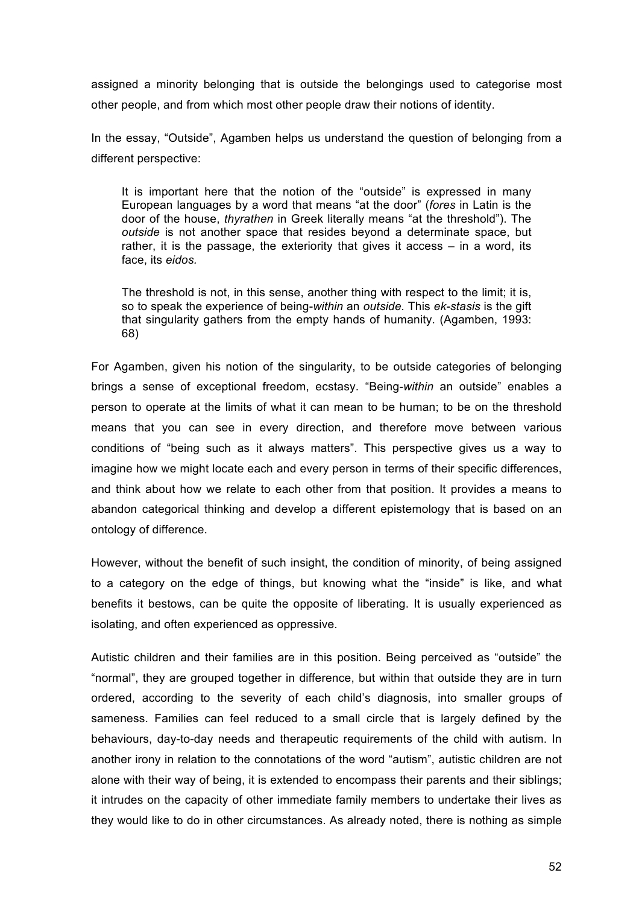assigned a minority belonging that is outside the belongings used to categorise most other people, and from which most other people draw their notions of identity.

In the essay, "Outside", Agamben helps us understand the question of belonging from a different perspective:

> It is important here that the notion of the "outside" is expressed in many European languages by a word that means "at the door" (*fores* in Latin is the door of the house, *thyrathen* in Greek literally means "at the threshold"). The *outside* is not another space that resides beyond a determinate space, but rather, it is the passage, the exteriority that gives it access – in a word, its face, its *eidos.*
>
> The threshold is not, in this sense, another thing with respect to the limit; it is, so to speak the experience of being-*within* an *outside*. This *ek-stasis* is the gift that singularity gathers from the empty hands of humanity. (Agamben, 1993: 68)

For Agamben, given his notion of the singularity, to be outside categories of belonging brings a sense of exceptional freedom, ecstasy. "Being-*within* an outside" enables a person to operate at the limits of what it can mean to be human; to be on the threshold means that you can see in every direction, and therefore move between various conditions of "being such as it always matters". This perspective gives us a way to imagine how we might locate each and every person in terms of their specific differences, and think about how we relate to each other from that position. It provides a means to abandon categorical thinking and develop a different epistemology that is based on an ontology of difference.

However, without the benefit of such insight, the condition of minority, of being assigned to a category on the edge of things, but knowing what the "inside" is like, and what benefits it bestows, can be quite the opposite of liberating. It is usually experienced as isolating, and often experienced as oppressive.

Autistic children and their families are in this position. Being perceived as "outside" the "normal", they are grouped together in difference, but within that outside they are in turn ordered, according to the severity of each child's diagnosis, into smaller groups of sameness. Families can feel reduced to a small circle that is largely defined by the behaviours, day-to-day needs and therapeutic requirements of the child with autism. In another irony in relation to the connotations of the word "autism", autistic children are not alone with their way of being, it is extended to encompass their parents and their siblings; it intrudes on the capacity of other immediate family members to undertake their lives as they would like to do in other circumstances. As already noted, there is nothing as simple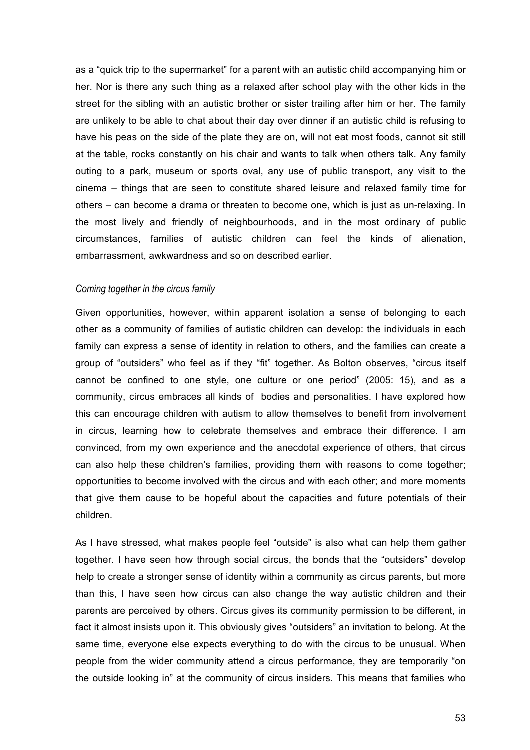as a "quick trip to the supermarket" for a parent with an autistic child accompanying him or her. Nor is there any such thing as a relaxed after school play with the other kids in the street for the sibling with an autistic brother or sister trailing after him or her. The family are unlikely to be able to chat about their day over dinner if an autistic child is refusing to have his peas on the side of the plate they are on, will not eat most foods, cannot sit still at the table, rocks constantly on his chair and wants to talk when others talk. Any family outing to a park, museum or sports oval, any use of public transport, any visit to the cinema – things that are seen to constitute shared leisure and relaxed family time for others – can become a drama or threaten to become one, which is just as un-relaxing. In the most lively and friendly of neighbourhoods, and in the most ordinary of public circumstances, families of autistic children can feel the kinds of alienation, embarrassment, awkwardness and so on described earlier.

*Coming together in the circus family*

Given opportunities, however, within apparent isolation a sense of belonging to each other as a community of families of autistic children can develop: the individuals in each family can express a sense of identity in relation to others, and the families can create a group of "outsiders" who feel as if they "fit" together. As Bolton observes, "circus itself cannot be confined to one style, one culture or one period" (2005: 15), and as a community, circus embraces all kinds of bodies and personalities. I have explored how this can encourage children with autism to allow themselves to benefit from involvement in circus, learning how to celebrate themselves and embrace their difference. I am convinced, from my own experience and the anecdotal experience of others, that circus can also help these children's families, providing them with reasons to come together; opportunities to become involved with the circus and with each other; and more moments that give them cause to be hopeful about the capacities and future potentials of their children.

As I have stressed, what makes people feel "outside" is also what can help them gather together. I have seen how through social circus, the bonds that the "outsiders" develop help to create a stronger sense of identity within a community as circus parents, but more than this, I have seen how circus can also change the way autistic children and their parents are perceived by others. Circus gives its community permission to be different, in fact it almost insists upon it. This obviously gives "outsiders" an invitation to belong. At the same time, everyone else expects everything to do with the circus to be unusual. When people from the wider community attend a circus performance, they are temporarily "on the outside looking in" at the community of circus insiders. This means that families who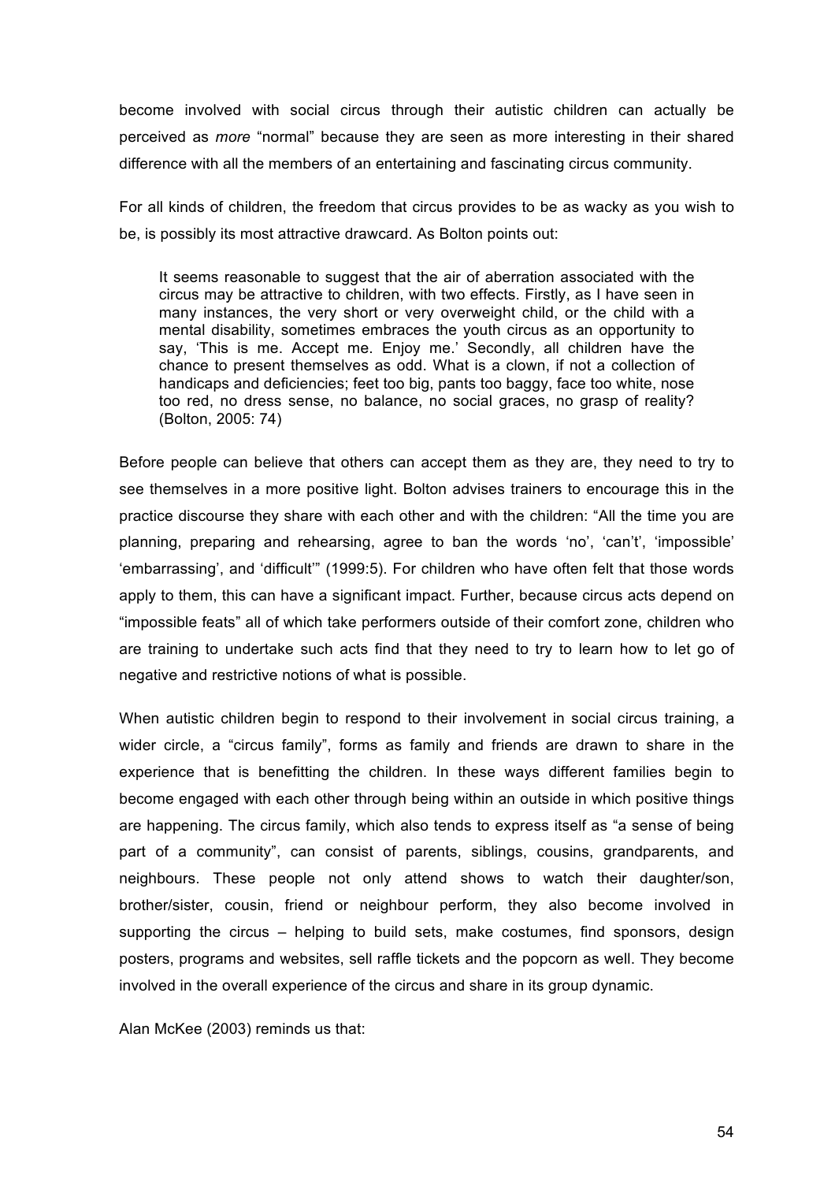become involved with social circus through their autistic children can actually be perceived as *more* "normal" because they are seen as more interesting in their shared difference with all the members of an entertaining and fascinating circus community.

For all kinds of children, the freedom that circus provides to be as wacky as you wish to be, is possibly its most attractive drawcard. As Bolton points out:

> It seems reasonable to suggest that the air of aberration associated with the circus may be attractive to children, with two effects. Firstly, as I have seen in many instances, the very short or very overweight child, or the child with a mental disability, sometimes embraces the youth circus as an opportunity to say, 'This is me. Accept me. Enjoy me.' Secondly, all children have the chance to present themselves as odd. What is a clown, if not a collection of handicaps and deficiencies; feet too big, pants too baggy, face too white, nose too red, no dress sense, no balance, no social graces, no grasp of reality? (Bolton, 2005: 74)

Before people can believe that others can accept them as they are, they need to try to see themselves in a more positive light. Bolton advises trainers to encourage this in the practice discourse they share with each other and with the children: "All the time you are planning, preparing and rehearsing, agree to ban the words 'no', 'can't', 'impossible' 'embarrassing', and 'difficult'" (1999:5). For children who have often felt that those words apply to them, this can have a significant impact. Further, because circus acts depend on "impossible feats" all of which take performers outside of their comfort zone, children who are training to undertake such acts find that they need to try to learn how to let go of negative and restrictive notions of what is possible.

When autistic children begin to respond to their involvement in social circus training, a wider circle, a "circus family", forms as family and friends are drawn to share in the experience that is benefitting the children. In these ways different families begin to become engaged with each other through being within an outside in which positive things are happening. The circus family, which also tends to express itself as "a sense of being part of a community", can consist of parents, siblings, cousins, grandparents, and neighbours. These people not only attend shows to watch their daughter/son, brother/sister, cousin, friend or neighbour perform, they also become involved in supporting the circus – helping to build sets, make costumes, find sponsors, design posters, programs and websites, sell raffle tickets and the popcorn as well. They become involved in the overall experience of the circus and share in its group dynamic.

Alan McKee (2003) reminds us that: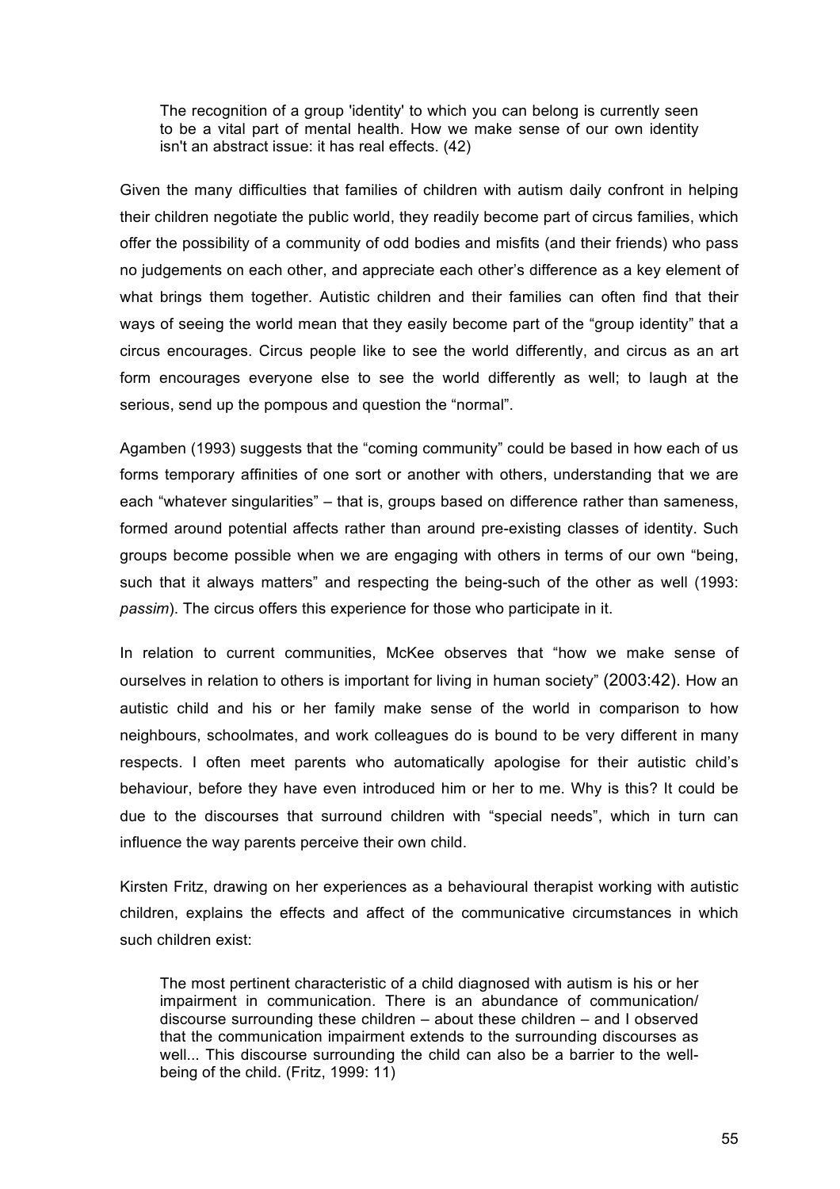> The recognition of a group 'identity' to which you can belong is currently seen to be a vital part of mental health. How we make sense of our own identity isn't an abstract issue: it has real effects. (42)

Given the many difficulties that families of children with autism daily confront in helping their children negotiate the public world, they readily become part of circus families, which offer the possibility of a community of odd bodies and misfits (and their friends) who pass no judgements on each other, and appreciate each other's difference as a key element of what brings them together. Autistic children and their families can often find that their ways of seeing the world mean that they easily become part of the "group identity" that a circus encourages. Circus people like to see the world differently, and circus as an art form encourages everyone else to see the world differently as well; to laugh at the serious, send up the pompous and question the "normal".

Agamben (1993) suggests that the "coming community" could be based in how each of us forms temporary affinities of one sort or another with others, understanding that we are each "whatever singularities" – that is, groups based on difference rather than sameness, formed around potential affects rather than around pre-existing classes of identity. Such groups become possible when we are engaging with others in terms of our own "being, such that it always matters" and respecting the being-such of the other as well (1993: *passim*). The circus offers this experience for those who participate in it.

In relation to current communities, McKee observes that "how we make sense of ourselves in relation to others is important for living in human society" (2003:42). How an autistic child and his or her family make sense of the world in comparison to how neighbours, schoolmates, and work colleagues do is bound to be very different in many respects. I often meet parents who automatically apologise for their autistic child's behaviour, before they have even introduced him or her to me. Why is this? It could be due to the discourses that surround children with "special needs", which in turn can influence the way parents perceive their own child.

Kirsten Fritz, drawing on her experiences as a behavioural therapist working with autistic children, explains the effects and affect of the communicative circumstances in which such children exist:

> The most pertinent characteristic of a child diagnosed with autism is his or her impairment in communication. There is an abundance of communication/ discourse surrounding these children – about these children – and I observed that the communication impairment extends to the surrounding discourses as well... This discourse surrounding the child can also be a barrier to the well-being of the child. (Fritz, 1999: 11)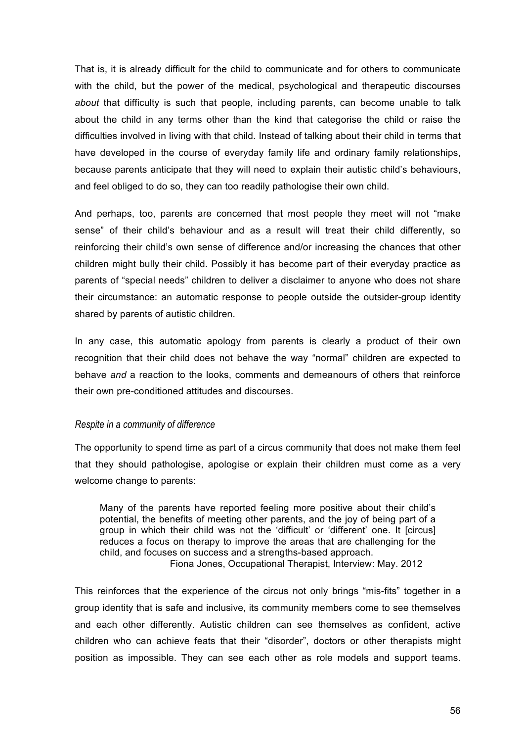That is, it is already difficult for the child to communicate and for others to communicate with the child, but the power of the medical, psychological and therapeutic discourses *about* that difficulty is such that people, including parents, can become unable to talk about the child in any terms other than the kind that categorise the child or raise the difficulties involved in living with that child. Instead of talking about their child in terms that have developed in the course of everyday family life and ordinary family relationships, because parents anticipate that they will need to explain their autistic child's behaviours, and feel obliged to do so, they can too readily pathologise their own child.

And perhaps, too, parents are concerned that most people they meet will not "make sense" of their child's behaviour and as a result will treat their child differently, so reinforcing their child's own sense of difference and/or increasing the chances that other children might bully their child. Possibly it has become part of their everyday practice as parents of "special needs" children to deliver a disclaimer to anyone who does not share their circumstance: an automatic response to people outside the outsider-group identity shared by parents of autistic children.

In any case, this automatic apology from parents is clearly a product of their own recognition that their child does not behave the way "normal" children are expected to behave *and* a reaction to the looks, comments and demeanours of others that reinforce their own pre-conditioned attitudes and discourses.

### *Respite in a community of difference*

The opportunity to spend time as part of a circus community that does not make them feel that they should pathologise, apologise or explain their children must come as a very welcome change to parents:

> Many of the parents have reported feeling more positive about their child's potential, the benefits of meeting other parents, and the joy of being part of a group in which their child was not the 'difficult' or 'different' one. It [circus] reduces a focus on therapy to improve the areas that are challenging for the child, and focuses on success and a strengths-based approach.
>
> Fiona Jones, Occupational Therapist, Interview: May. 2012

This reinforces that the experience of the circus not only brings "mis-fits" together in a group identity that is safe and inclusive, its community members come to see themselves and each other differently. Autistic children can see themselves as confident, active children who can achieve feats that their "disorder", doctors or other therapists might position as impossible. They can see each other as role models and support teams.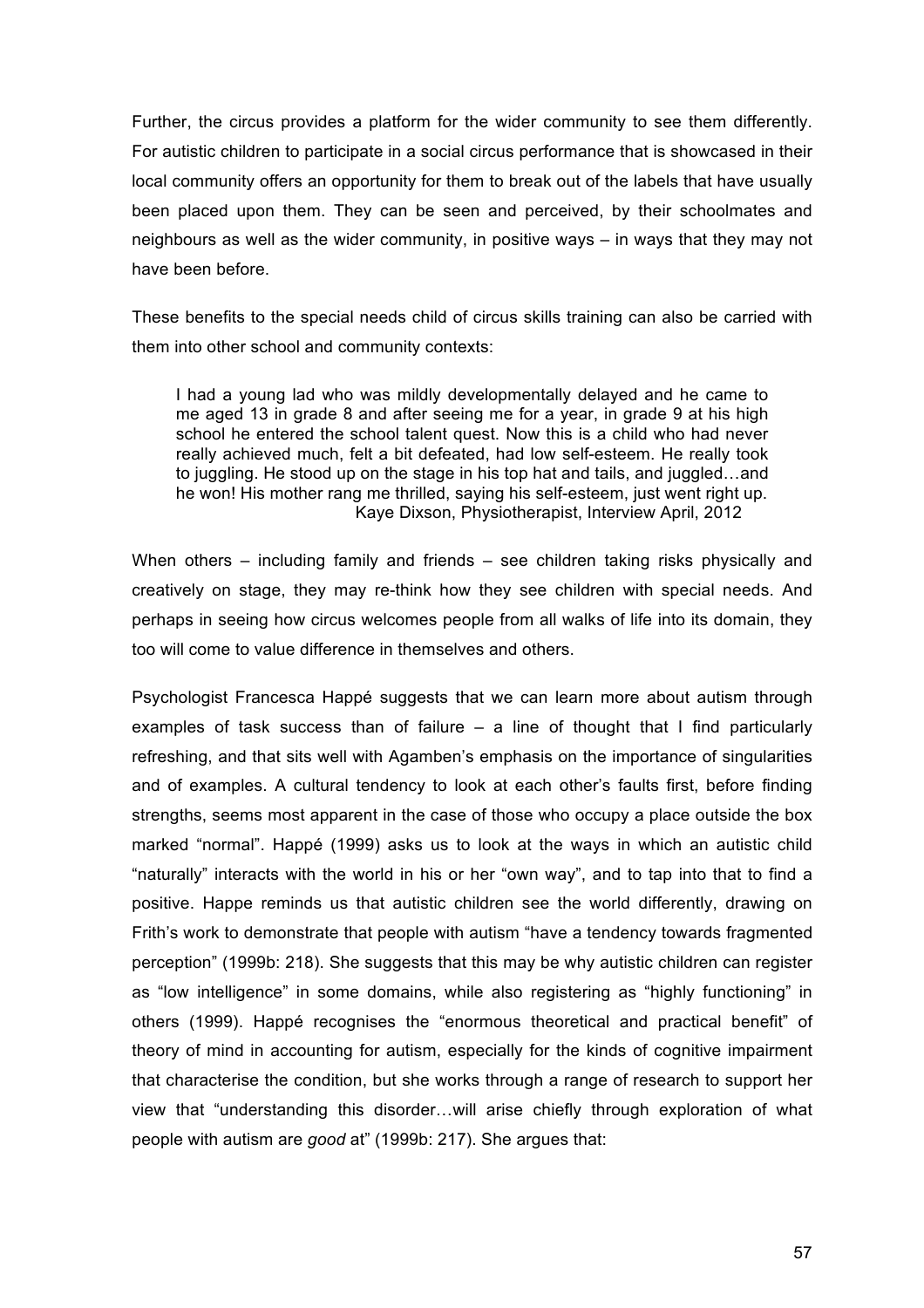Further, the circus provides a platform for the wider community to see them differently. For autistic children to participate in a social circus performance that is showcased in their local community offers an opportunity for them to break out of the labels that have usually been placed upon them. They can be seen and perceived, by their schoolmates and neighbours as well as the wider community, in positive ways – in ways that they may not have been before.

These benefits to the special needs child of circus skills training can also be carried with them into other school and community contexts:

> I had a young lad who was mildly developmentally delayed and he came to me aged 13 in grade 8 and after seeing me for a year, in grade 9 at his high school he entered the school talent quest. Now this is a child who had never really achieved much, felt a bit defeated, had low self-esteem. He really took to juggling. He stood up on the stage in his top hat and tails, and juggled…and he won! His mother rang me thrilled, saying his self-esteem, just went right up.
> Kaye Dixson, Physiotherapist, Interview April, 2012

When others – including family and friends – see children taking risks physically and creatively on stage, they may re-think how they see children with special needs. And perhaps in seeing how circus welcomes people from all walks of life into its domain, they too will come to value difference in themselves and others.

Psychologist Francesca Happé suggests that we can learn more about autism through examples of task success than of failure – a line of thought that I find particularly refreshing, and that sits well with Agamben's emphasis on the importance of singularities and of examples. A cultural tendency to look at each other's faults first, before finding strengths, seems most apparent in the case of those who occupy a place outside the box marked "normal". Happé (1999) asks us to look at the ways in which an autistic child "naturally" interacts with the world in his or her "own way", and to tap into that to find a positive. Happe reminds us that autistic children see the world differently, drawing on Frith's work to demonstrate that people with autism "have a tendency towards fragmented perception" (1999b: 218). She suggests that this may be why autistic children can register as "low intelligence" in some domains, while also registering as "highly functioning" in others (1999). Happé recognises the "enormous theoretical and practical benefit" of theory of mind in accounting for autism, especially for the kinds of cognitive impairment that characterise the condition, but she works through a range of research to support her view that "understanding this disorder…will arise chiefly through exploration of what people with autism are *good* at" (1999b: 217). She argues that: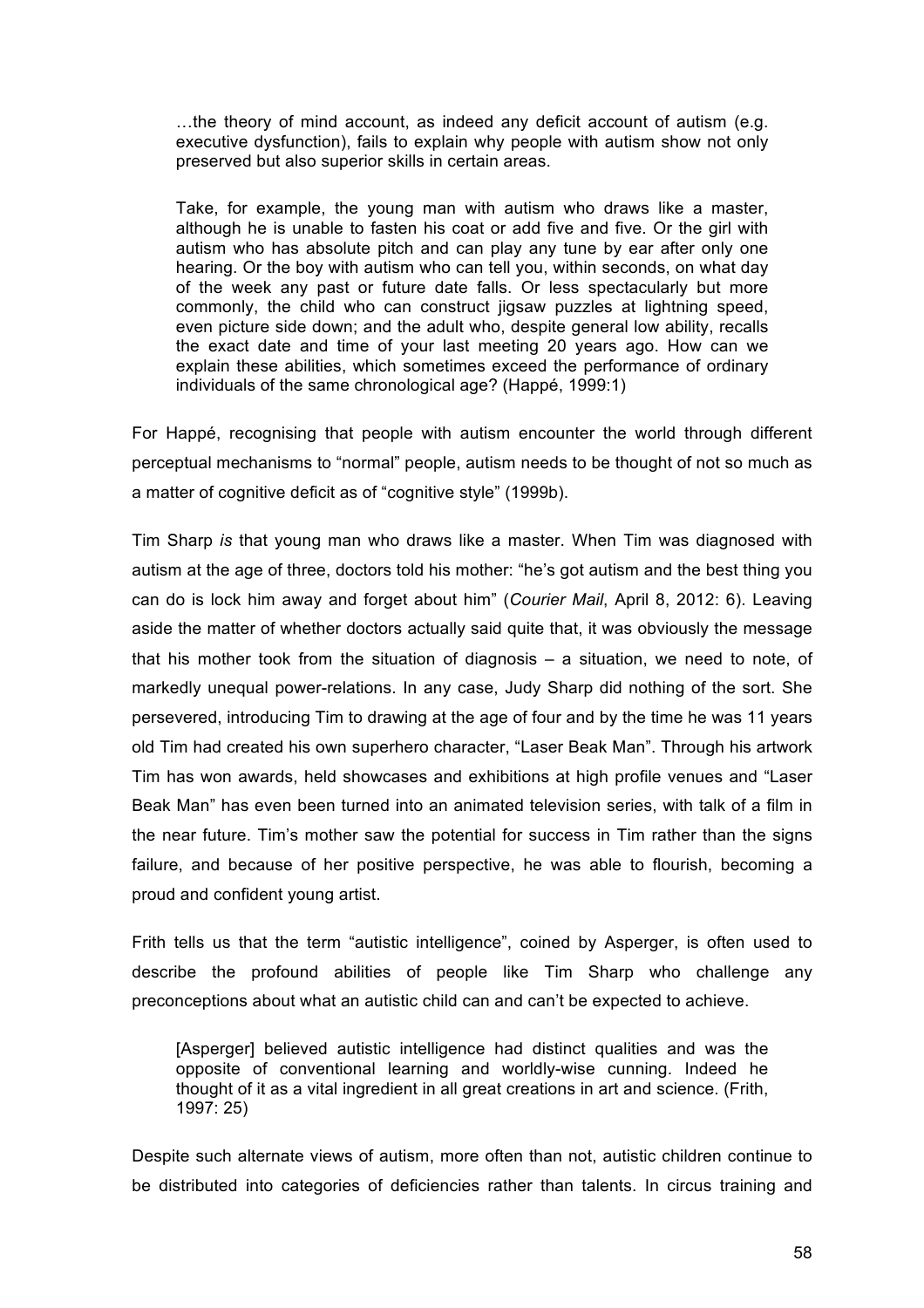> …the theory of mind account, as indeed any deficit account of autism (e.g. executive dysfunction), fails to explain why people with autism show not only preserved but also superior skills in certain areas.
>
> Take, for example, the young man with autism who draws like a master, although he is unable to fasten his coat or add five and five. Or the girl with autism who has absolute pitch and can play any tune by ear after only one hearing. Or the boy with autism who can tell you, within seconds, on what day of the week any past or future date falls. Or less spectacularly but more commonly, the child who can construct jigsaw puzzles at lightning speed, even picture side down; and the adult who, despite general low ability, recalls the exact date and time of your last meeting 20 years ago. How can we explain these abilities, which sometimes exceed the performance of ordinary individuals of the same chronological age? (Happé, 1999:1)

For Happé, recognising that people with autism encounter the world through different perceptual mechanisms to "normal" people, autism needs to be thought of not so much as a matter of cognitive deficit as of "cognitive style" (1999b).

Tim Sharp *is* that young man who draws like a master. When Tim was diagnosed with autism at the age of three, doctors told his mother: "he's got autism and the best thing you can do is lock him away and forget about him" (*Courier Mail*, April 8, 2012: 6). Leaving aside the matter of whether doctors actually said quite that, it was obviously the message that his mother took from the situation of diagnosis – a situation, we need to note, of markedly unequal power-relations. In any case, Judy Sharp did nothing of the sort. She persevered, introducing Tim to drawing at the age of four and by the time he was 11 years old Tim had created his own superhero character, "Laser Beak Man". Through his artwork Tim has won awards, held showcases and exhibitions at high profile venues and "Laser Beak Man" has even been turned into an animated television series, with talk of a film in the near future. Tim's mother saw the potential for success in Tim rather than the signs failure, and because of her positive perspective, he was able to flourish, becoming a proud and confident young artist.

Frith tells us that the term "autistic intelligence", coined by Asperger, is often used to describe the profound abilities of people like Tim Sharp who challenge any preconceptions about what an autistic child can and can't be expected to achieve.

> [Asperger] believed autistic intelligence had distinct qualities and was the opposite of conventional learning and worldly-wise cunning. Indeed he thought of it as a vital ingredient in all great creations in art and science. (Frith, 1997: 25)

Despite such alternate views of autism, more often than not, autistic children continue to be distributed into categories of deficiencies rather than talents. In circus training and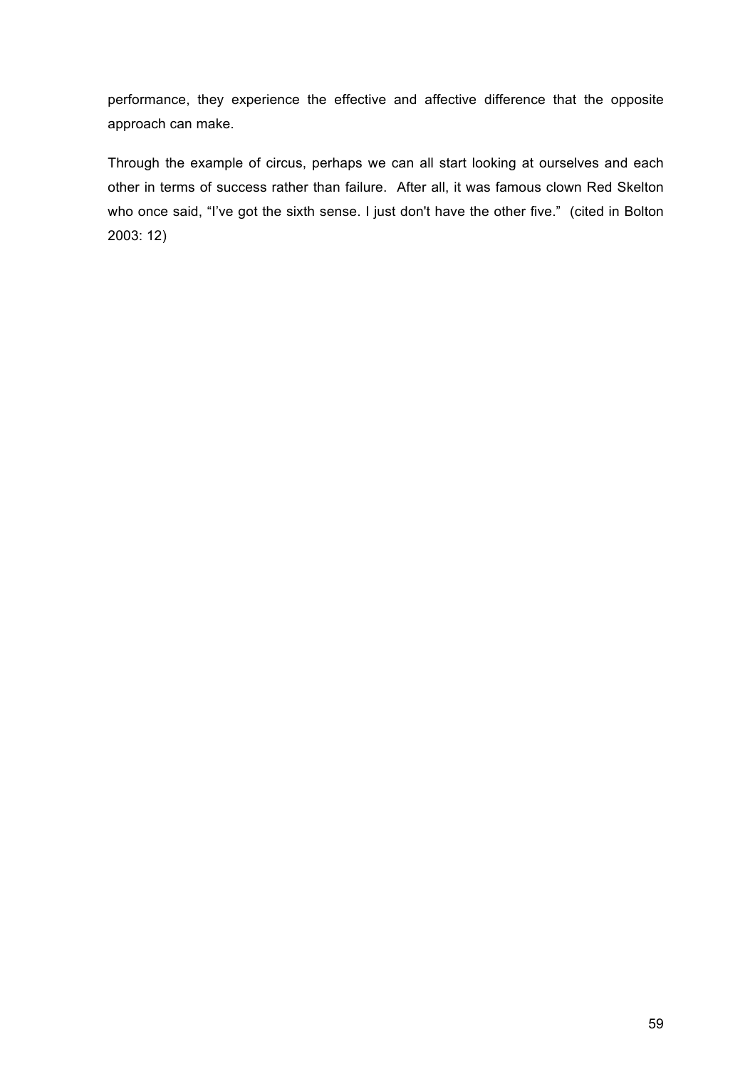performance, they experience the effective and affective difference that the opposite approach can make.

Through the example of circus, perhaps we can all start looking at ourselves and each other in terms of success rather than failure. After all, it was famous clown Red Skelton who once said, “I’ve got the sixth sense. I just don't have the other five.” (cited in Bolton 2003: 12)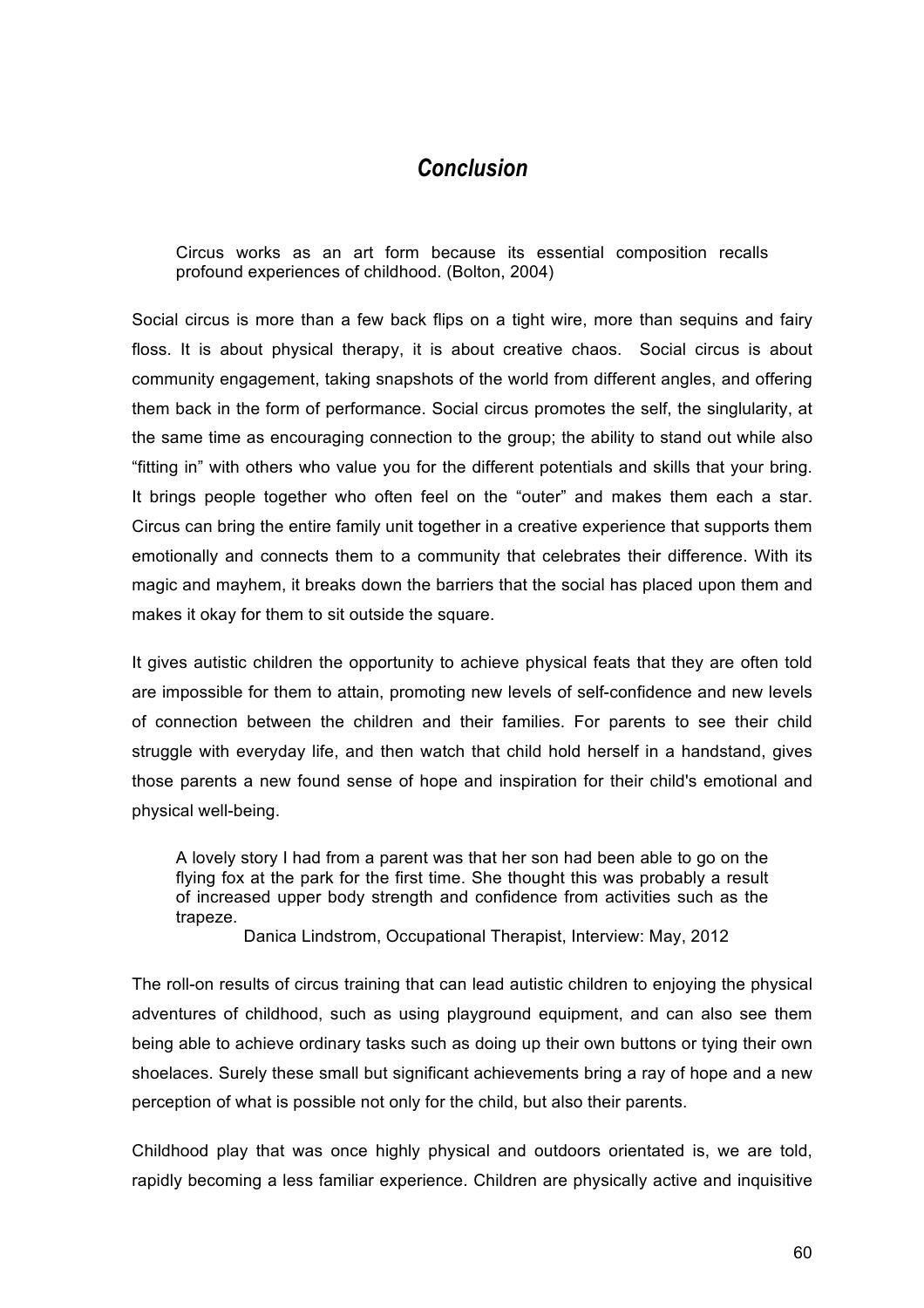# *Conclusion*

> Circus works as an art form because its essential composition recalls profound experiences of childhood. (Bolton, 2004)

Social circus is more than a few back flips on a tight wire, more than sequins and fairy floss. It is about physical therapy, it is about creative chaos. Social circus is about community engagement, taking snapshots of the world from different angles, and offering them back in the form of performance. Social circus promotes the self, the singlularity, at the same time as encouraging connection to the group; the ability to stand out while also "fitting in" with others who value you for the different potentials and skills that your bring. It brings people together who often feel on the "outer" and makes them each a star. Circus can bring the entire family unit together in a creative experience that supports them emotionally and connects them to a community that celebrates their difference. With its magic and mayhem, it breaks down the barriers that the social has placed upon them and makes it okay for them to sit outside the square.

It gives autistic children the opportunity to achieve physical feats that they are often told are impossible for them to attain, promoting new levels of self-confidence and new levels of connection between the children and their families. For parents to see their child struggle with everyday life, and then watch that child hold herself in a handstand, gives those parents a new found sense of hope and inspiration for their child's emotional and physical well-being.

> A lovely story I had from a parent was that her son had been able to go on the flying fox at the park for the first time. She thought this was probably a result of increased upper body strength and confidence from activities such as the trapeze.
>
> Danica Lindstrom, Occupational Therapist, Interview: May, 2012

The roll-on results of circus training that can lead autistic children to enjoying the physical adventures of childhood, such as using playground equipment, and can also see them being able to achieve ordinary tasks such as doing up their own buttons or tying their own shoelaces. Surely these small but significant achievements bring a ray of hope and a new perception of what is possible not only for the child, but also their parents.

Childhood play that was once highly physical and outdoors orientated is, we are told, rapidly becoming a less familiar experience. Children are physically active and inquisitive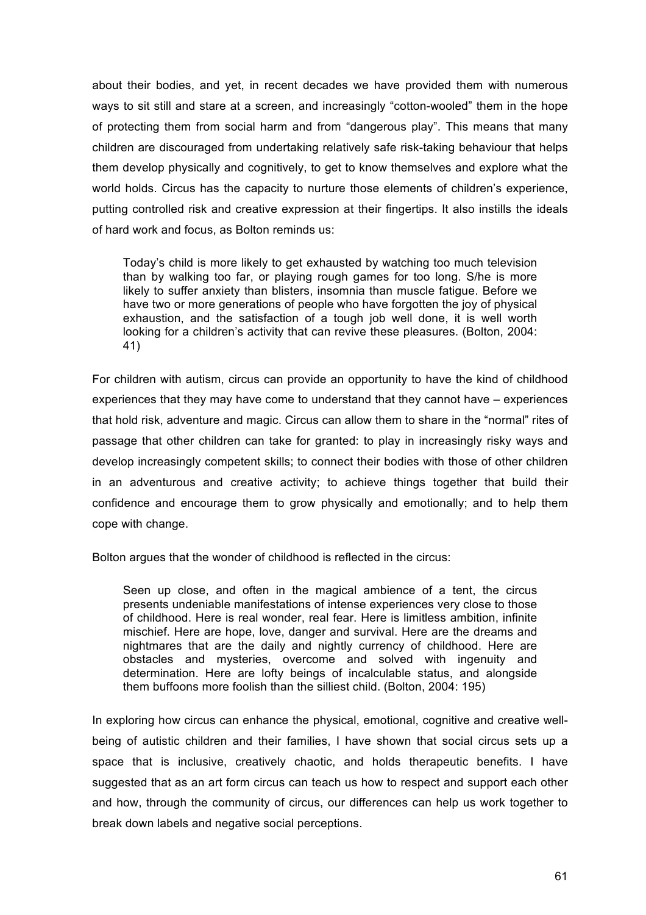about their bodies, and yet, in recent decades we have provided them with numerous ways to sit still and stare at a screen, and increasingly "cotton-wooled" them in the hope of protecting them from social harm and from "dangerous play". This means that many children are discouraged from undertaking relatively safe risk-taking behaviour that helps them develop physically and cognitively, to get to know themselves and explore what the world holds. Circus has the capacity to nurture those elements of children's experience, putting controlled risk and creative expression at their fingertips. It also instills the ideals of hard work and focus, as Bolton reminds us:

> Today's child is more likely to get exhausted by watching too much television than by walking too far, or playing rough games for too long. S/he is more likely to suffer anxiety than blisters, insomnia than muscle fatigue. Before we have two or more generations of people who have forgotten the joy of physical exhaustion, and the satisfaction of a tough job well done, it is well worth looking for a children's activity that can revive these pleasures. (Bolton, 2004: 41)

For children with autism, circus can provide an opportunity to have the kind of childhood experiences that they may have come to understand that they cannot have – experiences that hold risk, adventure and magic. Circus can allow them to share in the "normal" rites of passage that other children can take for granted: to play in increasingly risky ways and develop increasingly competent skills; to connect their bodies with those of other children in an adventurous and creative activity; to achieve things together that build their confidence and encourage them to grow physically and emotionally; and to help them cope with change.

Bolton argues that the wonder of childhood is reflected in the circus:

> Seen up close, and often in the magical ambience of a tent, the circus presents undeniable manifestations of intense experiences very close to those of childhood. Here is real wonder, real fear. Here is limitless ambition, infinite mischief. Here are hope, love, danger and survival. Here are the dreams and nightmares that are the daily and nightly currency of childhood. Here are obstacles and mysteries, overcome and solved with ingenuity and determination. Here are lofty beings of incalculable status, and alongside them buffoons more foolish than the silliest child. (Bolton, 2004: 195)

In exploring how circus can enhance the physical, emotional, cognitive and creative well-being of autistic children and their families, I have shown that social circus sets up a space that is inclusive, creatively chaotic, and holds therapeutic benefits. I have suggested that as an art form circus can teach us how to respect and support each other and how, through the community of circus, our differences can help us work together to break down labels and negative social perceptions.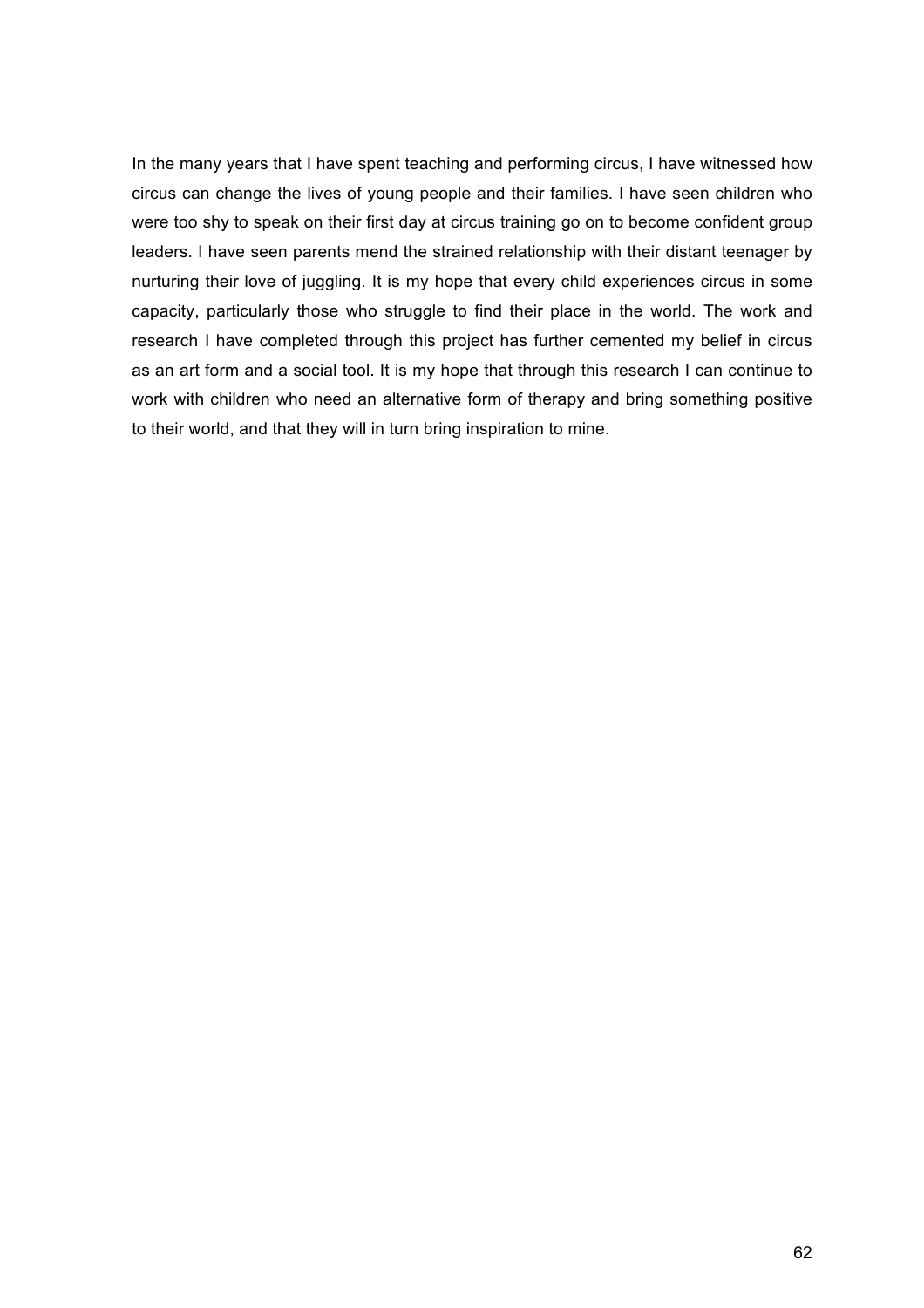In the many years that I have spent teaching and performing circus, I have witnessed how circus can change the lives of young people and their families. I have seen children who were too shy to speak on their first day at circus training go on to become confident group leaders. I have seen parents mend the strained relationship with their distant teenager by nurturing their love of juggling. It is my hope that every child experiences circus in some capacity, particularly those who struggle to find their place in the world. The work and research I have completed through this project has further cemented my belief in circus as an art form and a social tool. It is my hope that through this research I can continue to work with children who need an alternative form of therapy and bring something positive to their world, and that they will in turn bring inspiration to mine.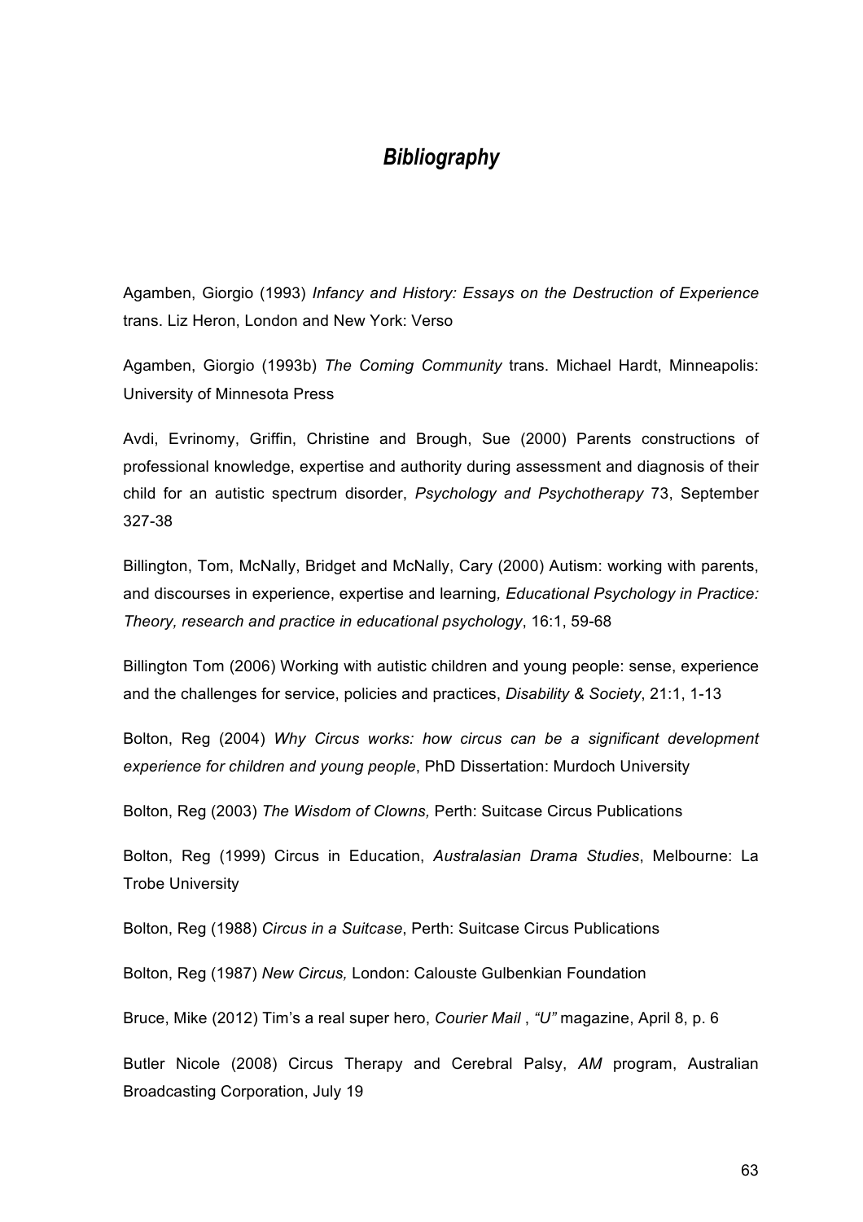# *Bibliography*

Agamben, Giorgio (1993) *Infancy and History: Essays on the Destruction of Experience* trans. Liz Heron, London and New York: Verso

Agamben, Giorgio (1993b) *The Coming Community* trans. Michael Hardt, Minneapolis: University of Minnesota Press

Avdi, Evrinomy, Griffin, Christine and Brough, Sue (2000) Parents constructions of professional knowledge, expertise and authority during assessment and diagnosis of their child for an autistic spectrum disorder, *Psychology and Psychotherapy* 73, September 327-38

Billington, Tom, McNally, Bridget and McNally, Cary (2000) Autism: working with parents, and discourses in experience, expertise and learning*, Educational Psychology in Practice: Theory, research and practice in educational psychology*, 16:1, 59-68

Billington Tom (2006) Working with autistic children and young people: sense, experience and the challenges for service, policies and practices, *Disability & Society*, 21:1, 1-13

Bolton, Reg (2004) *Why Circus works: how circus can be a significant development experience for children and young people*, PhD Dissertation: Murdoch University

Bolton, Reg (2003) *The Wisdom of Clowns,* Perth: Suitcase Circus Publications

Bolton, Reg (1999) Circus in Education, *Australasian Drama Studies*, Melbourne: La Trobe University

Bolton, Reg (1988) *Circus in a Suitcase*, Perth: Suitcase Circus Publications

Bolton, Reg (1987) *New Circus,* London: Calouste Gulbenkian Foundation

Bruce, Mike (2012) Tim's a real super hero, *Courier Mail* , *"U"* magazine, April 8, p. 6

Butler Nicole (2008) Circus Therapy and Cerebral Palsy, *AM* program, Australian Broadcasting Corporation, July 19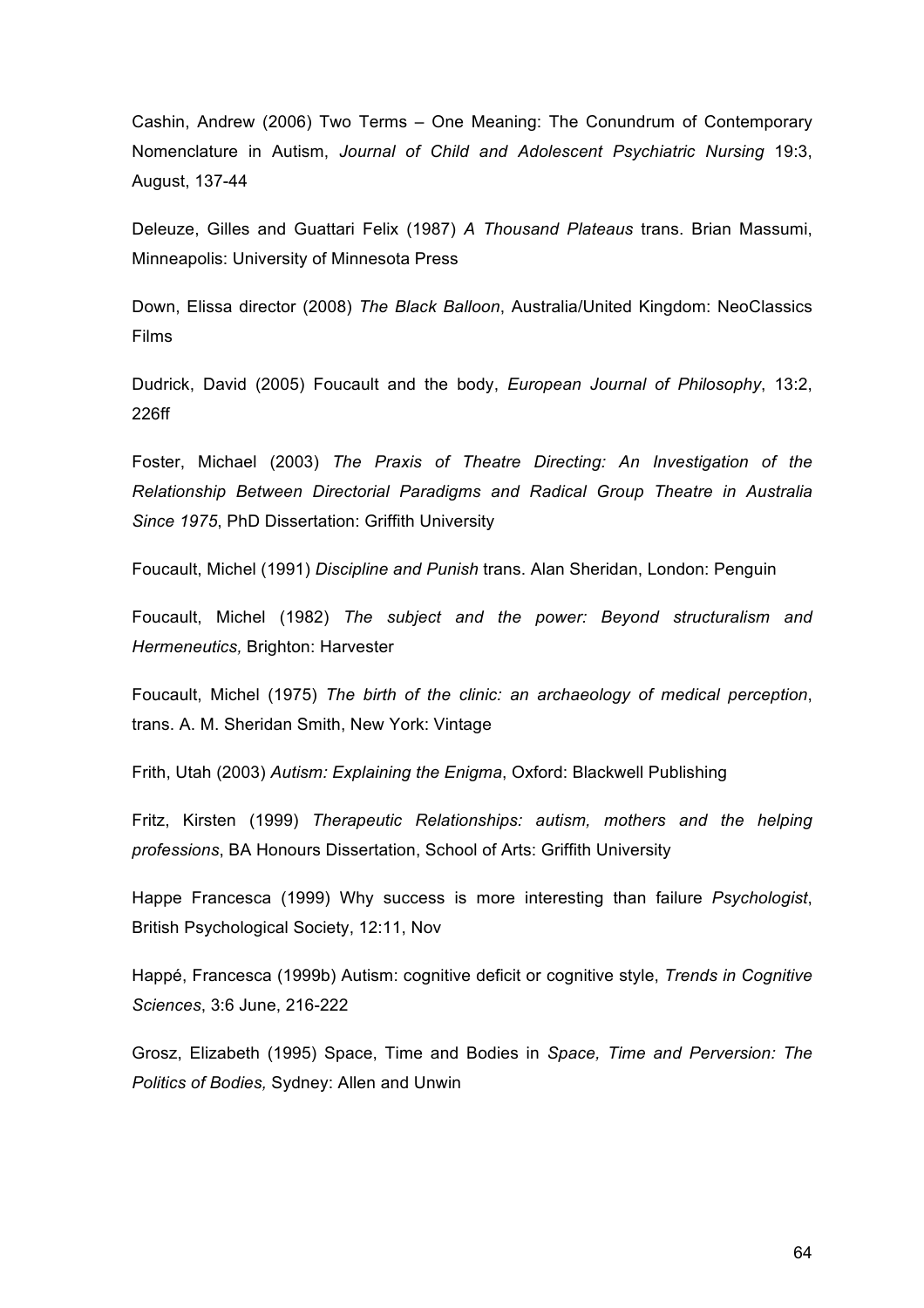Cashin, Andrew (2006) Two Terms – One Meaning: The Conundrum of Contemporary Nomenclature in Autism, *Journal of Child and Adolescent Psychiatric Nursing* 19:3, August, 137-44

Deleuze, Gilles and Guattari Felix (1987) *A Thousand Plateaus* trans. Brian Massumi, Minneapolis: University of Minnesota Press

Down, Elissa director (2008) *The Black Balloon*, Australia/United Kingdom: NeoClassics Films

Dudrick, David (2005) Foucault and the body, *European Journal of Philosophy*, 13:2, 226ff

Foster, Michael (2003) *The Praxis of Theatre Directing: An Investigation of the Relationship Between Directorial Paradigms and Radical Group Theatre in Australia Since 1975*, PhD Dissertation: Griffith University

Foucault, Michel (1991) *Discipline and Punish* trans. Alan Sheridan, London: Penguin

Foucault, Michel (1982) *The subject and the power: Beyond structuralism and Hermeneutics,* Brighton: Harvester

Foucault, Michel (1975) *The birth of the clinic: an archaeology of medical perception*, trans. A. M. Sheridan Smith, New York: Vintage

Frith, Utah (2003) *Autism: Explaining the Enigma*, Oxford: Blackwell Publishing

Fritz, Kirsten (1999) *Therapeutic Relationships: autism, mothers and the helping professions*, BA Honours Dissertation, School of Arts: Griffith University

Happe Francesca (1999) Why success is more interesting than failure *Psychologist*, British Psychological Society, 12:11, Nov

Happé, Francesca (1999b) Autism: cognitive deficit or cognitive style, *Trends in Cognitive Sciences*, 3:6 June, 216-222

Grosz, Elizabeth (1995) Space, Time and Bodies in *Space, Time and Perversion: The Politics of Bodies,* Sydney: Allen and Unwin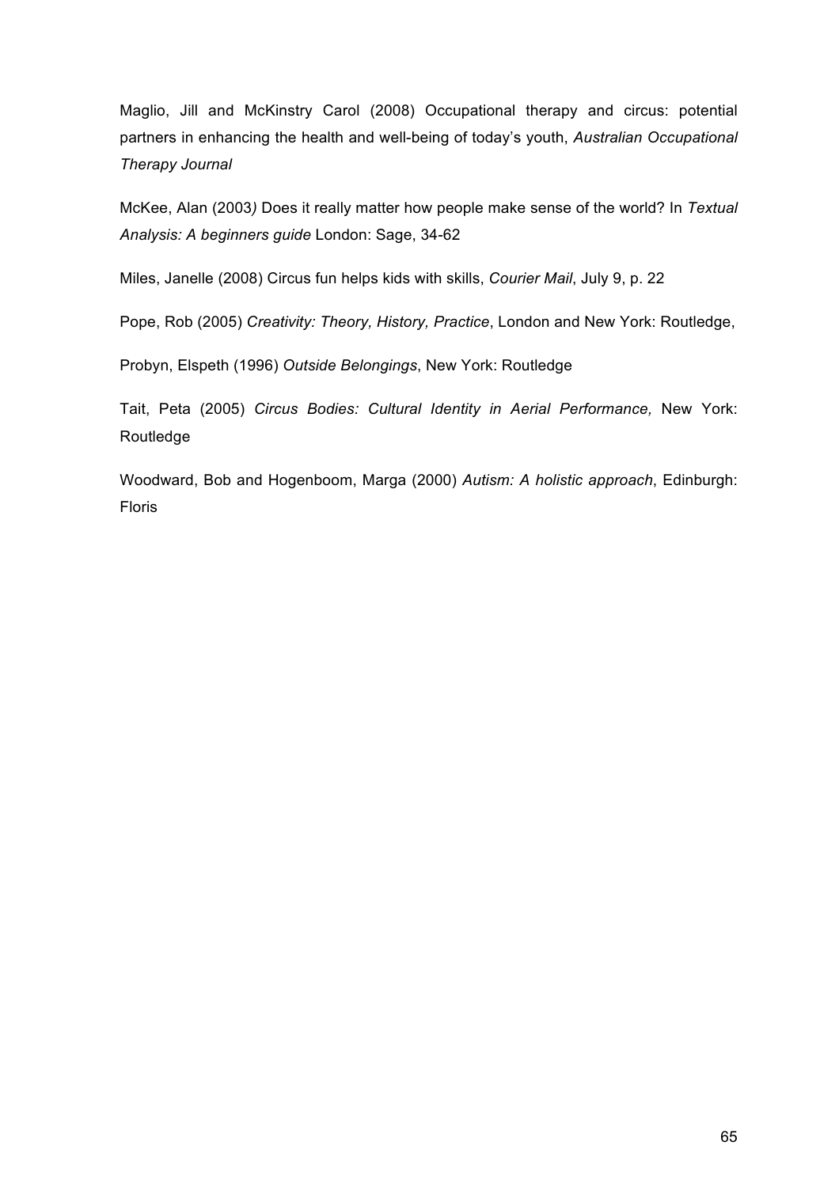Maglio, Jill and McKinstry Carol (2008) Occupational therapy and circus: potential partners in enhancing the health and well-being of today's youth, *Australian Occupational Therapy Journal*

McKee, Alan (2003) Does it really matter how people make sense of the world? In *Textual Analysis: A beginners guide* London: Sage, 34-62

Miles, Janelle (2008) Circus fun helps kids with skills, *Courier Mail*, July 9, p. 22

Pope, Rob (2005) *Creativity: Theory, History, Practice*, London and New York: Routledge,

Probyn, Elspeth (1996) *Outside Belongings*, New York: Routledge

Tait, Peta (2005) *Circus Bodies: Cultural Identity in Aerial Performance,* New York: Routledge

Woodward, Bob and Hogenboom, Marga (2000) *Autism: A holistic approach*, Edinburgh: Floris